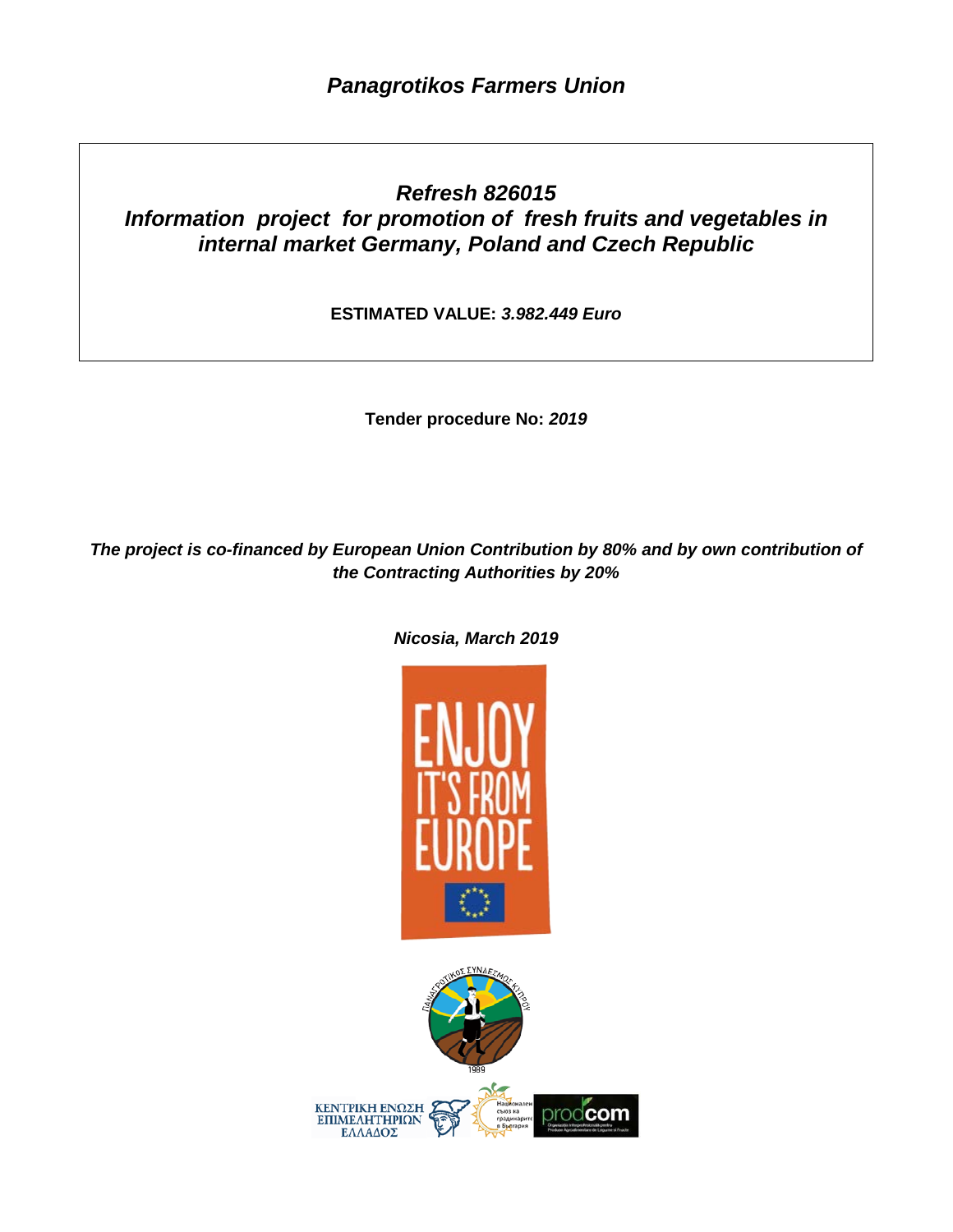*Panagrotikos Farmers Union*

# *Refresh 826015*

# *Information project for promotion of fresh fruits and vegetables in internal market Germany, Poland and Czech Republic*

**ESTIMATED VALUE:** ***3.982.449 Euro***

**Tender procedure No:** ***2019***

***The project is co-financed by European Union Contribution by 80% and by own contribution of the Contracting Authorities by 20%***

***Nicosia, March 2019***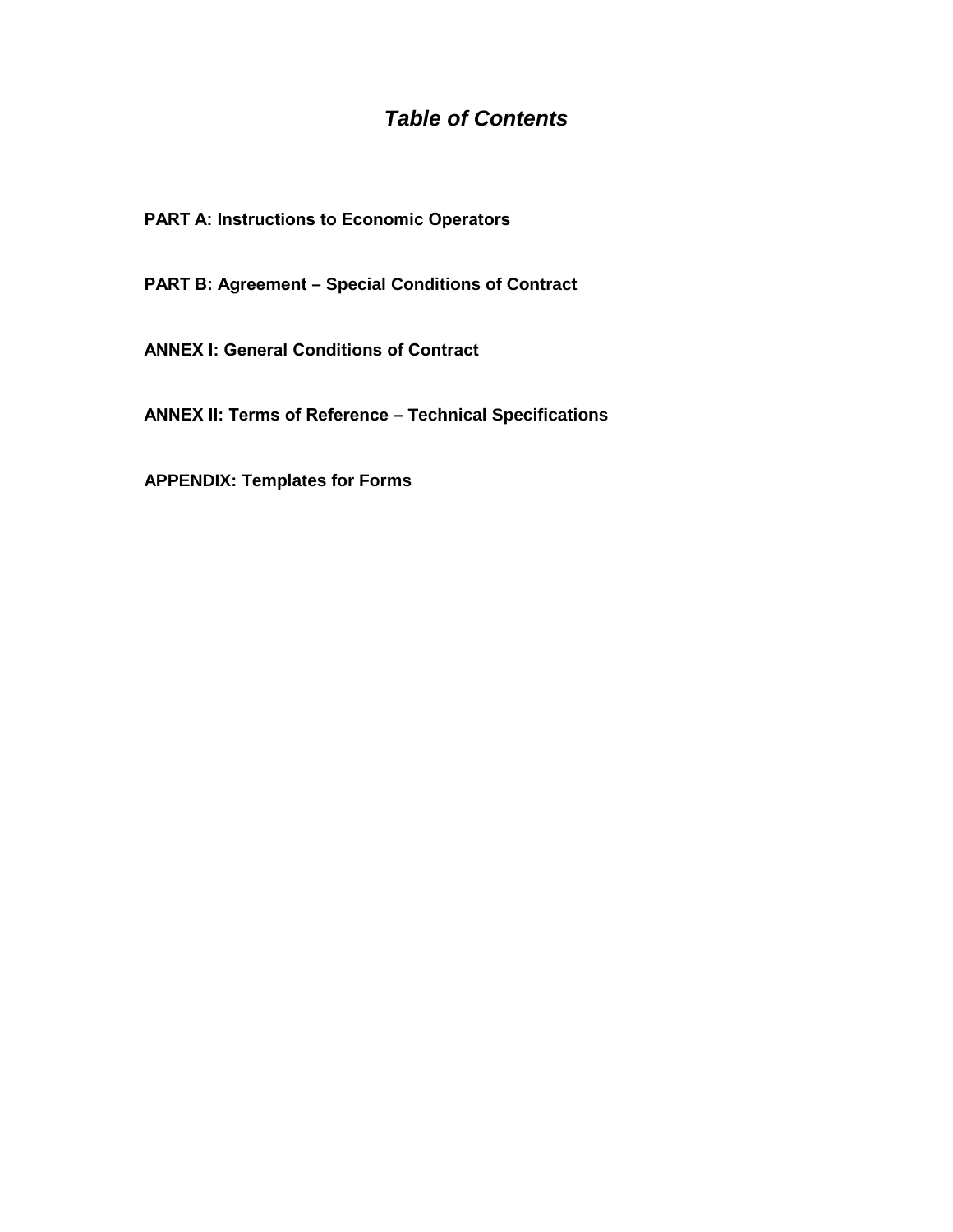# *Table of Contents*

**PART A: Instructions to Economic Operators**

**PART B: Agreement – Special Conditions of Contract**

**ANNEX I: General Conditions of Contract**

**ANNEX II: Terms of Reference – Technical Specifications**

**APPENDIX: Templates for Forms**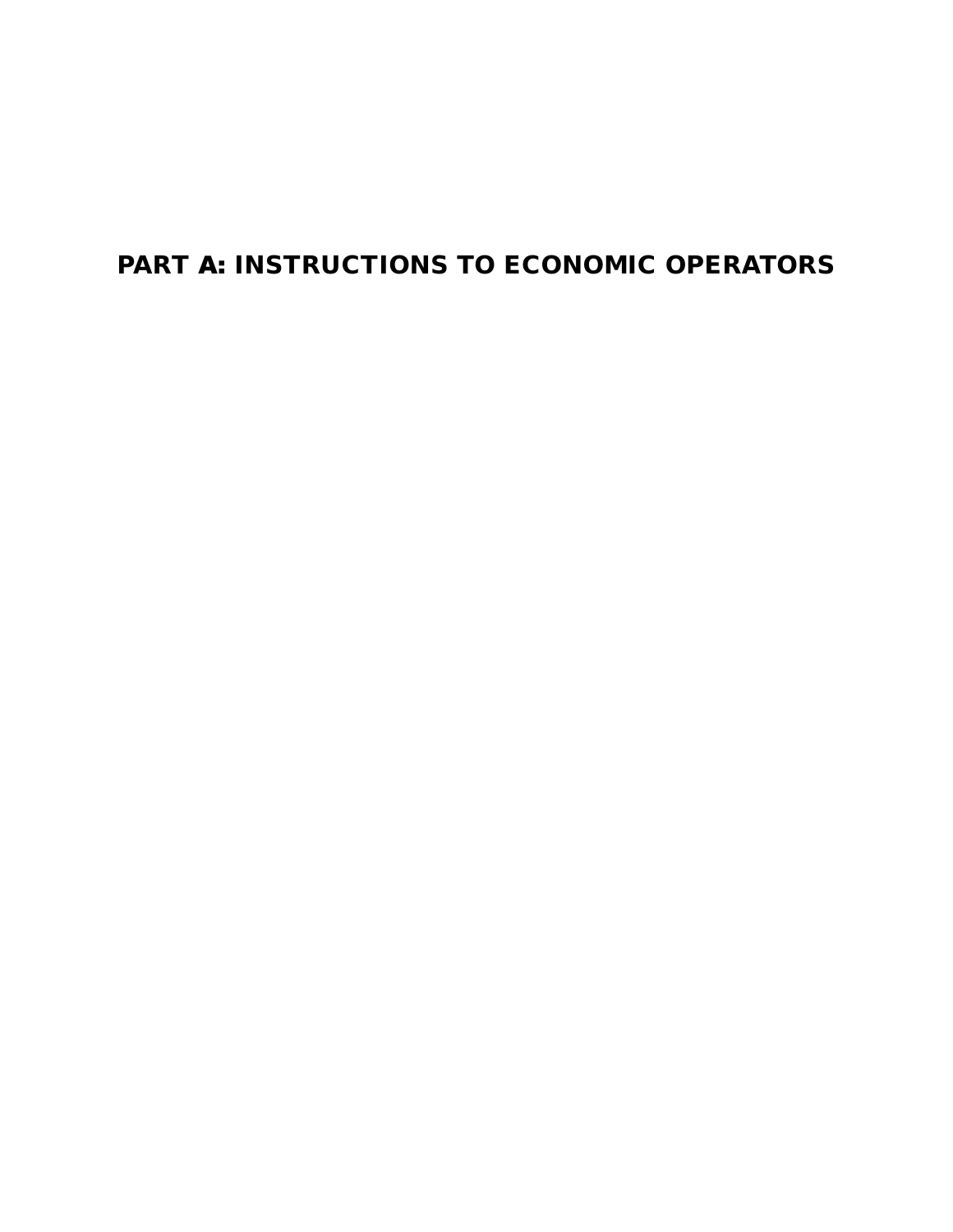# PART A: INSTRUCTIONS TO ECONOMIC OPERATORS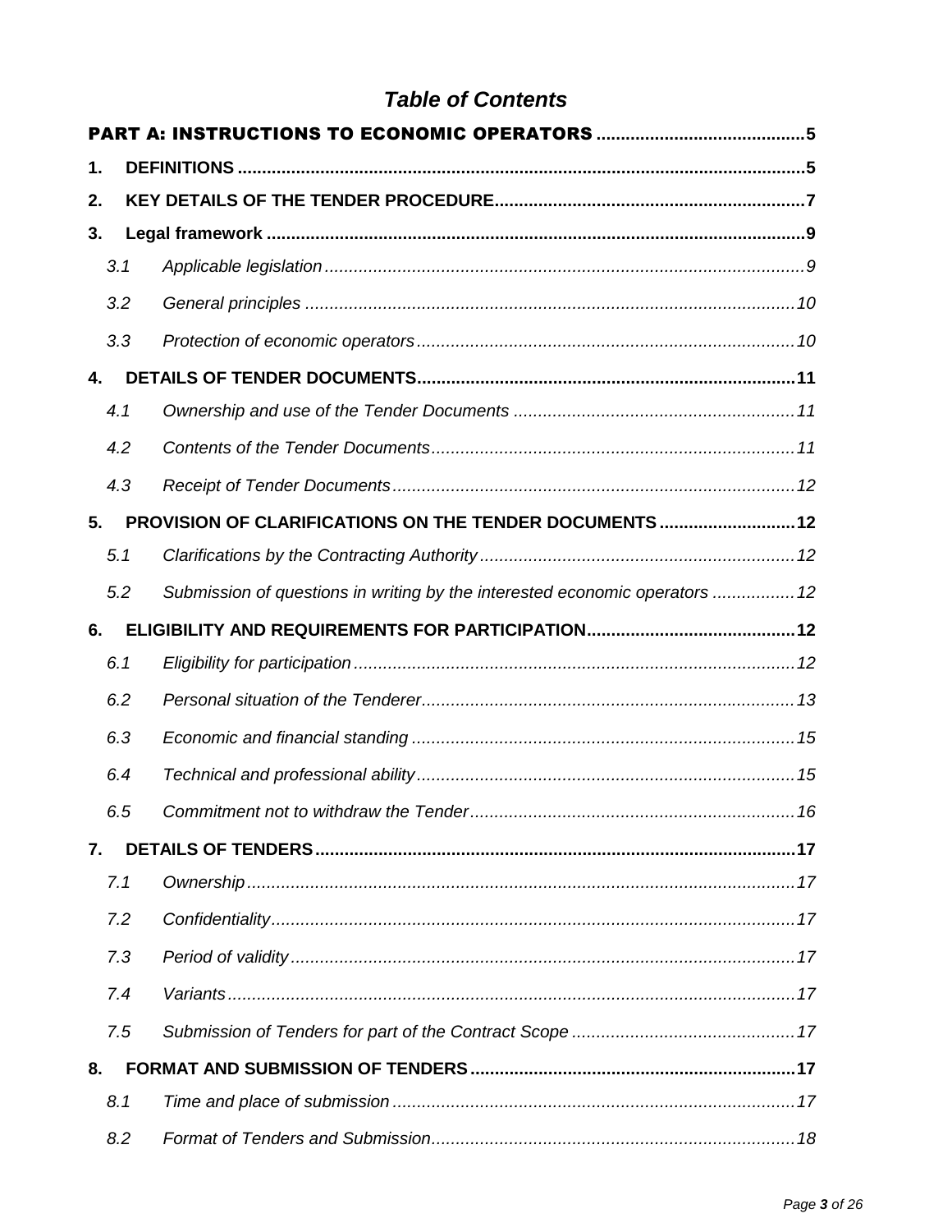# *Table of Contents*

**PART A: INSTRUCTIONS TO ECONOMIC OPERATORS** .......... 5

**1. DEFINITIONS** .......... 5

**2. KEY DETAILS OF THE TENDER PROCEDURE** .......... 7

**3. Legal framework** .......... 9

*3.1 Applicable legislation* .......... 9

*3.2 General principles* .......... 10

*3.3 Protection of economic operators* .......... 10

**4. DETAILS OF TENDER DOCUMENTS** .......... 11

*4.1 Ownership and use of the Tender Documents* .......... 11

*4.2 Contents of the Tender Documents* .......... 11

*4.3 Receipt of Tender Documents* .......... 12

**5. PROVISION OF CLARIFICATIONS ON THE TENDER DOCUMENTS** .......... 12

*5.1 Clarifications by the Contracting Authority* .......... 12

*5.2 Submission of questions in writing by the interested economic operators* .......... 12

**6. ELIGIBILITY AND REQUIREMENTS FOR PARTICIPATION** .......... 12

*6.1 Eligibility for participation* .......... 12

*6.2 Personal situation of the Tenderer* .......... 13

*6.3 Economic and financial standing* .......... 15

*6.4 Technical and professional ability* .......... 15

*6.5 Commitment not to withdraw the Tender* .......... 16

**7. DETAILS OF TENDERS** .......... 17

*7.1 Ownership* .......... 17

*7.2 Confidentiality* .......... 17

*7.3 Period of validity* .......... 17

*7.4 Variants* .......... 17

*7.5 Submission of Tenders for part of the Contract Scope* .......... 17

**8. FORMAT AND SUBMISSION OF TENDERS** .......... 17

*8.1 Time and place of submission* .......... 17

*8.2 Format of Tenders and Submission* .......... 18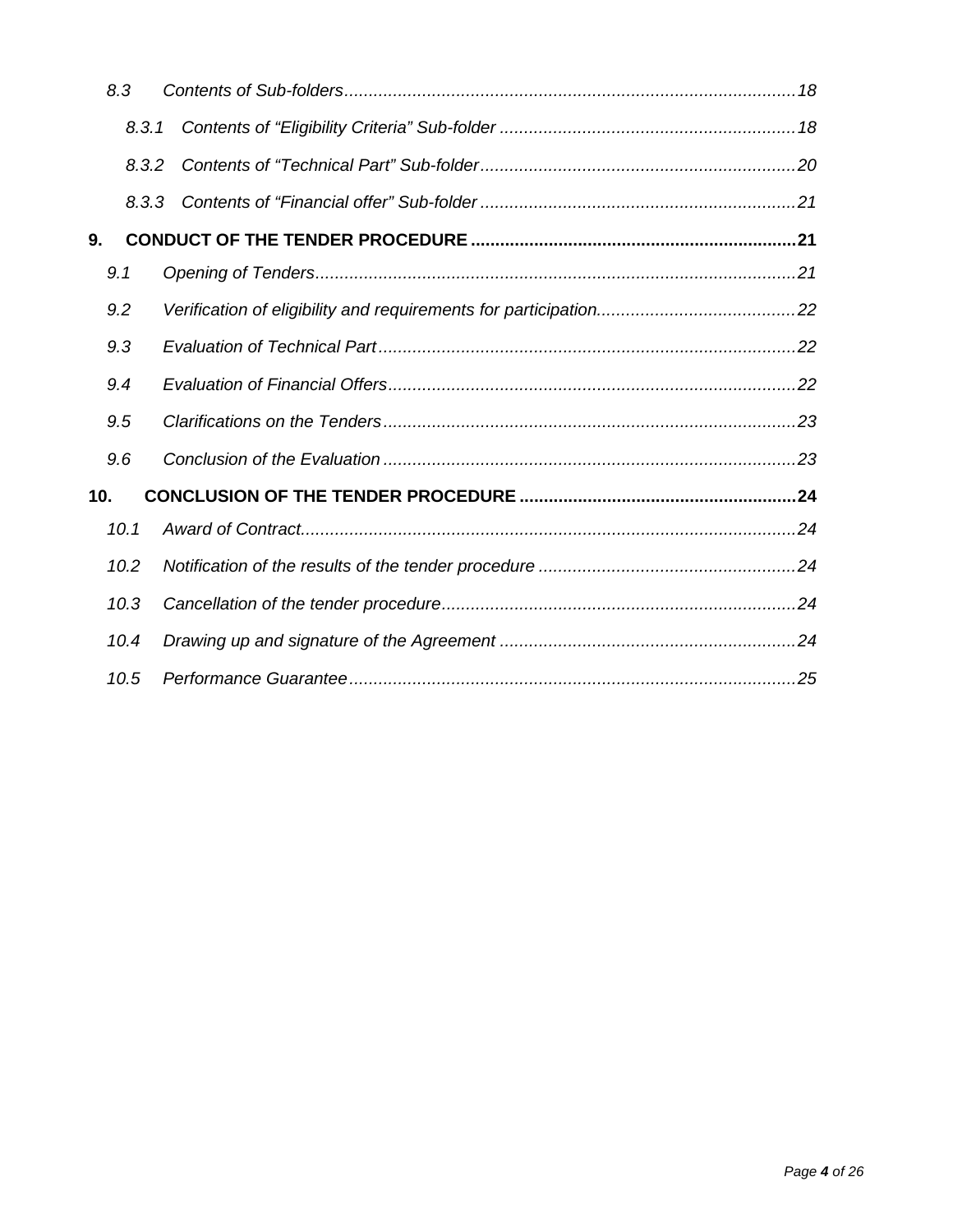*8.3 Contents of Sub-folders* ... *18*

*8.3.1 Contents of "Eligibility Criteria" Sub-folder* ... *18*

*8.3.2 Contents of "Technical Part" Sub-folder* ... *20*

*8.3.3 Contents of "Financial offer" Sub-folder* ... *21*

**9. CONDUCT OF THE TENDER PROCEDURE ... 21**

*9.1 Opening of Tenders* ... *21*

*9.2 Verification of eligibility and requirements for participation* ... *22*

*9.3 Evaluation of Technical Part* ... *22*

*9.4 Evaluation of Financial Offers* ... *22*

*9.5 Clarifications on the Tenders* ... *23*

*9.6 Conclusion of the Evaluation* ... *23*

**10. CONCLUSION OF THE TENDER PROCEDURE ... 24**

*10.1 Award of Contract* ... *24*

*10.2 Notification of the results of the tender procedure* ... *24*

*10.3 Cancellation of the tender procedure* ... *24*

*10.4 Drawing up and signature of the Agreement* ... *24*

*10.5 Performance Guarantee* ... *25*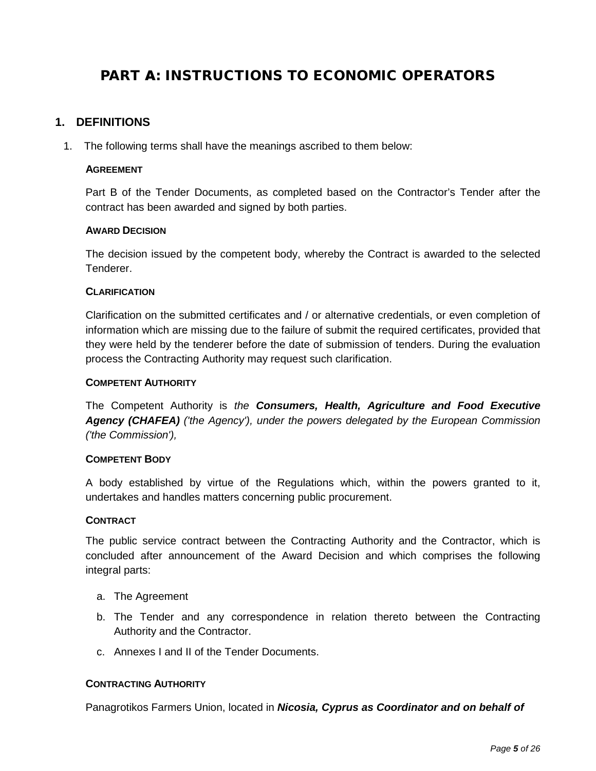# PART A: INSTRUCTIONS TO ECONOMIC OPERATORS

## 1. DEFINITIONS

1. The following terms shall have the meanings ascribed to them below:

**AGREEMENT**

Part B of the Tender Documents, as completed based on the Contractor's Tender after the contract has been awarded and signed by both parties.

**AWARD DECISION**

The decision issued by the competent body, whereby the Contract is awarded to the selected Tenderer.

**CLARIFICATION**

Clarification on the submitted certificates and / or alternative credentials, or even completion of information which are missing due to the failure of submit the required certificates, provided that they were held by the tenderer before the date of submission of tenders. During the evaluation process the Contracting Authority may request such clarification.

**COMPETENT AUTHORITY**

The Competent Authority is *the* ***Consumers, Health, Agriculture and Food Executive Agency (CHAFEA)*** *('the Agency'), under the powers delegated by the European Commission ('the Commission'),*

**COMPETENT BODY**

A body established by virtue of the Regulations which, within the powers granted to it, undertakes and handles matters concerning public procurement.

**CONTRACT**

The public service contract between the Contracting Authority and the Contractor, which is concluded after announcement of the Award Decision and which comprises the following integral parts:

a. The Agreement

b. The Tender and any correspondence in relation thereto between the Contracting Authority and the Contractor.

c. Annexes I and II of the Tender Documents.

**CONTRACTING AUTHORITY**

Panagrotikos Farmers Union, located in ***Nicosia, Cyprus as Coordinator and on behalf of***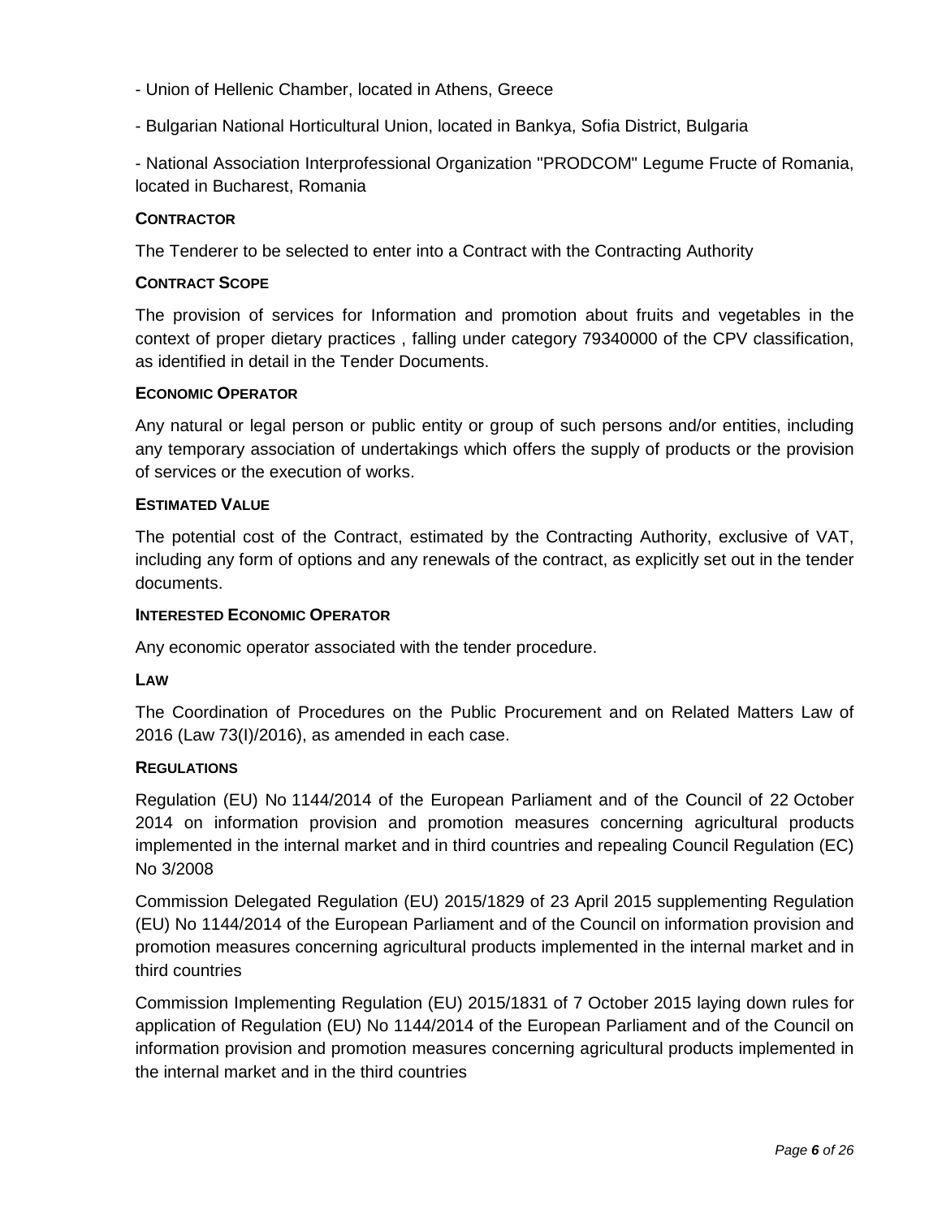- Union of Hellenic Chamber, located in Athens, Greece

- Bulgarian National Horticultural Union, located in Bankya, Sofia District, Bulgaria

- National Association Interprofessional Organization "PRODCOM" Legume Fructe of Romania, located in Bucharest, Romania

**CONTRACTOR**

The Tenderer to be selected to enter into a Contract with the Contracting Authority

**CONTRACT SCOPE**

The provision of services for Information and promotion about fruits and vegetables in the context of proper dietary practices , falling under category 79340000 of the CPV classification, as identified in detail in the Tender Documents.

**ECONOMIC OPERATOR**

Any natural or legal person or public entity or group of such persons and/or entities, including any temporary association of undertakings which offers the supply of products or the provision of services or the execution of works.

**ESTIMATED VALUE**

The potential cost of the Contract, estimated by the Contracting Authority, exclusive of VAT, including any form of options and any renewals of the contract, as explicitly set out in the tender documents.

**INTERESTED ECONOMIC OPERATOR**

Any economic operator associated with the tender procedure.

**LAW**

The Coordination of Procedures on the Public Procurement and on Related Matters Law of 2016 (Law 73(I)/2016), as amended in each case.

**REGULATIONS**

Regulation (EU) No 1144/2014 of the European Parliament and of the Council of 22 October 2014 on information provision and promotion measures concerning agricultural products implemented in the internal market and in third countries and repealing Council Regulation (EC) No 3/2008

Commission Delegated Regulation (EU) 2015/1829 of 23 April 2015 supplementing Regulation (EU) No 1144/2014 of the European Parliament and of the Council on information provision and promotion measures concerning agricultural products implemented in the internal market and in third countries

Commission Implementing Regulation (EU) 2015/1831 of 7 October 2015 laying down rules for application of Regulation (EU) No 1144/2014 of the European Parliament and of the Council on information provision and promotion measures concerning agricultural products implemented in the internal market and in the third countries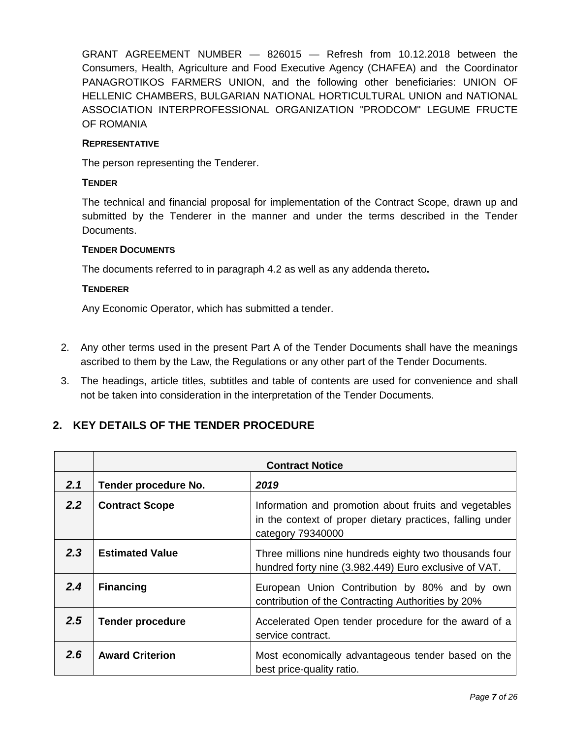GRANT AGREEMENT NUMBER — 826015 — Refresh from 10.12.2018 between the Consumers, Health, Agriculture and Food Executive Agency (CHAFEA) and the Coordinator PANAGROTIKOS FARMERS UNION, and the following other beneficiaries: UNION OF HELLENIC CHAMBERS, BULGARIAN NATIONAL HORTICULTURAL UNION and NATIONAL ASSOCIATION INTERPROFESSIONAL ORGANIZATION "PRODCOM" LEGUME FRUCTE OF ROMANIA

**REPRESENTATIVE**

The person representing the Tenderer.

**TENDER**

The technical and financial proposal for implementation of the Contract Scope, drawn up and submitted by the Tenderer in the manner and under the terms described in the Tender Documents.

**TENDER DOCUMENTS**

The documents referred to in paragraph 4.2 as well as any addenda thereto**.**

**TENDERER**

Any Economic Operator, which has submitted a tender.

2. Any other terms used in the present Part A of the Tender Documents shall have the meanings ascribed to them by the Law, the Regulations or any other part of the Tender Documents.
3. The headings, article titles, subtitles and table of contents are used for convenience and shall not be taken into consideration in the interpretation of the Tender Documents.

## 2. KEY DETAILS OF THE TENDER PROCEDURE

| | **Contract Notice** | |
|---|---|---|
| ***2.1*** | **Tender procedure No.** | ***2019*** |
| ***2.2*** | **Contract Scope** | Information and promotion about fruits and vegetables in the context of proper dietary practices, falling under category 79340000 |
| ***2.3*** | **Estimated Value** | Three millions nine hundreds eighty two thousands four hundred forty nine (3.982.449) Euro exclusive of VAT. |
| ***2.4*** | **Financing** | European Union Contribution by 80% and by own contribution of the Contracting Authorities by 20% |
| ***2.5*** | **Tender procedure** | Accelerated Open tender procedure for the award of a service contract. |
| ***2.6*** | **Award Criterion** | Most economically advantageous tender based on the best price-quality ratio. |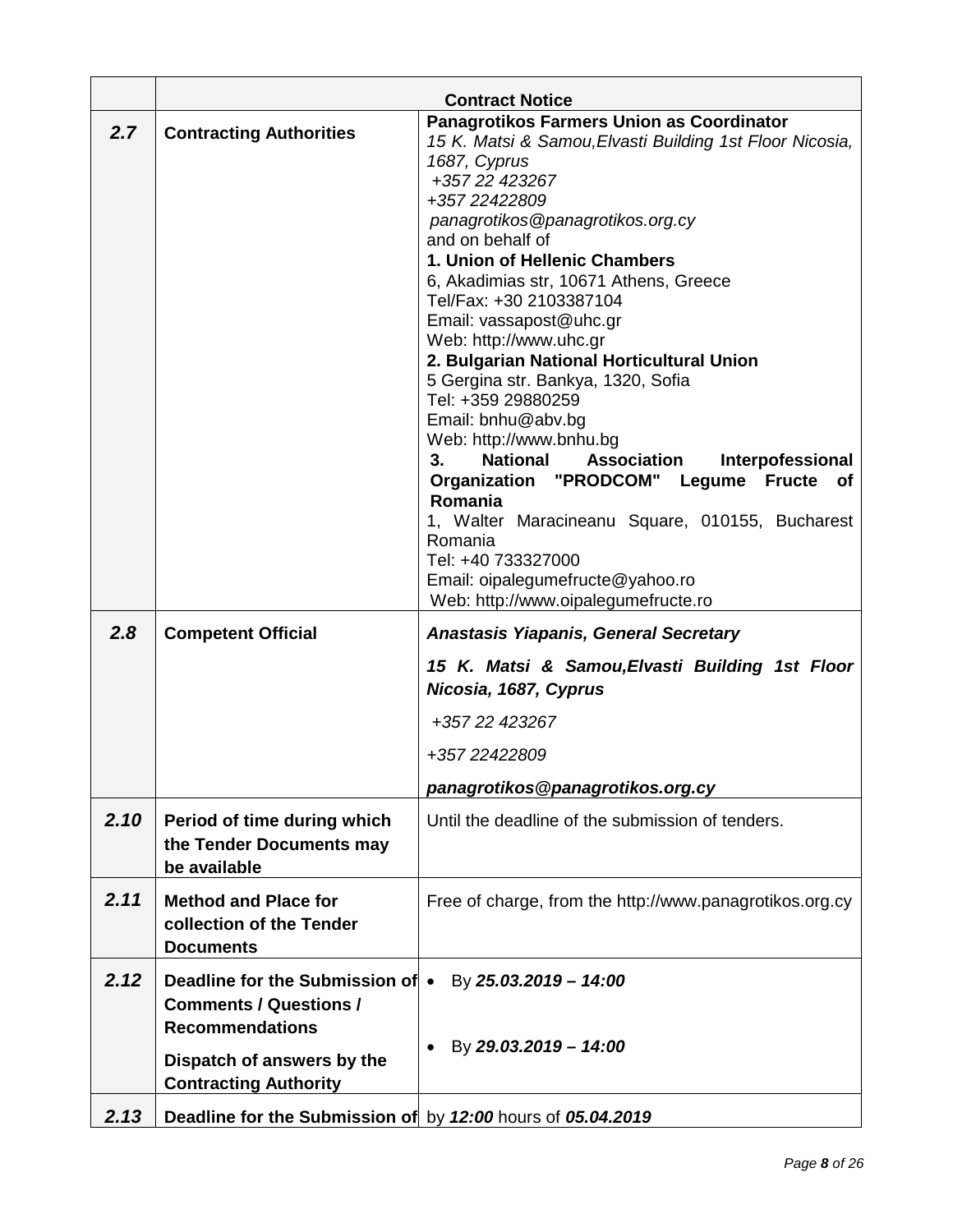| | Contract Notice | |
|---|---|---|
| ***2.7*** | **Contracting Authorities** | **Panagrotikos Farmers Union as Coordinator**<br>*15 K. Matsi & Samou,Elvasti Building 1st Floor Nicosia, 1687, Cyprus*<br>*+357 22 423267*<br>*+357 22422809*<br>*panagrotikos@panagrotikos.org.cy*<br>and on behalf of<br>**1. Union of Hellenic Chambers**<br>6, Akadimias str, 10671 Athens, Greece<br>Tel/Fax: +30 2103387104<br>Email: vassapost@uhc.gr<br>Web: http://www.uhc.gr<br>**2. Bulgarian National Horticultural Union**<br>5 Gergina str. Bankya, 1320, Sofia<br>Tel: +359 29880259<br>Email: bnhu@abv.bg<br>Web: http://www.bnhu.bg<br>**3. National Association Interpofessional Organization "PRODCOM" Legume Fructe of Romania**<br>1, Walter Maracineanu Square, 010155, Bucharest Romania<br>Tel: +40 733327000<br>Email: oipalegumefructe@yahoo.ro<br>Web: http://www.oipalegumefructe.ro |
| ***2.8*** | **Competent Official** | ***Anastasis Yiapanis, General Secretary***<br>***15 K. Matsi & Samou,Elvasti Building 1st Floor Nicosia, 1687, Cyprus***<br>*+357 22 423267*<br>*+357 22422809*<br>***panagrotikos@panagrotikos.org.cy*** |
| ***2.10*** | **Period of time during which the Tender Documents may be available** | Until the deadline of the submission of tenders. |
| ***2.11*** | **Method and Place for collection of the Tender Documents** | Free of charge, from the http://www.panagrotikos.org.cy |
| ***2.12*** | **Deadline for the Submission of Comments / Questions / Recommendations**<br>**Dispatch of answers by the Contracting Authority** | • By ***25.03.2019 – 14:00***<br>• By ***29.03.2019 – 14:00*** |
| ***2.13*** | **Deadline for the Submission of** | by ***12:00*** hours of ***05.04.2019*** |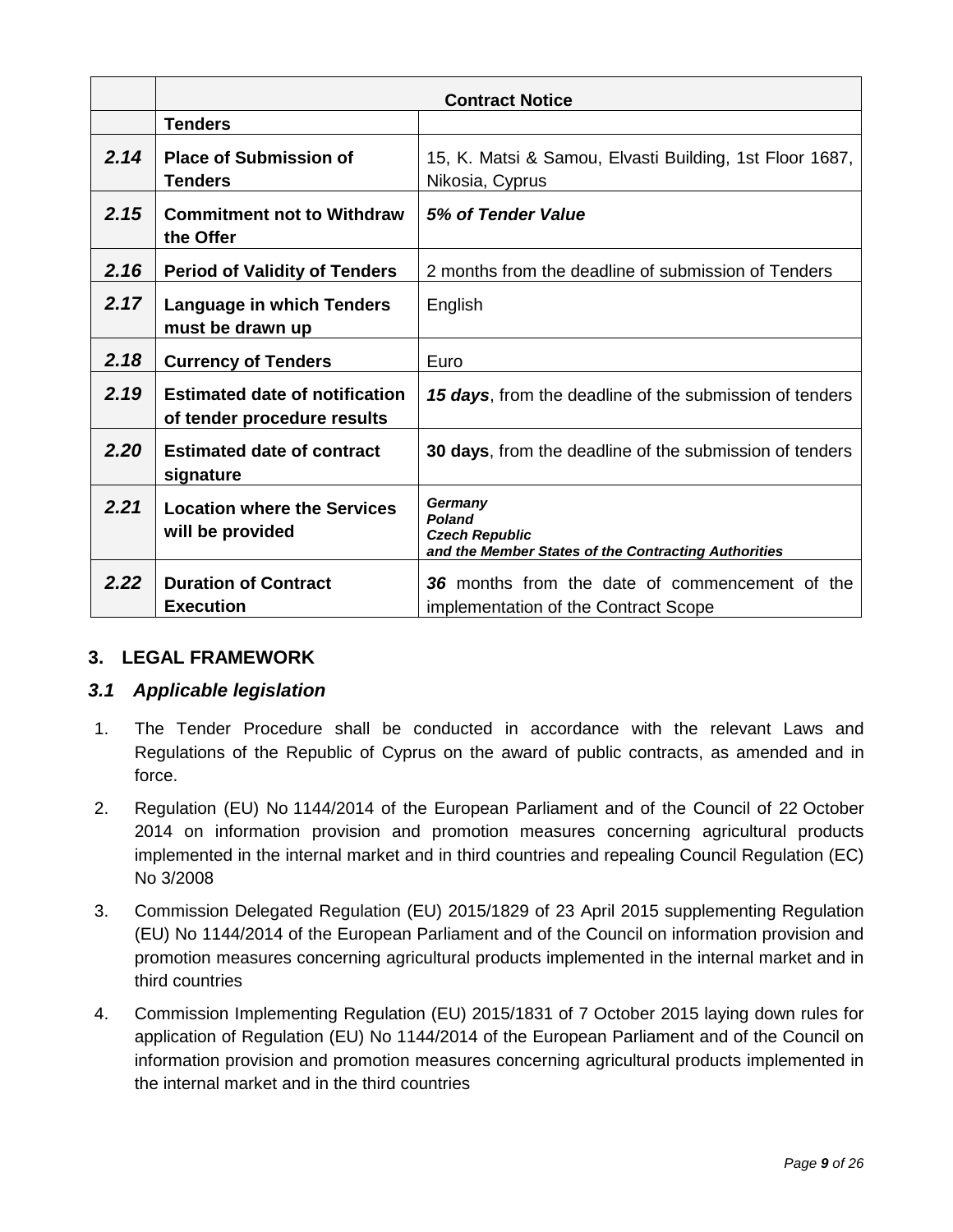| | Contract Notice | |
|---|---|---|
| | **Tenders** | |
| ***2.14*** | **Place of Submission of Tenders** | 15, K. Matsi & Samou, Elvasti Building, 1st Floor 1687, Nikosia, Cyprus |
| ***2.15*** | **Commitment not to Withdraw the Offer** | ***5% of Tender Value*** |
| ***2.16*** | **Period of Validity of Tenders** | 2 months from the deadline of submission of Tenders |
| ***2.17*** | **Language in which Tenders must be drawn up** | English |
| ***2.18*** | **Currency of Tenders** | Euro |
| ***2.19*** | **Estimated date of notification of tender procedure results** | ***15 days***, from the deadline of the submission of tenders |
| ***2.20*** | **Estimated date of contract signature** | **30 days**, from the deadline of the submission of tenders |
| ***2.21*** | **Location where the Services will be provided** | ***Germany***<br>***Poland***<br>***Czech Republic***<br>***and the Member States of the Contracting Authorities*** |
| ***2.22*** | **Duration of Contract Execution** | ***36*** months from the date of commencement of the implementation of the Contract Scope |

## 3. LEGAL FRAMEWORK

### *3.1 Applicable legislation*

1. The Tender Procedure shall be conducted in accordance with the relevant Laws and Regulations of the Republic of Cyprus on the award of public contracts, as amended and in force.
2. Regulation (EU) No 1144/2014 of the European Parliament and of the Council of 22 October 2014 on information provision and promotion measures concerning agricultural products implemented in the internal market and in third countries and repealing Council Regulation (EC) No 3/2008
3. Commission Delegated Regulation (EU) 2015/1829 of 23 April 2015 supplementing Regulation (EU) No 1144/2014 of the European Parliament and of the Council on information provision and promotion measures concerning agricultural products implemented in the internal market and in third countries
4. Commission Implementing Regulation (EU) 2015/1831 of 7 October 2015 laying down rules for application of Regulation (EU) No 1144/2014 of the European Parliament and of the Council on information provision and promotion measures concerning agricultural products implemented in the internal market and in the third countries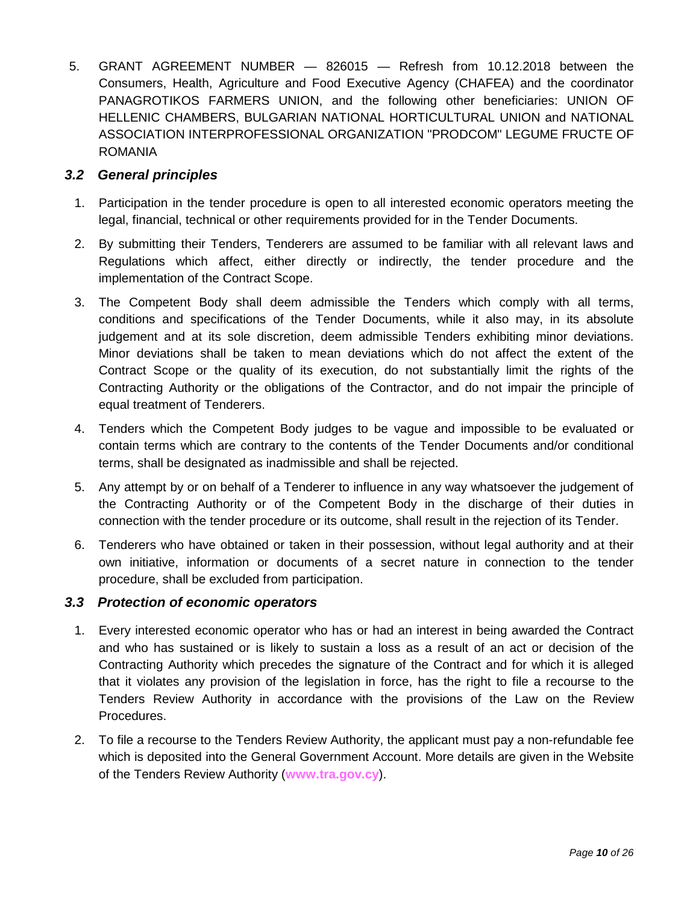5. GRANT AGREEMENT NUMBER — 826015 — Refresh from 10.12.2018 between the Consumers, Health, Agriculture and Food Executive Agency (CHAFEA) and the coordinator PANAGROTIKOS FARMERS UNION, and the following other beneficiaries: UNION OF HELLENIC CHAMBERS, BULGARIAN NATIONAL HORTICULTURAL UNION and NATIONAL ASSOCIATION INTERPROFESSIONAL ORGANIZATION "PRODCOM" LEGUME FRUCTE OF ROMANIA

### *3.2 General principles*

1. Participation in the tender procedure is open to all interested economic operators meeting the legal, financial, technical or other requirements provided for in the Tender Documents.
2. By submitting their Tenders, Tenderers are assumed to be familiar with all relevant laws and Regulations which affect, either directly or indirectly, the tender procedure and the implementation of the Contract Scope.
3. The Competent Body shall deem admissible the Tenders which comply with all terms, conditions and specifications of the Tender Documents, while it also may, in its absolute judgement and at its sole discretion, deem admissible Tenders exhibiting minor deviations. Minor deviations shall be taken to mean deviations which do not affect the extent of the Contract Scope or the quality of its execution, do not substantially limit the rights of the Contracting Authority or the obligations of the Contractor, and do not impair the principle of equal treatment of Tenderers.
4. Tenders which the Competent Body judges to be vague and impossible to be evaluated or contain terms which are contrary to the contents of the Tender Documents and/or conditional terms, shall be designated as inadmissible and shall be rejected.
5. Any attempt by or on behalf of a Tenderer to influence in any way whatsoever the judgement of the Contracting Authority or of the Competent Body in the discharge of their duties in connection with the tender procedure or its outcome, shall result in the rejection of its Tender.
6. Tenderers who have obtained or taken in their possession, without legal authority and at their own initiative, information or documents of a secret nature in connection to the tender procedure, shall be excluded from participation.

### *3.3 Protection of economic operators*

1. Every interested economic operator who has or had an interest in being awarded the Contract and who has sustained or is likely to sustain a loss as a result of an act or decision of the Contracting Authority which precedes the signature of the Contract and for which it is alleged that it violates any provision of the legislation in force, has the right to file a recourse to the Tenders Review Authority in accordance with the provisions of the Law on the Review Procedures.
2. To file a recourse to the Tenders Review Authority, the applicant must pay a non-refundable fee which is deposited into the General Government Account. More details are given in the Website of the Tenders Review Authority (**www.tra.gov.cy**).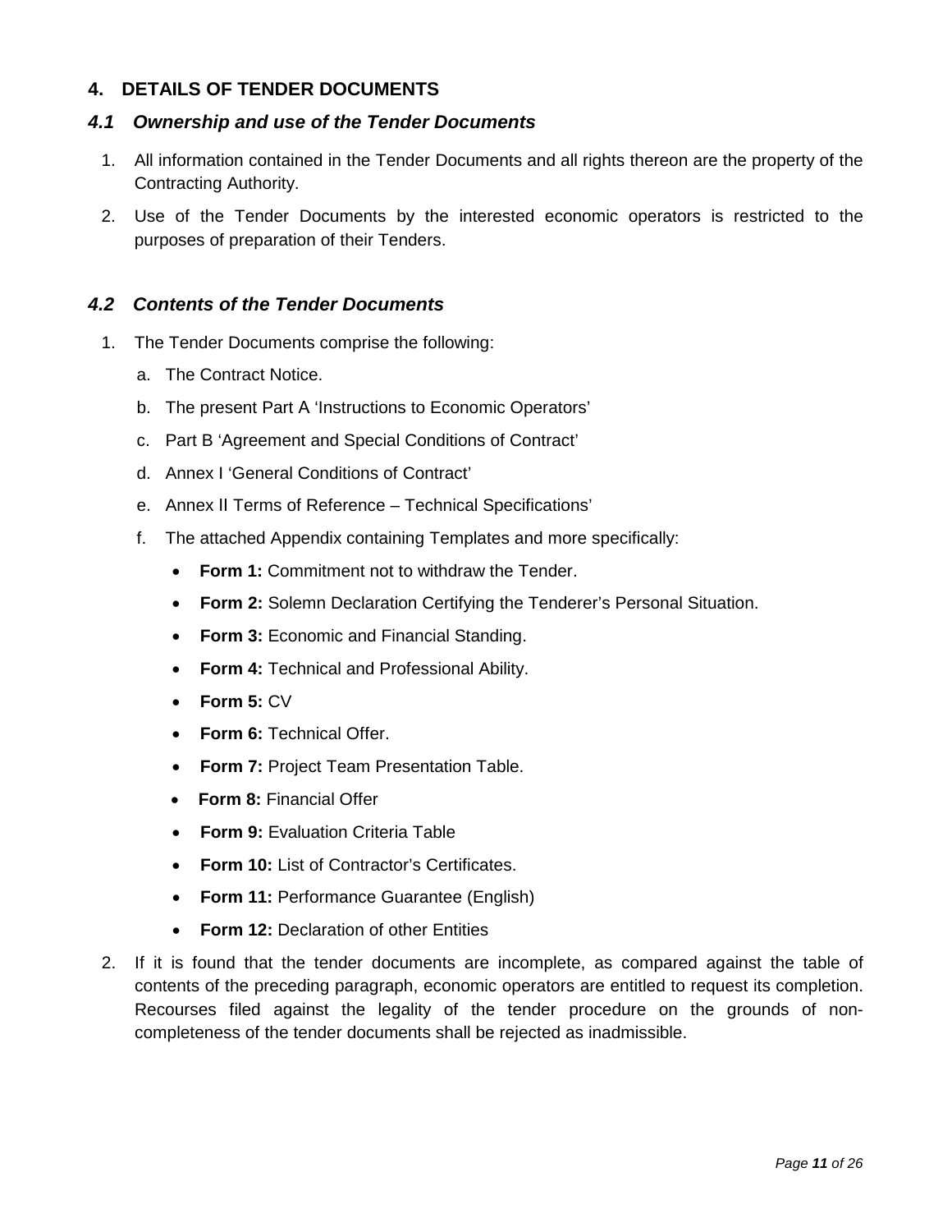## 4. DETAILS OF TENDER DOCUMENTS

### *4.1 Ownership and use of the Tender Documents*

1. All information contained in the Tender Documents and all rights thereon are the property of the Contracting Authority.
2. Use of the Tender Documents by the interested economic operators is restricted to the purposes of preparation of their Tenders.

### *4.2 Contents of the Tender Documents*

1. The Tender Documents comprise the following:
   a. The Contract Notice.
   b. The present Part A 'Instructions to Economic Operators'
   c. Part B 'Agreement and Special Conditions of Contract'
   d. Annex I 'General Conditions of Contract'
   e. Annex II Terms of Reference – Technical Specifications'
   f. The attached Appendix containing Templates and more specifically:
      - **Form 1:** Commitment not to withdraw the Tender.
      - **Form 2:** Solemn Declaration Certifying the Tenderer's Personal Situation.
      - **Form 3:** Economic and Financial Standing.
      - **Form 4:** Technical and Professional Ability.
      - **Form 5:** CV
      - **Form 6:** Technical Offer.
      - **Form 7:** Project Team Presentation Table.
      - **Form 8:** Financial Offer
      - **Form 9:** Evaluation Criteria Table
      - **Form 10:** List of Contractor's Certificates.
      - **Form 11:** Performance Guarantee (English)
      - **Form 12:** Declaration of other Entities
2. If it is found that the tender documents are incomplete, as compared against the table of contents of the preceding paragraph, economic operators are entitled to request its completion. Recourses filed against the legality of the tender procedure on the grounds of non-completeness of the tender documents shall be rejected as inadmissible.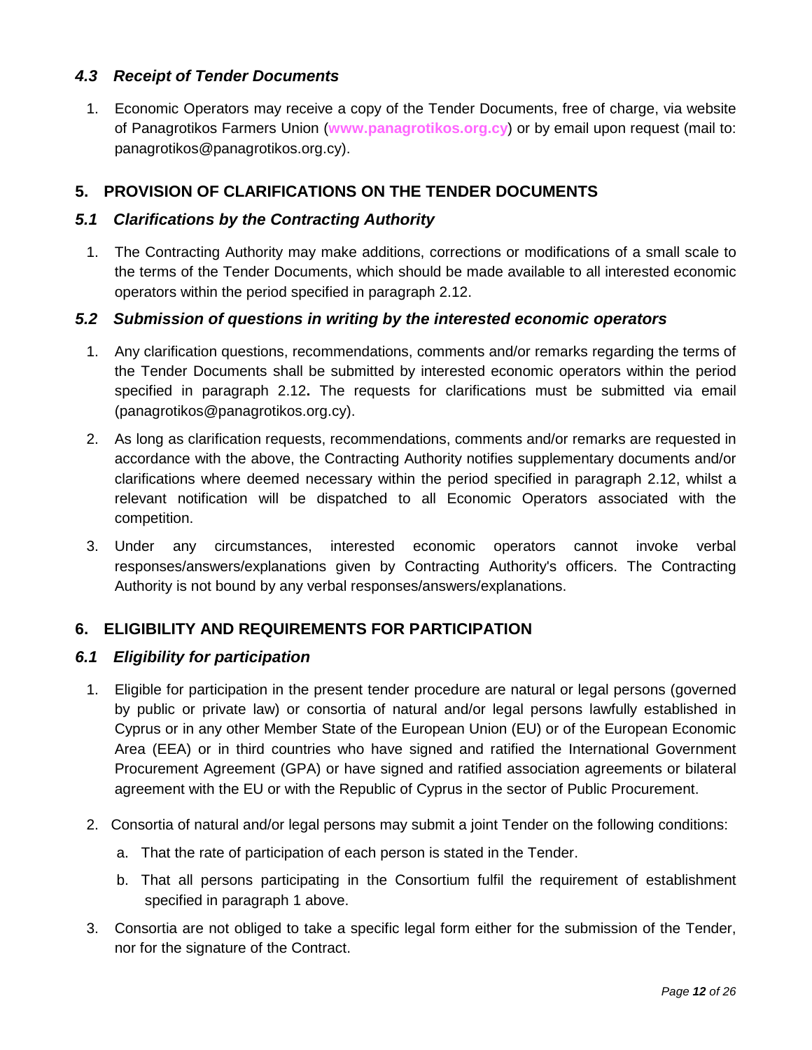### *4.3 Receipt of Tender Documents*

1. Economic Operators may receive a copy of the Tender Documents, free of charge, via website of Panagrotikos Farmers Union (**www.panagrotikos.org.cy**) or by email upon request (mail to: panagrotikos@panagrotikos.org.cy).

## 5. PROVISION OF CLARIFICATIONS ON THE TENDER DOCUMENTS

### *5.1 Clarifications by the Contracting Authority*

1. The Contracting Authority may make additions, corrections or modifications of a small scale to the terms of the Tender Documents, which should be made available to all interested economic operators within the period specified in paragraph 2.12.

### *5.2 Submission of questions in writing by the interested economic operators*

1. Any clarification questions, recommendations, comments and/or remarks regarding the terms of the Tender Documents shall be submitted by interested economic operators within the period specified in paragraph 2.12**.** The requests for clarifications must be submitted via email (panagrotikos@panagrotikos.org.cy).
2. As long as clarification requests, recommendations, comments and/or remarks are requested in accordance with the above, the Contracting Authority notifies supplementary documents and/or clarifications where deemed necessary within the period specified in paragraph 2.12, whilst a relevant notification will be dispatched to all Economic Operators associated with the competition.
3. Under any circumstances, interested economic operators cannot invoke verbal responses/answers/explanations given by Contracting Authority's officers. The Contracting Authority is not bound by any verbal responses/answers/explanations.

## 6. ELIGIBILITY AND REQUIREMENTS FOR PARTICIPATION

### *6.1 Eligibility for participation*

1. Eligible for participation in the present tender procedure are natural or legal persons (governed by public or private law) or consortia of natural and/or legal persons lawfully established in Cyprus or in any other Member State of the European Union (EU) or of the European Economic Area (EEA) or in third countries who have signed and ratified the International Government Procurement Agreement (GPA) or have signed and ratified association agreements or bilateral agreement with the EU or with the Republic of Cyprus in the sector of Public Procurement.
2. Consortia of natural and/or legal persons may submit a joint Tender on the following conditions:
   a. That the rate of participation of each person is stated in the Tender.
   b. That all persons participating in the Consortium fulfil the requirement of establishment specified in paragraph 1 above.
3. Consortia are not obliged to take a specific legal form either for the submission of the Tender, nor for the signature of the Contract.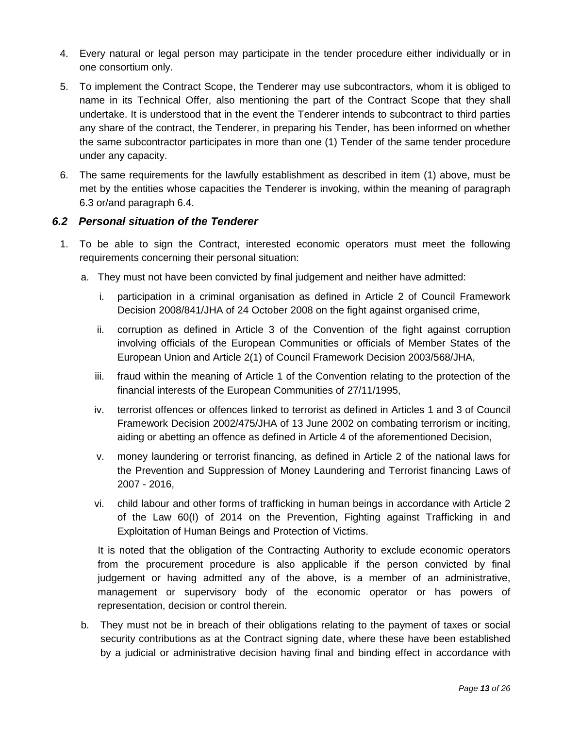4. Every natural or legal person may participate in the tender procedure either individually or in one consortium only.

5. To implement the Contract Scope, the Tenderer may use subcontractors, whom it is obliged to name in its Technical Offer, also mentioning the part of the Contract Scope that they shall undertake. It is understood that in the event the Tenderer intends to subcontract to third parties any share of the contract, the Tenderer, in preparing his Tender, has been informed on whether the same subcontractor participates in more than one (1) Tender of the same tender procedure under any capacity.

6. The same requirements for the lawfully establishment as described in item (1) above, must be met by the entities whose capacities the Tenderer is invoking, within the meaning of paragraph 6.3 or/and paragraph 6.4.

### *6.2 Personal situation of the Tenderer*

1. To be able to sign the Contract, interested economic operators must meet the following requirements concerning their personal situation:

   a. They must not have been convicted by final judgement and neither have admitted:

      i. participation in a criminal organisation as defined in Article 2 of Council Framework Decision 2008/841/JHA of 24 October 2008 on the fight against organised crime,

      ii. corruption as defined in Article 3 of the Convention of the fight against corruption involving officials of the European Communities or officials of Member States of the European Union and Article 2(1) of Council Framework Decision 2003/568/JHA,

      iii. fraud within the meaning of Article 1 of the Convention relating to the protection of the financial interests of the European Communities of 27/11/1995,

      iv. terrorist offences or offences linked to terrorist as defined in Articles 1 and 3 of Council Framework Decision 2002/475/JHA of 13 June 2002 on combating terrorism or inciting, aiding or abetting an offence as defined in Article 4 of the aforementioned Decision,

      v. money laundering or terrorist financing, as defined in Article 2 of the national laws for the Prevention and Suppression of Money Laundering and Terrorist financing Laws of 2007 - 2016,

      vi. child labour and other forms of trafficking in human beings in accordance with Article 2 of the Law 60(I) of 2014 on the Prevention, Fighting against Trafficking in and Exploitation of Human Beings and Protection of Victims.

   It is noted that the obligation of the Contracting Authority to exclude economic operators from the procurement procedure is also applicable if the person convicted by final judgement or having admitted any of the above, is a member of an administrative, management or supervisory body of the economic operator or has powers of representation, decision or control therein.

   b. They must not be in breach of their obligations relating to the payment of taxes or social security contributions as at the Contract signing date, where these have been established by a judicial or administrative decision having final and binding effect in accordance with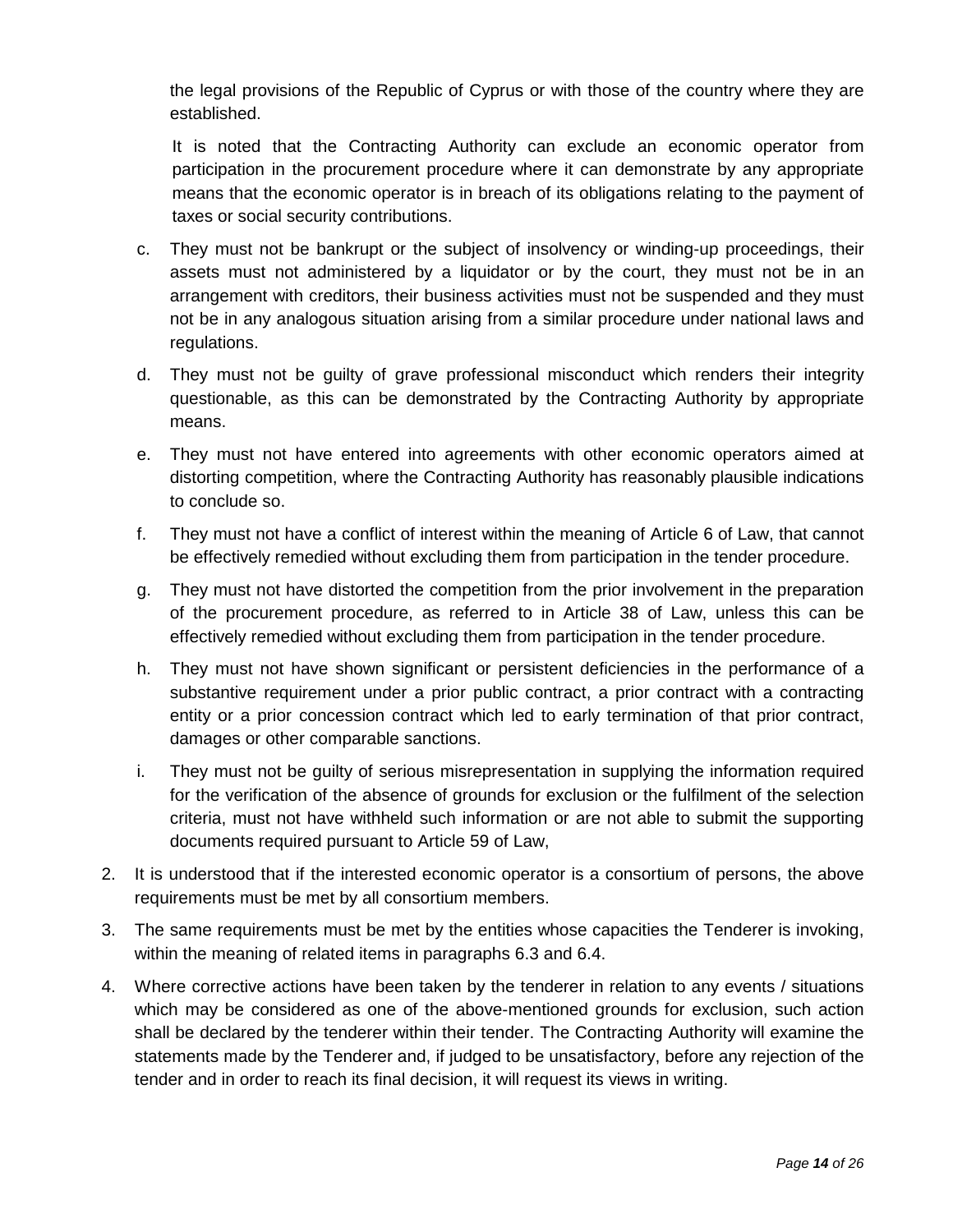the legal provisions of the Republic of Cyprus or with those of the country where they are established.

It is noted that the Contracting Authority can exclude an economic operator from participation in the procurement procedure where it can demonstrate by any appropriate means that the economic operator is in breach of its obligations relating to the payment of taxes or social security contributions.

c. They must not be bankrupt or the subject of insolvency or winding-up proceedings, their assets must not administered by a liquidator or by the court, they must not be in an arrangement with creditors, their business activities must not be suspended and they must not be in any analogous situation arising from a similar procedure under national laws and regulations.

d. They must not be guilty of grave professional misconduct which renders their integrity questionable, as this can be demonstrated by the Contracting Authority by appropriate means.

e. They must not have entered into agreements with other economic operators aimed at distorting competition, where the Contracting Authority has reasonably plausible indications to conclude so.

f. They must not have a conflict of interest within the meaning of Article 6 of Law, that cannot be effectively remedied without excluding them from participation in the tender procedure.

g. They must not have distorted the competition from the prior involvement in the preparation of the procurement procedure, as referred to in Article 38 of Law, unless this can be effectively remedied without excluding them from participation in the tender procedure.

h. They must not have shown significant or persistent deficiencies in the performance of a substantive requirement under a prior public contract, a prior contract with a contracting entity or a prior concession contract which led to early termination of that prior contract, damages or other comparable sanctions.

i. They must not be guilty of serious misrepresentation in supplying the information required for the verification of the absence of grounds for exclusion or the fulfilment of the selection criteria, must not have withheld such information or are not able to submit the supporting documents required pursuant to Article 59 of Law,

2. It is understood that if the interested economic operator is a consortium of persons, the above requirements must be met by all consortium members.

3. The same requirements must be met by the entities whose capacities the Tenderer is invoking, within the meaning of related items in paragraphs 6.3 and 6.4.

4. Where corrective actions have been taken by the tenderer in relation to any events / situations which may be considered as one of the above-mentioned grounds for exclusion, such action shall be declared by the tenderer within their tender. The Contracting Authority will examine the statements made by the Tenderer and, if judged to be unsatisfactory, before any rejection of the tender and in order to reach its final decision, it will request its views in writing.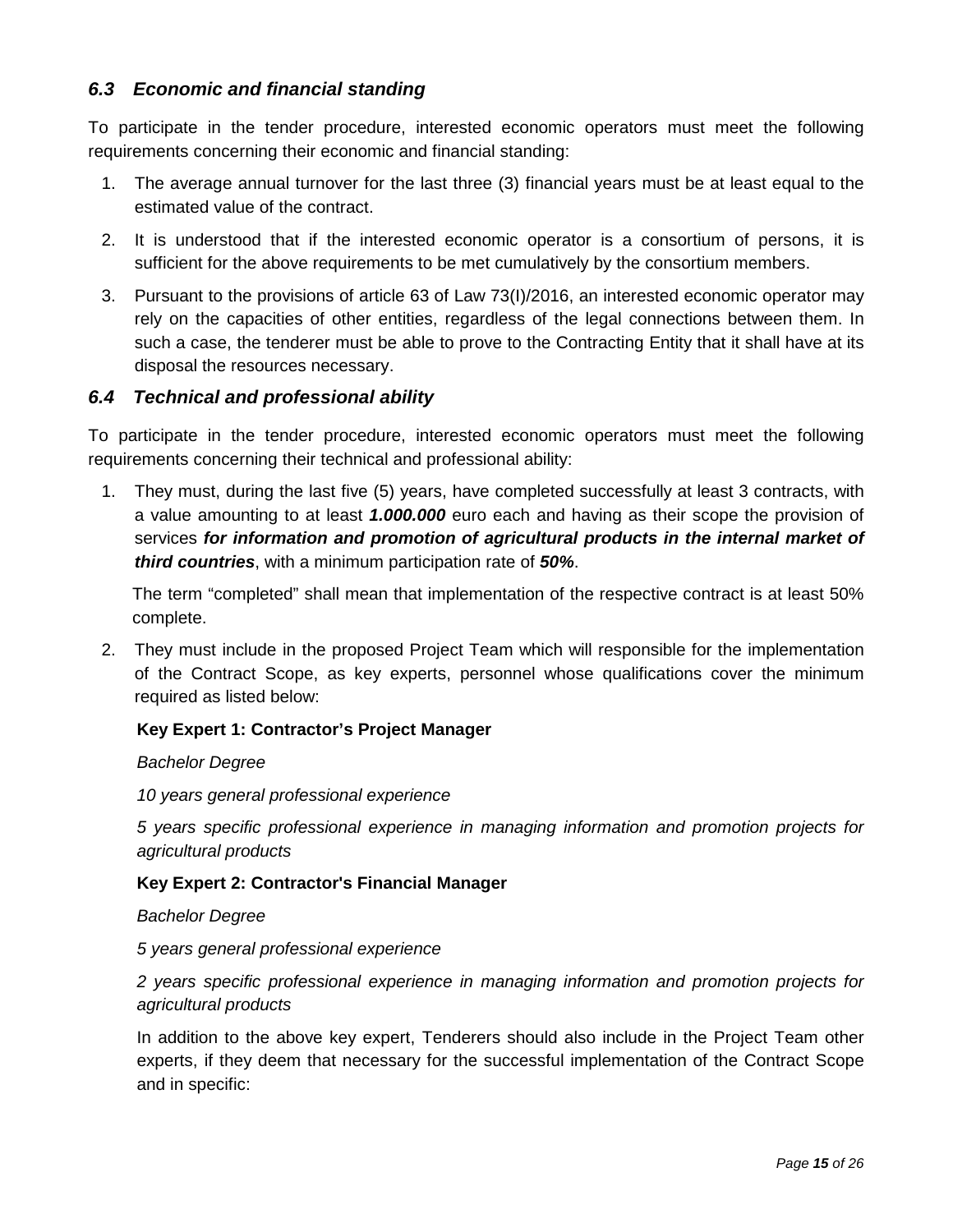### *6.3 Economic and financial standing*

To participate in the tender procedure, interested economic operators must meet the following requirements concerning their economic and financial standing:

1. The average annual turnover for the last three (3) financial years must be at least equal to the estimated value of the contract.
2. It is understood that if the interested economic operator is a consortium of persons, it is sufficient for the above requirements to be met cumulatively by the consortium members.
3. Pursuant to the provisions of article 63 of Law 73(I)/2016, an interested economic operator may rely on the capacities of other entities, regardless of the legal connections between them. In such a case, the tenderer must be able to prove to the Contracting Entity that it shall have at its disposal the resources necessary.

### *6.4 Technical and professional ability*

To participate in the tender procedure, interested economic operators must meet the following requirements concerning their technical and professional ability:

1. They must, during the last five (5) years, have completed successfully at least 3 contracts, with a value amounting to at least ***1.000.000*** euro each and having as their scope the provision of services ***for information and promotion of agricultural products in the internal market of third countries***, with a minimum participation rate of ***50%***.

   The term "completed" shall mean that implementation of the respective contract is at least 50% complete.

2. They must include in the proposed Project Team which will responsible for the implementation of the Contract Scope, as key experts, personnel whose qualifications cover the minimum required as listed below:

   **Key Expert 1: Contractor's Project Manager**

   *Bachelor Degree*

   *10 years general professional experience*

   *5 years specific professional experience in managing information and promotion projects for agricultural products*

   **Key Expert 2: Contractor's Financial Manager**

   *Bachelor Degree*

   *5 years general professional experience*

   *2 years specific professional experience in managing information and promotion projects for agricultural products*

   In addition to the above key expert, Tenderers should also include in the Project Team other experts, if they deem that necessary for the successful implementation of the Contract Scope and in specific: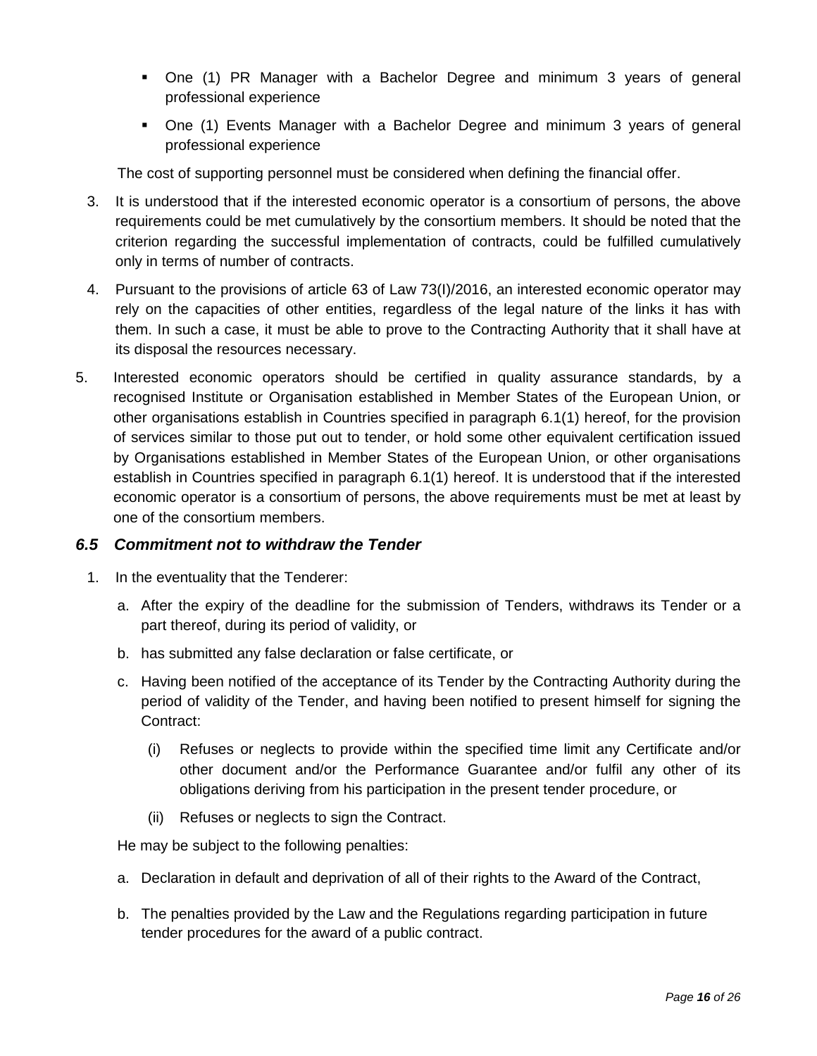- One (1) PR Manager with a Bachelor Degree and minimum 3 years of general professional experience
- One (1) Events Manager with a Bachelor Degree and minimum 3 years of general professional experience

The cost of supporting personnel must be considered when defining the financial offer.

3. It is understood that if the interested economic operator is a consortium of persons, the above requirements could be met cumulatively by the consortium members. It should be noted that the criterion regarding the successful implementation of contracts, could be fulfilled cumulatively only in terms of number of contracts.
4. Pursuant to the provisions of article 63 of Law 73(I)/2016, an interested economic operator may rely on the capacities of other entities, regardless of the legal nature of the links it has with them. In such a case, it must be able to prove to the Contracting Authority that it shall have at its disposal the resources necessary.
5. Interested economic operators should be certified in quality assurance standards, by a recognised Institute or Organisation established in Member States of the European Union, or other organisations establish in Countries specified in paragraph 6.1(1) hereof, for the provision of services similar to those put out to tender, or hold some other equivalent certification issued by Organisations established in Member States of the European Union, or other organisations establish in Countries specified in paragraph 6.1(1) hereof. It is understood that if the interested economic operator is a consortium of persons, the above requirements must be met at least by one of the consortium members.

### *6.5 Commitment not to withdraw the Tender*

1. In the eventuality that the Tenderer:

   a. After the expiry of the deadline for the submission of Tenders, withdraws its Tender or a part thereof, during its period of validity, or

   b. has submitted any false declaration or false certificate, or

   c. Having been notified of the acceptance of its Tender by the Contracting Authority during the period of validity of the Tender, and having been notified to present himself for signing the Contract:

      (i) Refuses or neglects to provide within the specified time limit any Certificate and/or other document and/or the Performance Guarantee and/or fulfil any other of its obligations deriving from his participation in the present tender procedure, or

      (ii) Refuses or neglects to sign the Contract.

   He may be subject to the following penalties:

   a. Declaration in default and deprivation of all of their rights to the Award of the Contract,

   b. The penalties provided by the Law and the Regulations regarding participation in future tender procedures for the award of a public contract.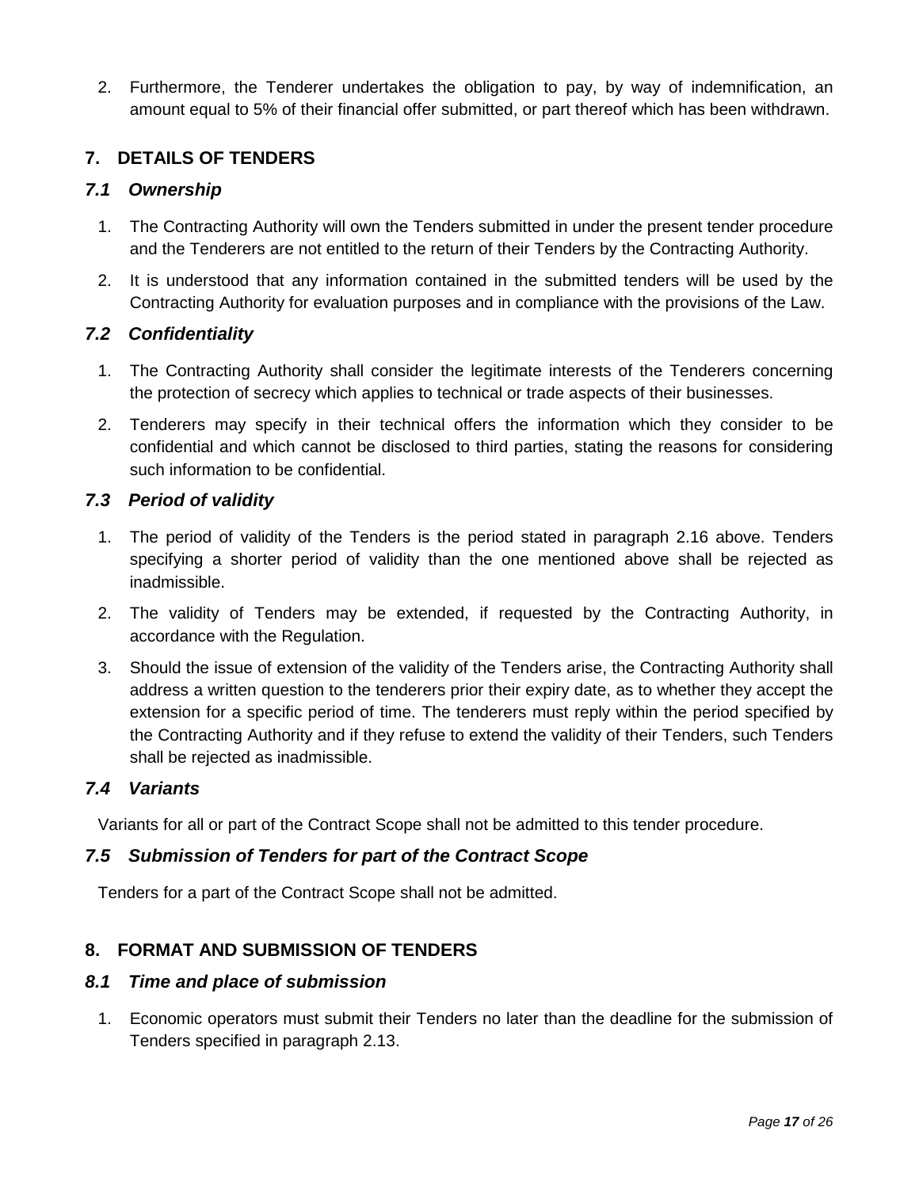2. Furthermore, the Tenderer undertakes the obligation to pay, by way of indemnification, an amount equal to 5% of their financial offer submitted, or part thereof which has been withdrawn.

## 7. DETAILS OF TENDERS

### *7.1 Ownership*

1. The Contracting Authority will own the Tenders submitted in under the present tender procedure and the Tenderers are not entitled to the return of their Tenders by the Contracting Authority.
2. It is understood that any information contained in the submitted tenders will be used by the Contracting Authority for evaluation purposes and in compliance with the provisions of the Law.

### *7.2 Confidentiality*

1. The Contracting Authority shall consider the legitimate interests of the Tenderers concerning the protection of secrecy which applies to technical or trade aspects of their businesses.
2. Tenderers may specify in their technical offers the information which they consider to be confidential and which cannot be disclosed to third parties, stating the reasons for considering such information to be confidential.

### *7.3 Period of validity*

1. The period of validity of the Tenders is the period stated in paragraph 2.16 above. Tenders specifying a shorter period of validity than the one mentioned above shall be rejected as inadmissible.
2. The validity of Tenders may be extended, if requested by the Contracting Authority, in accordance with the Regulation.
3. Should the issue of extension of the validity of the Tenders arise, the Contracting Authority shall address a written question to the tenderers prior their expiry date, as to whether they accept the extension for a specific period of time. The tenderers must reply within the period specified by the Contracting Authority and if they refuse to extend the validity of their Tenders, such Tenders shall be rejected as inadmissible.

### *7.4 Variants*

Variants for all or part of the Contract Scope shall not be admitted to this tender procedure.

### *7.5 Submission of Tenders for part of the Contract Scope*

Tenders for a part of the Contract Scope shall not be admitted.

## 8. FORMAT AND SUBMISSION OF TENDERS

### *8.1 Time and place of submission*

1. Economic operators must submit their Tenders no later than the deadline for the submission of Tenders specified in paragraph 2.13.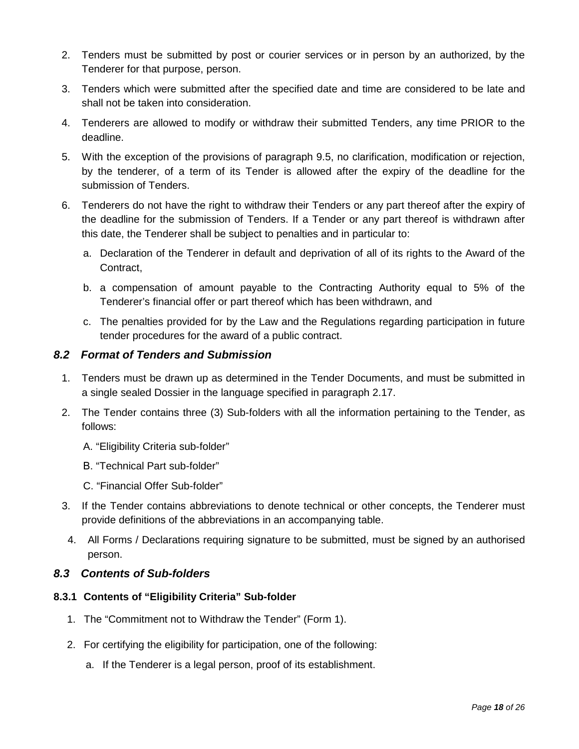2. Tenders must be submitted by post or courier services or in person by an authorized, by the Tenderer for that purpose, person.
3. Tenders which were submitted after the specified date and time are considered to be late and shall not be taken into consideration.
4. Tenderers are allowed to modify or withdraw their submitted Tenders, any time PRIOR to the deadline.
5. With the exception of the provisions of paragraph 9.5, no clarification, modification or rejection, by the tenderer, of a term of its Tender is allowed after the expiry of the deadline for the submission of Tenders.
6. Tenderers do not have the right to withdraw their Tenders or any part thereof after the expiry of the deadline for the submission of Tenders. If a Tender or any part thereof is withdrawn after this date, the Tenderer shall be subject to penalties and in particular to:
   a. Declaration of the Tenderer in default and deprivation of all of its rights to the Award of the Contract,
   b. a compensation of amount payable to the Contracting Authority equal to 5% of the Tenderer's financial offer or part thereof which has been withdrawn, and
   c. The penalties provided for by the Law and the Regulations regarding participation in future tender procedures for the award of a public contract.

### *8.2 Format of Tenders and Submission*

1. Tenders must be drawn up as determined in the Tender Documents, and must be submitted in a single sealed Dossier in the language specified in paragraph 2.17.
2. The Tender contains three (3) Sub-folders with all the information pertaining to the Tender, as follows:

   A. "Eligibility Criteria sub-folder"

   B. "Technical Part sub-folder"

   C. "Financial Offer Sub-folder"
3. If the Tender contains abbreviations to denote technical or other concepts, the Tenderer must provide definitions of the abbreviations in an accompanying table.
4. All Forms / Declarations requiring signature to be submitted, must be signed by an authorised person.

### *8.3 Contents of Sub-folders*

#### 8.3.1 Contents of "Eligibility Criteria" Sub-folder

1. The "Commitment not to Withdraw the Tender" (Form 1).
2. For certifying the eligibility for participation, one of the following:
   a. If the Tenderer is a legal person, proof of its establishment.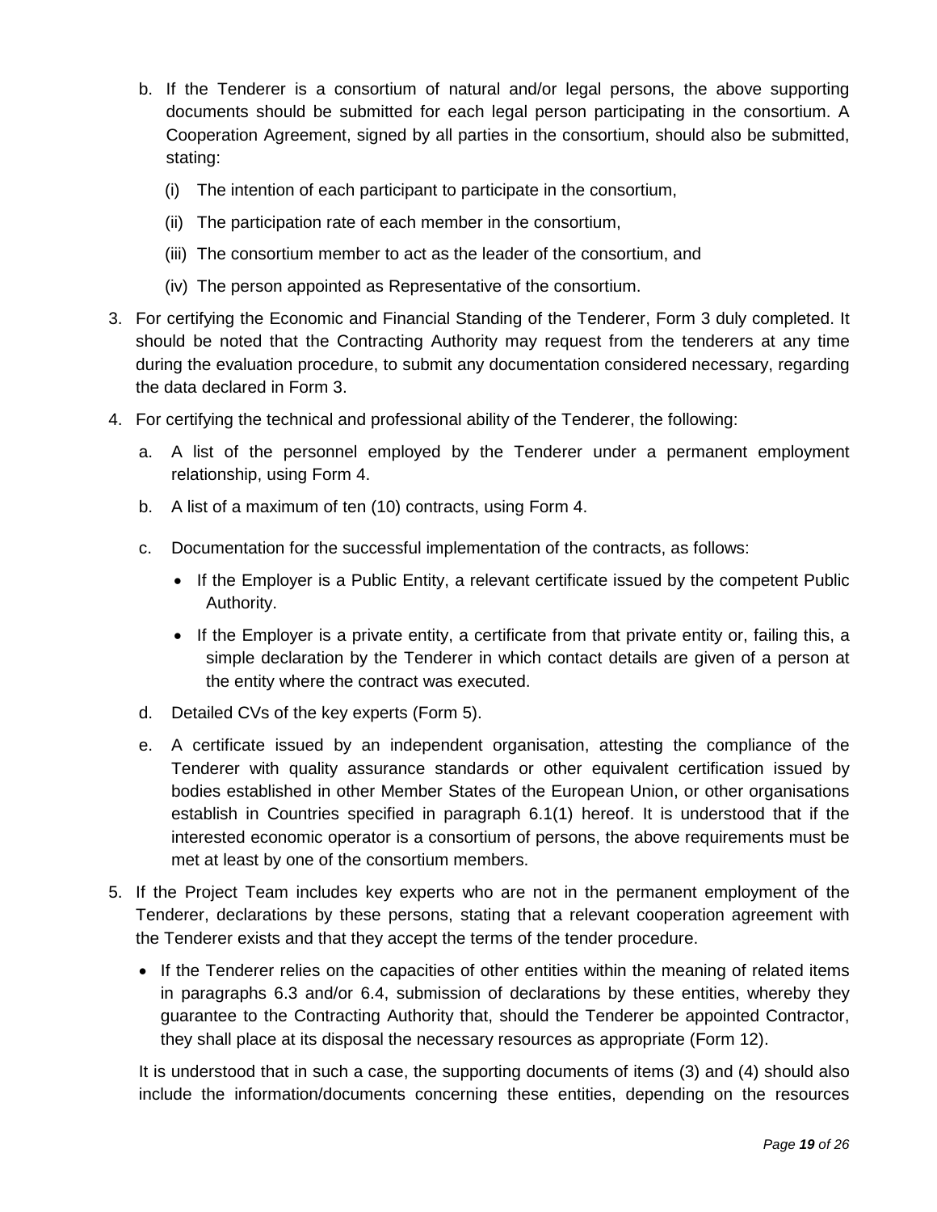b. If the Tenderer is a consortium of natural and/or legal persons, the above supporting documents should be submitted for each legal person participating in the consortium. A Cooperation Agreement, signed by all parties in the consortium, should also be submitted, stating:

   (i) The intention of each participant to participate in the consortium,

   (ii) The participation rate of each member in the consortium,

   (iii) The consortium member to act as the leader of the consortium, and

   (iv) The person appointed as Representative of the consortium.

3. For certifying the Economic and Financial Standing of the Tenderer, Form 3 duly completed. It should be noted that the Contracting Authority may request from the tenderers at any time during the evaluation procedure, to submit any documentation considered necessary, regarding the data declared in Form 3.

4. For certifying the technical and professional ability of the Tenderer, the following:

   a. A list of the personnel employed by the Tenderer under a permanent employment relationship, using Form 4.

   b. A list of a maximum of ten (10) contracts, using Form 4.

   c. Documentation for the successful implementation of the contracts, as follows:

      - If the Employer is a Public Entity, a relevant certificate issued by the competent Public Authority.
      - If the Employer is a private entity, a certificate from that private entity or, failing this, a simple declaration by the Tenderer in which contact details are given of a person at the entity where the contract was executed.

   d. Detailed CVs of the key experts (Form 5).

   e. A certificate issued by an independent organisation, attesting the compliance of the Tenderer with quality assurance standards or other equivalent certification issued by bodies established in other Member States of the European Union, or other organisations establish in Countries specified in paragraph 6.1(1) hereof. It is understood that if the interested economic operator is a consortium of persons, the above requirements must be met at least by one of the consortium members.

5. If the Project Team includes key experts who are not in the permanent employment of the Tenderer, declarations by these persons, stating that a relevant cooperation agreement with the Tenderer exists and that they accept the terms of the tender procedure.

   - If the Tenderer relies on the capacities of other entities within the meaning of related items in paragraphs 6.3 and/or 6.4, submission of declarations by these entities, whereby they guarantee to the Contracting Authority that, should the Tenderer be appointed Contractor, they shall place at its disposal the necessary resources as appropriate (Form 12).

   It is understood that in such a case, the supporting documents of items (3) and (4) should also include the information/documents concerning these entities, depending on the resources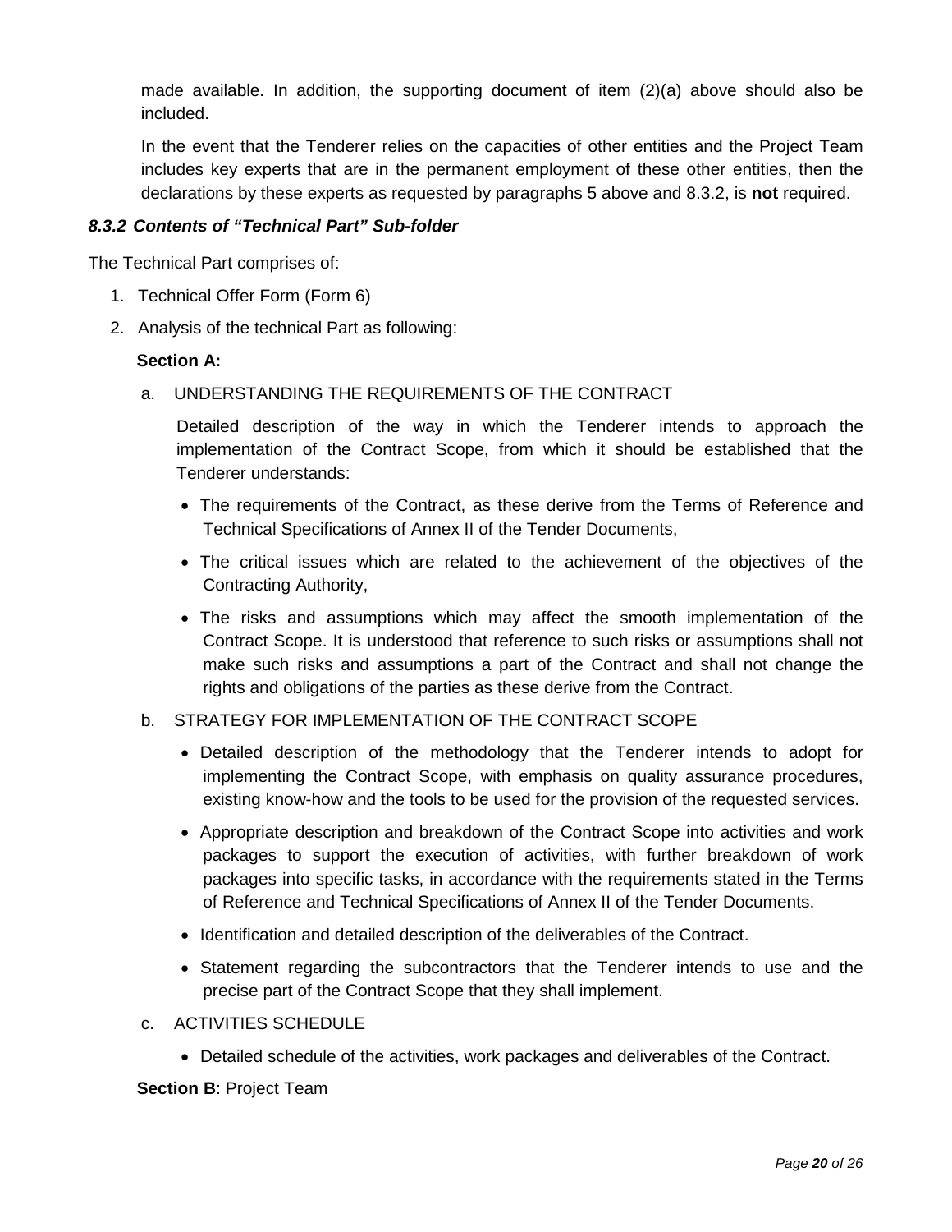made available. In addition, the supporting document of item (2)(a) above should also be included.

In the event that the Tenderer relies on the capacities of other entities and the Project Team includes key experts that are in the permanent employment of these other entities, then the declarations by these experts as requested by paragraphs 5 above and 8.3.2, is **not** required.

#### *8.3.2 Contents of "Technical Part" Sub-folder*

The Technical Part comprises of:

1. Technical Offer Form (Form 6)
2. Analysis of the technical Part as following:

**Section A:**

a. UNDERSTANDING THE REQUIREMENTS OF THE CONTRACT

Detailed description of the way in which the Tenderer intends to approach the implementation of the Contract Scope, from which it should be established that the Tenderer understands:

- The requirements of the Contract, as these derive from the Terms of Reference and Technical Specifications of Annex II of the Tender Documents,
- The critical issues which are related to the achievement of the objectives of the Contracting Authority,
- The risks and assumptions which may affect the smooth implementation of the Contract Scope. It is understood that reference to such risks or assumptions shall not make such risks and assumptions a part of the Contract and shall not change the rights and obligations of the parties as these derive from the Contract.

b. STRATEGY FOR IMPLEMENTATION OF THE CONTRACT SCOPE

- Detailed description of the methodology that the Tenderer intends to adopt for implementing the Contract Scope, with emphasis on quality assurance procedures, existing know-how and the tools to be used for the provision of the requested services.
- Appropriate description and breakdown of the Contract Scope into activities and work packages to support the execution of activities, with further breakdown of work packages into specific tasks, in accordance with the requirements stated in the Terms of Reference and Technical Specifications of Annex II of the Tender Documents.
- Identification and detailed description of the deliverables of the Contract.
- Statement regarding the subcontractors that the Tenderer intends to use and the precise part of the Contract Scope that they shall implement.

c. ACTIVITIES SCHEDULE

- Detailed schedule of the activities, work packages and deliverables of the Contract.

**Section B**: Project Team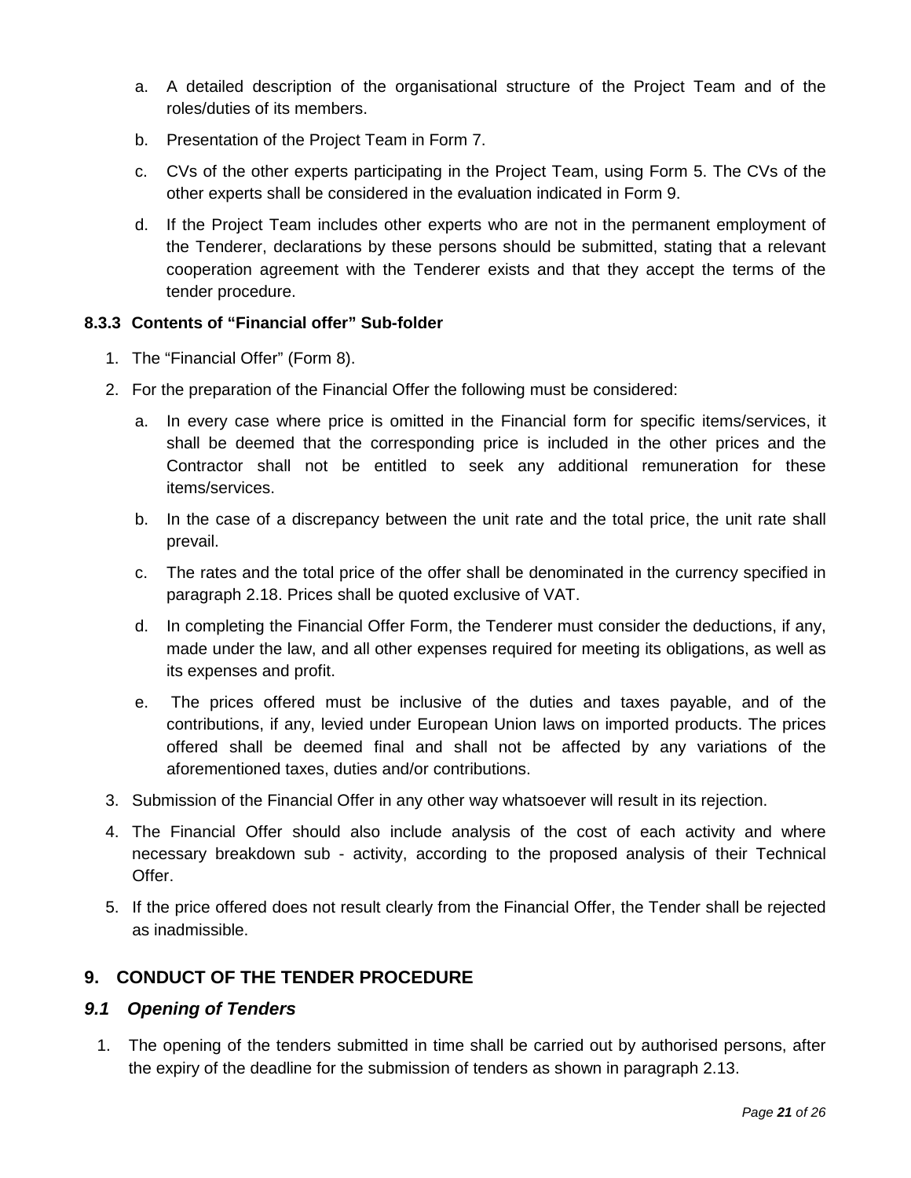a. A detailed description of the organisational structure of the Project Team and of the roles/duties of its members.

b. Presentation of the Project Team in Form 7.

c. CVs of the other experts participating in the Project Team, using Form 5. The CVs of the other experts shall be considered in the evaluation indicated in Form 9.

d. If the Project Team includes other experts who are not in the permanent employment of the Tenderer, declarations by these persons should be submitted, stating that a relevant cooperation agreement with the Tenderer exists and that they accept the terms of the tender procedure.

#### 8.3.3 Contents of "Financial offer" Sub-folder

1. The "Financial Offer" (Form 8).
2. For the preparation of the Financial Offer the following must be considered:
   a. In every case where price is omitted in the Financial form for specific items/services, it shall be deemed that the corresponding price is included in the other prices and the Contractor shall not be entitled to seek any additional remuneration for these items/services.
   b. In the case of a discrepancy between the unit rate and the total price, the unit rate shall prevail.
   c. The rates and the total price of the offer shall be denominated in the currency specified in paragraph 2.18. Prices shall be quoted exclusive of VAT.
   d. In completing the Financial Offer Form, the Tenderer must consider the deductions, if any, made under the law, and all other expenses required for meeting its obligations, as well as its expenses and profit.
   e. The prices offered must be inclusive of the duties and taxes payable, and of the contributions, if any, levied under European Union laws on imported products. The prices offered shall be deemed final and shall not be affected by any variations of the aforementioned taxes, duties and/or contributions.
3. Submission of the Financial Offer in any other way whatsoever will result in its rejection.
4. The Financial Offer should also include analysis of the cost of each activity and where necessary breakdown sub - activity, according to the proposed analysis of their Technical Offer.
5. If the price offered does not result clearly from the Financial Offer, the Tender shall be rejected as inadmissible.

## 9. CONDUCT OF THE TENDER PROCEDURE

### *9.1 Opening of Tenders*

1. The opening of the tenders submitted in time shall be carried out by authorised persons, after the expiry of the deadline for the submission of tenders as shown in paragraph 2.13.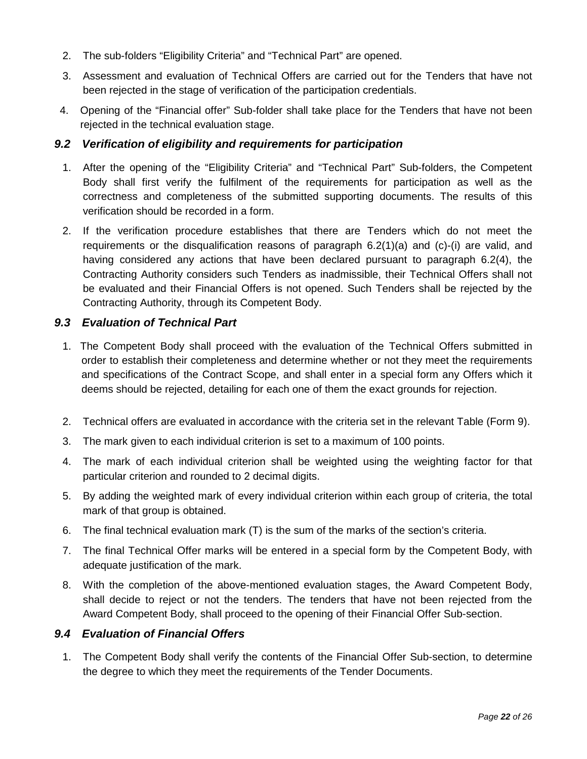2. The sub-folders “Eligibility Criteria” and “Technical Part” are opened.
3. Assessment and evaluation of Technical Offers are carried out for the Tenders that have not been rejected in the stage of verification of the participation credentials.
4. Opening of the “Financial offer” Sub-folder shall take place for the Tenders that have not been rejected in the technical evaluation stage.

### *9.2 Verification of eligibility and requirements for participation*

1. After the opening of the “Eligibility Criteria” and “Technical Part” Sub-folders, the Competent Body shall first verify the fulfilment of the requirements for participation as well as the correctness and completeness of the submitted supporting documents. The results of this verification should be recorded in a form.
2. If the verification procedure establishes that there are Tenders which do not meet the requirements or the disqualification reasons of paragraph 6.2(1)(a) and (c)-(i) are valid, and having considered any actions that have been declared pursuant to paragraph 6.2(4), the Contracting Authority considers such Tenders as inadmissible, their Technical Offers shall not be evaluated and their Financial Offers is not opened. Such Tenders shall be rejected by the Contracting Authority, through its Competent Body.

### *9.3 Evaluation of Technical Part*

1. The Competent Body shall proceed with the evaluation of the Technical Offers submitted in order to establish their completeness and determine whether or not they meet the requirements and specifications of the Contract Scope, and shall enter in a special form any Offers which it deems should be rejected, detailing for each one of them the exact grounds for rejection.
2. Technical offers are evaluated in accordance with the criteria set in the relevant Table (Form 9).
3. The mark given to each individual criterion is set to a maximum of 100 points.
4. The mark of each individual criterion shall be weighted using the weighting factor for that particular criterion and rounded to 2 decimal digits.
5. By adding the weighted mark of every individual criterion within each group of criteria, the total mark of that group is obtained.
6. The final technical evaluation mark (T) is the sum of the marks of the section’s criteria.
7. The final Technical Offer marks will be entered in a special form by the Competent Body, with adequate justification of the mark.
8. With the completion of the above-mentioned evaluation stages, the Award Competent Body, shall decide to reject or not the tenders. The tenders that have not been rejected from the Award Competent Body, shall proceed to the opening of their Financial Offer Sub-section.

### *9.4 Evaluation of Financial Offers*

1. The Competent Body shall verify the contents of the Financial Offer Sub-section, to determine the degree to which they meet the requirements of the Tender Documents.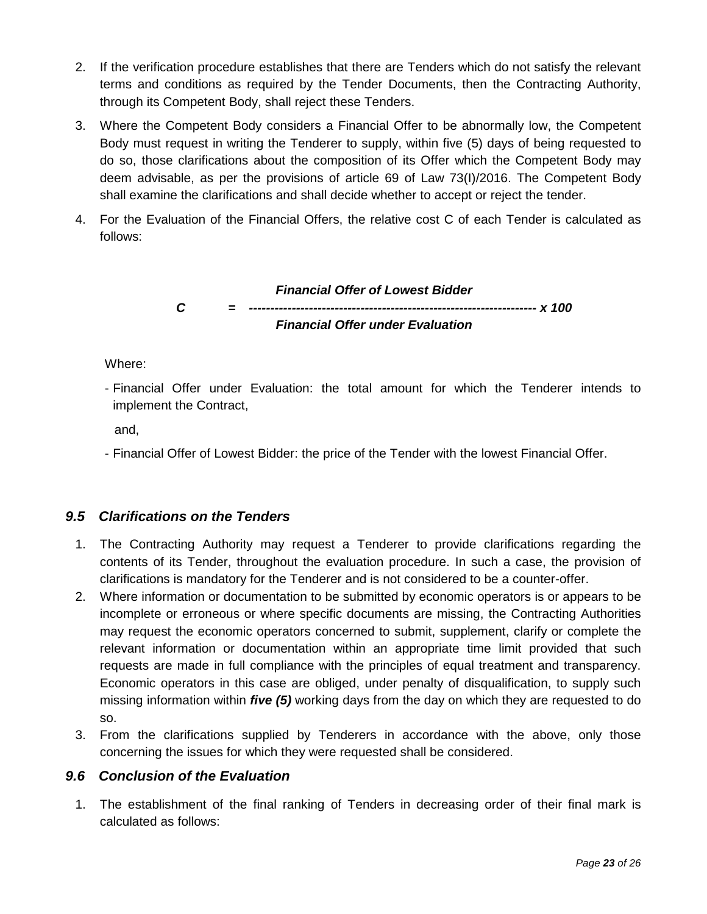2. If the verification procedure establishes that there are Tenders which do not satisfy the relevant terms and conditions as required by the Tender Documents, then the Contracting Authority, through its Competent Body, shall reject these Tenders.
3. Where the Competent Body considers a Financial Offer to be abnormally low, the Competent Body must request in writing the Tenderer to supply, within five (5) days of being requested to do so, those clarifications about the composition of its Offer which the Competent Body may deem advisable, as per the provisions of article 69 of Law 73(I)/2016. The Competent Body shall examine the clarifications and shall decide whether to accept or reject the tender.
4. For the Evaluation of the Financial Offers, the relative cost C of each Tender is calculated as follows:

$$C = \frac{\textit{Financial Offer of Lowest Bidder}}{\textit{Financial Offer under Evaluation}} \times 100$$

Where:

- Financial Offer under Evaluation: the total amount for which the Tenderer intends to implement the Contract,

  and,

- Financial Offer of Lowest Bidder: the price of the Tender with the lowest Financial Offer.

## *9.5 Clarifications on the Tenders*

1. The Contracting Authority may request a Tenderer to provide clarifications regarding the contents of its Tender, throughout the evaluation procedure. In such a case, the provision of clarifications is mandatory for the Tenderer and is not considered to be a counter-offer.
2. Where information or documentation to be submitted by economic operators is or appears to be incomplete or erroneous or where specific documents are missing, the Contracting Authorities may request the economic operators concerned to submit, supplement, clarify or complete the relevant information or documentation within an appropriate time limit provided that such requests are made in full compliance with the principles of equal treatment and transparency. Economic operators in this case are obliged, under penalty of disqualification, to supply such missing information within ***five (5)*** working days from the day on which they are requested to do so.
3. From the clarifications supplied by Tenderers in accordance with the above, only those concerning the issues for which they were requested shall be considered.

## *9.6 Conclusion of the Evaluation*

1. The establishment of the final ranking of Tenders in decreasing order of their final mark is calculated as follows: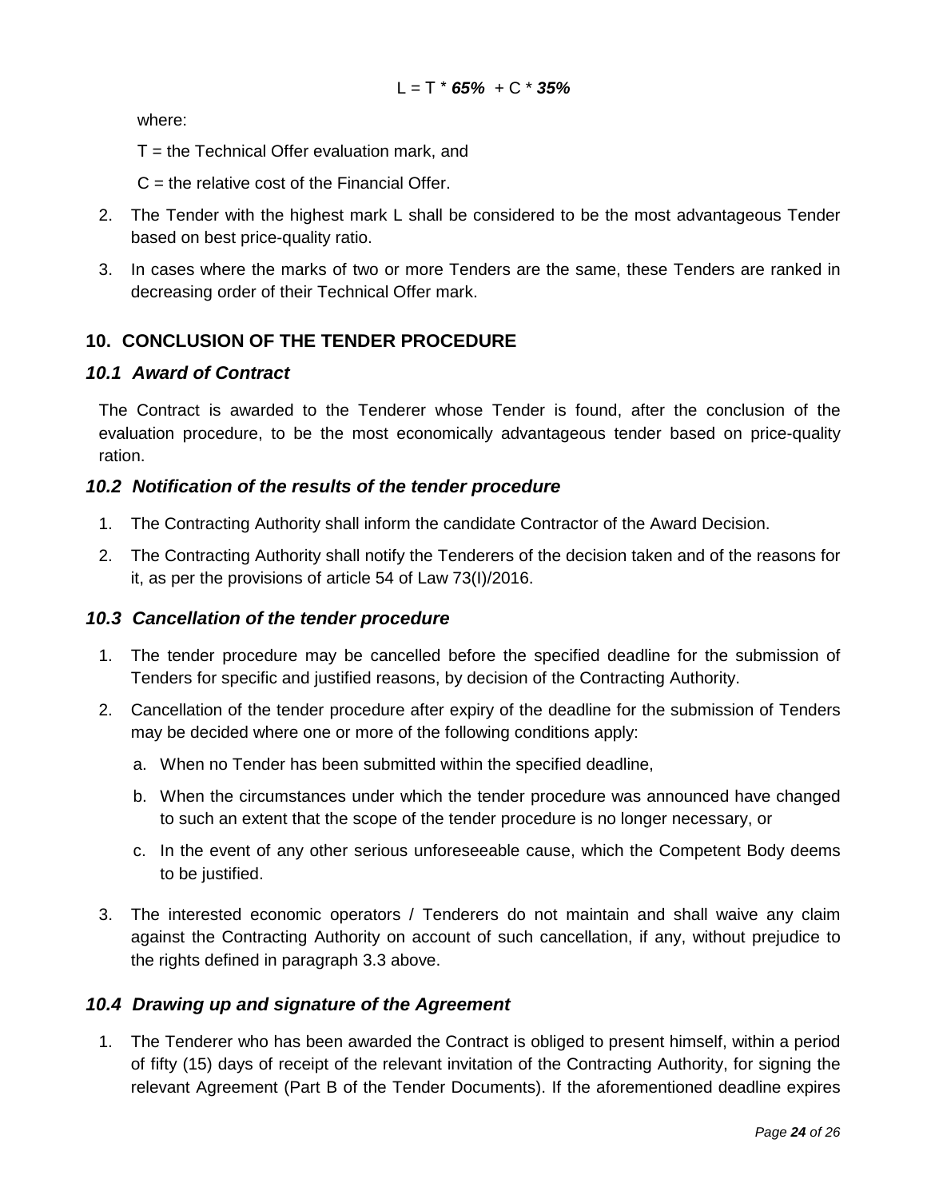$$L = T * \mathbf{65\%} + C * \mathbf{35\%}$$

where:

T = the Technical Offer evaluation mark, and

C = the relative cost of the Financial Offer.

2. The Tender with the highest mark L shall be considered to be the most advantageous Tender based on best price-quality ratio.

3. In cases where the marks of two or more Tenders are the same, these Tenders are ranked in decreasing order of their Technical Offer mark.

## 10. CONCLUSION OF THE TENDER PROCEDURE

### *10.1 Award of Contract*

The Contract is awarded to the Tenderer whose Tender is found, after the conclusion of the evaluation procedure, to be the most economically advantageous tender based on price-quality ration.

### *10.2 Notification of the results of the tender procedure*

1. The Contracting Authority shall inform the candidate Contractor of the Award Decision.

2. The Contracting Authority shall notify the Tenderers of the decision taken and of the reasons for it, as per the provisions of article 54 of Law 73(I)/2016.

### *10.3 Cancellation of the tender procedure*

1. The tender procedure may be cancelled before the specified deadline for the submission of Tenders for specific and justified reasons, by decision of the Contracting Authority.

2. Cancellation of the tender procedure after expiry of the deadline for the submission of Tenders may be decided where one or more of the following conditions apply:

   a. When no Tender has been submitted within the specified deadline,

   b. When the circumstances under which the tender procedure was announced have changed to such an extent that the scope of the tender procedure is no longer necessary, or

   c. In the event of any other serious unforeseeable cause, which the Competent Body deems to be justified.

3. The interested economic operators / Tenderers do not maintain and shall waive any claim against the Contracting Authority on account of such cancellation, if any, without prejudice to the rights defined in paragraph 3.3 above.

### *10.4 Drawing up and signature of the Agreement*

1. The Tenderer who has been awarded the Contract is obliged to present himself, within a period of fifty (15) days of receipt of the relevant invitation of the Contracting Authority, for signing the relevant Agreement (Part B of the Tender Documents). If the aforementioned deadline expires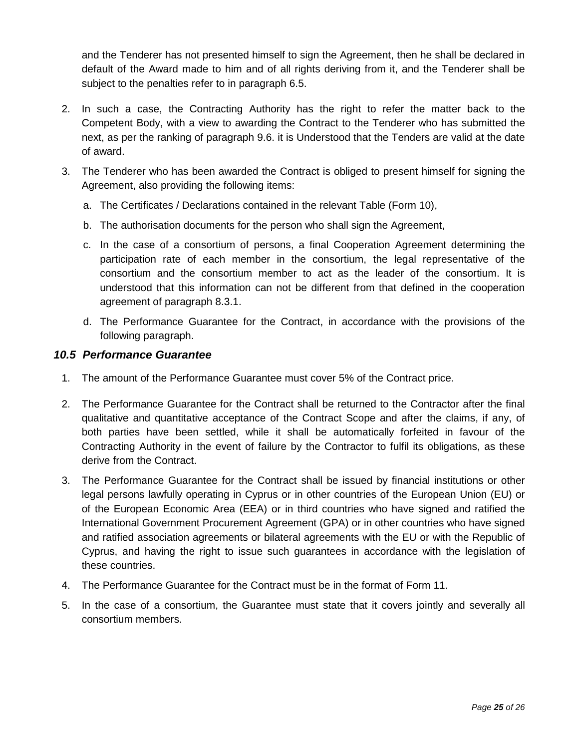and the Tenderer has not presented himself to sign the Agreement, then he shall be declared in default of the Award made to him and of all rights deriving from it, and the Tenderer shall be subject to the penalties refer to in paragraph 6.5.

2. In such a case, the Contracting Authority has the right to refer the matter back to the Competent Body, with a view to awarding the Contract to the Tenderer who has submitted the next, as per the ranking of paragraph 9.6. it is Understood that the Tenders are valid at the date of award.

3. The Tenderer who has been awarded the Contract is obliged to present himself for signing the Agreement, also providing the following items:

   a. The Certificates / Declarations contained in the relevant Table (Form 10),

   b. The authorisation documents for the person who shall sign the Agreement,

   c. In the case of a consortium of persons, a final Cooperation Agreement determining the participation rate of each member in the consortium, the legal representative of the consortium and the consortium member to act as the leader of the consortium. It is understood that this information can not be different from that defined in the cooperation agreement of paragraph 8.3.1.

   d. The Performance Guarantee for the Contract, in accordance with the provisions of the following paragraph.

### *10.5 Performance Guarantee*

1. The amount of the Performance Guarantee must cover 5% of the Contract price.

2. The Performance Guarantee for the Contract shall be returned to the Contractor after the final qualitative and quantitative acceptance of the Contract Scope and after the claims, if any, of both parties have been settled, while it shall be automatically forfeited in favour of the Contracting Authority in the event of failure by the Contractor to fulfil its obligations, as these derive from the Contract.

3. The Performance Guarantee for the Contract shall be issued by financial institutions or other legal persons lawfully operating in Cyprus or in other countries of the European Union (EU) or of the European Economic Area (EEA) or in third countries who have signed and ratified the International Government Procurement Agreement (GPA) or in other countries who have signed and ratified association agreements or bilateral agreements with the EU or with the Republic of Cyprus, and having the right to issue such guarantees in accordance with the legislation of these countries.

4. The Performance Guarantee for the Contract must be in the format of Form 11.

5. In the case of a consortium, the Guarantee must state that it covers jointly and severally all consortium members.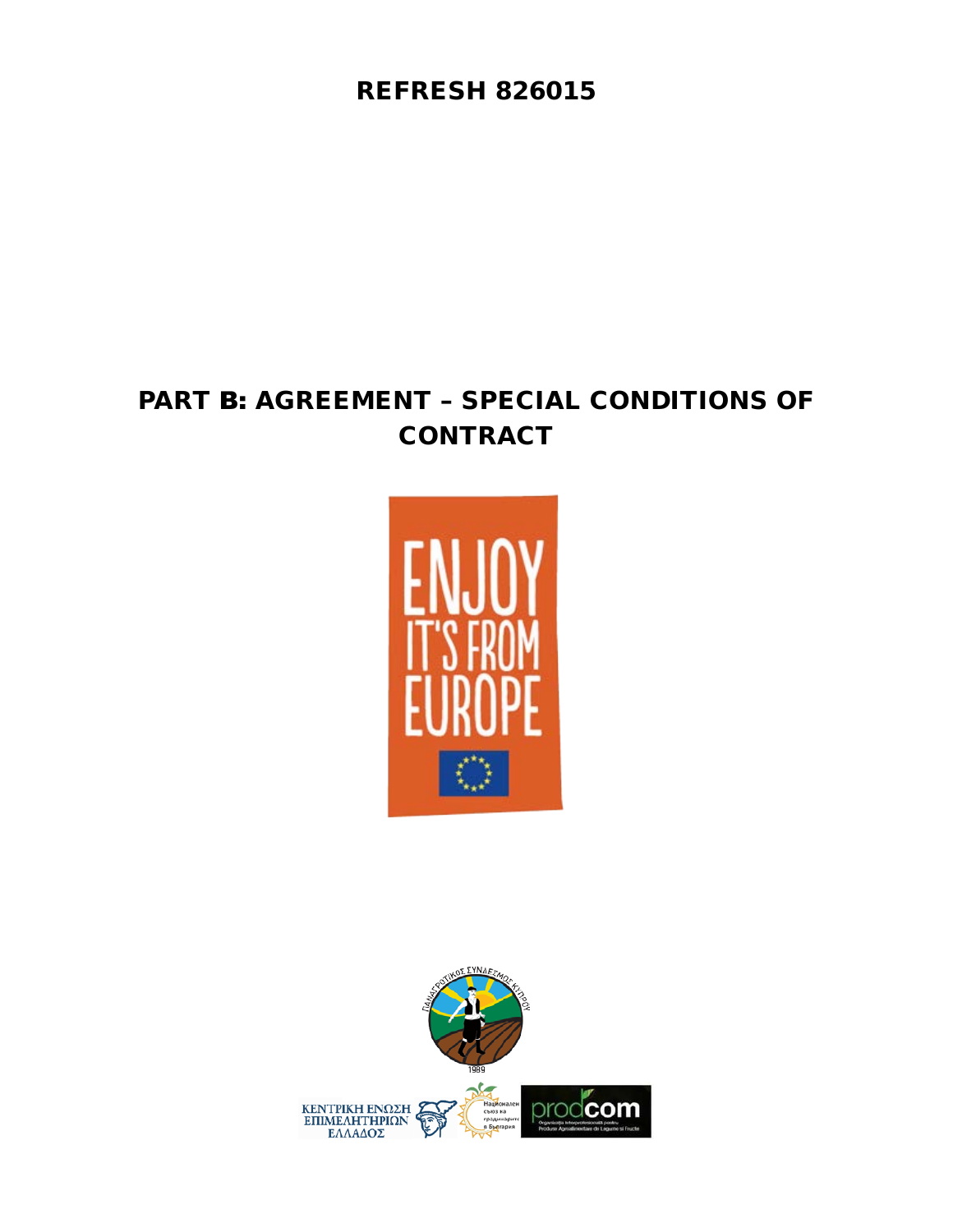# REFRESH 826015

# PART B: AGREEMENT – SPECIAL CONDITIONS OF CONTRACT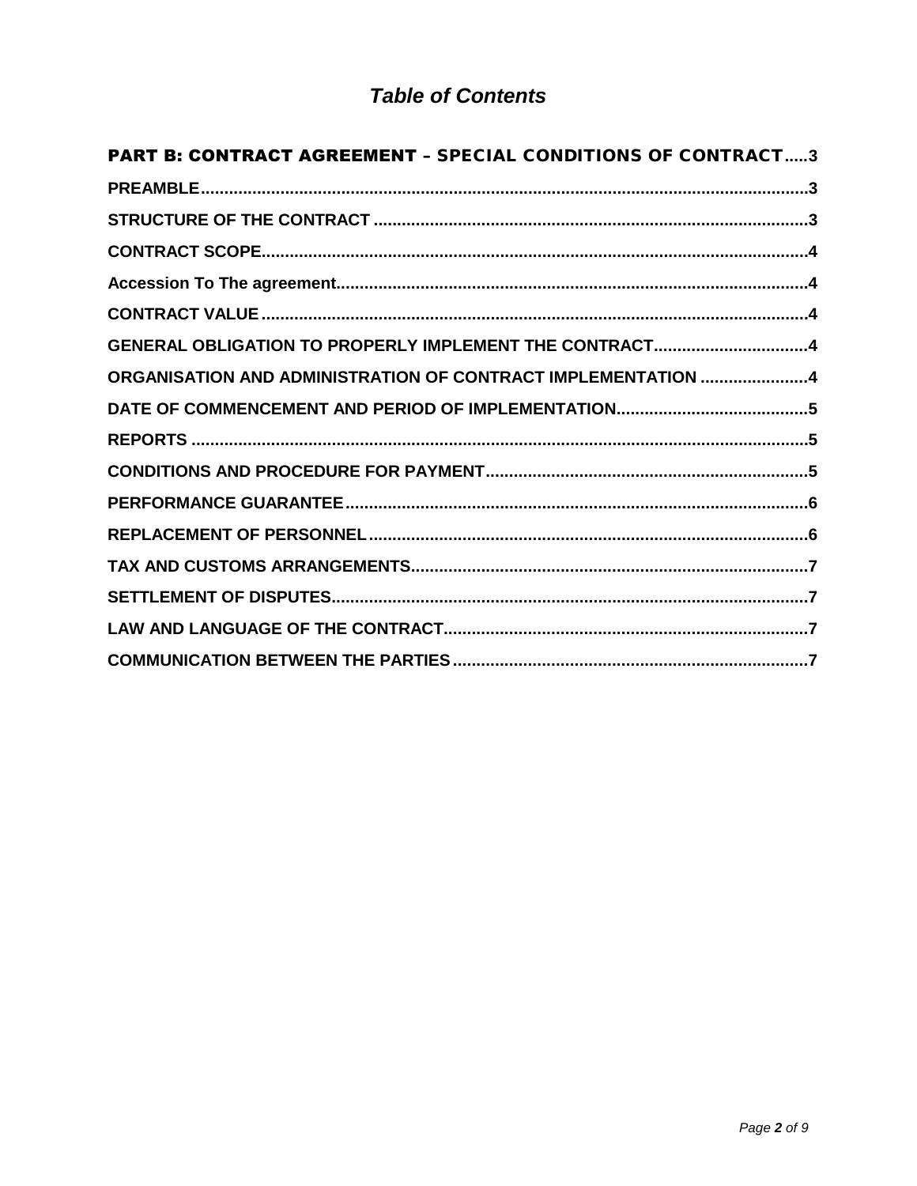# *Table of Contents*

PART B: CONTRACT AGREEMENT – SPECIAL CONDITIONS OF CONTRACT.....3

PREAMBLE.....3

STRUCTURE OF THE CONTRACT.....3

CONTRACT SCOPE.....4

Accession To The agreement.....4

CONTRACT VALUE.....4

GENERAL OBLIGATION TO PROPERLY IMPLEMENT THE CONTRACT.....4

ORGANISATION AND ADMINISTRATION OF CONTRACT IMPLEMENTATION.....4

DATE OF COMMENCEMENT AND PERIOD OF IMPLEMENTATION.....5

REPORTS.....5

CONDITIONS AND PROCEDURE FOR PAYMENT.....5

PERFORMANCE GUARANTEE.....6

REPLACEMENT OF PERSONNEL.....6

TAX AND CUSTOMS ARRANGEMENTS.....7

SETTLEMENT OF DISPUTES.....7

LAW AND LANGUAGE OF THE CONTRACT.....7

COMMUNICATION BETWEEN THE PARTIES.....7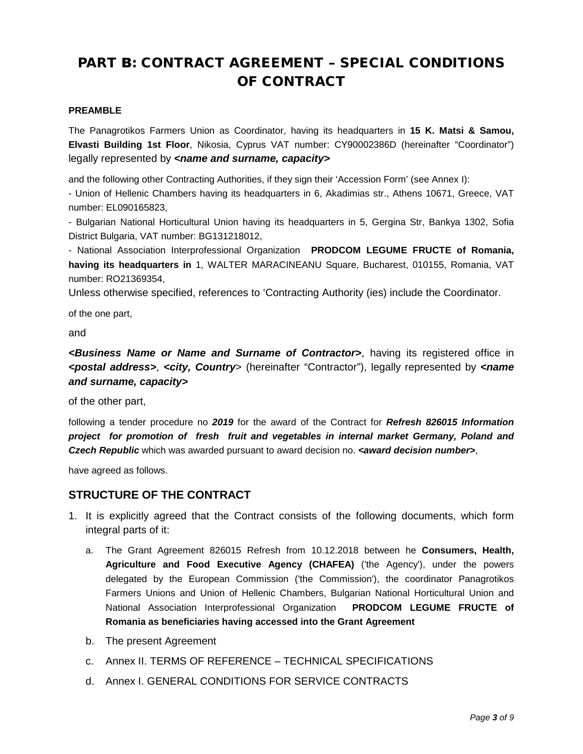# PART B: CONTRACT AGREEMENT – SPECIAL CONDITIONS OF CONTRACT

**PREAMBLE**

The Panagrotikos Farmers Union as Coordinator, having its headquarters in **15 K. Matsi & Samou, Elvasti Building 1st Floor**, Nikosia, Cyprus VAT number: CY90002386D (hereinafter "Coordinator") legally represented by ***<name and surname, capacity>***

and the following other Contracting Authorities, if they sign their 'Accession Form' (see Annex I):

- Union of Hellenic Chambers having its headquarters in 6, Akadimias str., Athens 10671, Greece, VAT number: EL090165823,

- Bulgarian National Horticultural Union having its headquarters in 5, Gergina Str, Bankya 1302, Sofia District Bulgaria, VAT number: BG131218012,

- National Association Interprofessional Organization **PRODCOM LEGUME FRUCTE of Romania, having its headquarters in** 1, WALTER MARACINEANU Square, Bucharest, 010155, Romania, VAT number: RO21369354,

Unless otherwise specified, references to 'Contracting Authority (ies) include the Coordinator.

of the one part,

and

***<Business Name or Name and Surname of Contractor>***, having its registered office in ***<postal address>***, ***<city, Country>*** (hereinafter "Contractor"), legally represented by ***<name and surname, capacity>***

of the other part,

following a tender procedure no ***2019*** for the award of the Contract for ***Refresh 826015 Information project for promotion of fresh fruit and vegetables in internal market Germany, Poland and Czech Republic*** which was awarded pursuant to award decision no. ***<award decision number>***,

have agreed as follows.

## STRUCTURE OF THE CONTRACT

1. It is explicitly agreed that the Contract consists of the following documents, which form integral parts of it:

   a. The Grant Agreement 826015 Refresh from 10.12.2018 between he **Consumers, Health, Agriculture and Food Executive Agency (CHAFEA)** ('the Agency'), under the powers delegated by the European Commission ('the Commission'), the coordinator Panagrotikos Farmers Unions and Union of Hellenic Chambers, Bulgarian National Horticultural Union and National Association Interprofessional Organization **PRODCOM LEGUME FRUCTE of Romania as beneficiaries having accessed into the Grant Agreement**

   b. The present Agreement

   c. Annex II. TERMS OF REFERENCE – TECHNICAL SPECIFICATIONS

   d. Annex I. GENERAL CONDITIONS FOR SERVICE CONTRACTS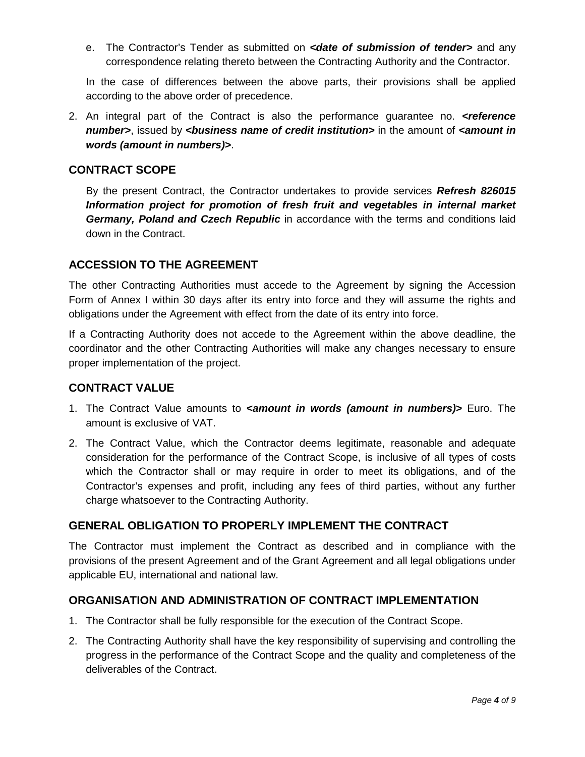e. The Contractor's Tender as submitted on ***<date of submission of tender>*** and any correspondence relating thereto between the Contracting Authority and the Contractor.

In the case of differences between the above parts, their provisions shall be applied according to the above order of precedence.

2. An integral part of the Contract is also the performance guarantee no. ***<reference number>***, issued by ***<business name of credit institution>*** in the amount of ***<amount in words (amount in numbers)>***.

## CONTRACT SCOPE

By the present Contract, the Contractor undertakes to provide services ***Refresh 826015 Information project for promotion of fresh fruit and vegetables in internal market Germany, Poland and Czech Republic*** in accordance with the terms and conditions laid down in the Contract.

## ACCESSION TO THE AGREEMENT

The other Contracting Authorities must accede to the Agreement by signing the Accession Form of Annex I within 30 days after its entry into force and they will assume the rights and obligations under the Agreement with effect from the date of its entry into force.

If a Contracting Authority does not accede to the Agreement within the above deadline, the coordinator and the other Contracting Authorities will make any changes necessary to ensure proper implementation of the project.

## CONTRACT VALUE

1. The Contract Value amounts to ***<amount in words (amount in numbers)>*** Euro. The amount is exclusive of VAT.
2. The Contract Value, which the Contractor deems legitimate, reasonable and adequate consideration for the performance of the Contract Scope, is inclusive of all types of costs which the Contractor shall or may require in order to meet its obligations, and of the Contractor's expenses and profit, including any fees of third parties, without any further charge whatsoever to the Contracting Authority.

## GENERAL OBLIGATION TO PROPERLY IMPLEMENT THE CONTRACT

The Contractor must implement the Contract as described and in compliance with the provisions of the present Agreement and of the Grant Agreement and all legal obligations under applicable EU, international and national law.

## ORGANISATION AND ADMINISTRATION OF CONTRACT IMPLEMENTATION

1. The Contractor shall be fully responsible for the execution of the Contract Scope.
2. The Contracting Authority shall have the key responsibility of supervising and controlling the progress in the performance of the Contract Scope and the quality and completeness of the deliverables of the Contract.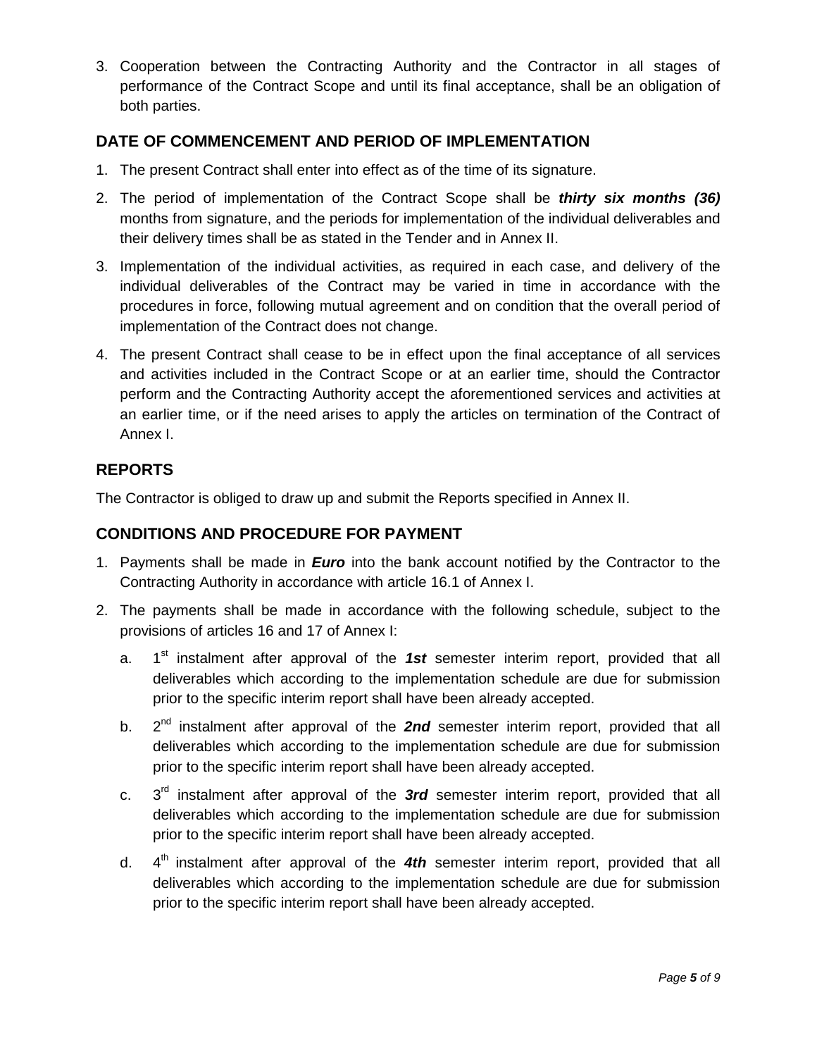3. Cooperation between the Contracting Authority and the Contractor in all stages of performance of the Contract Scope and until its final acceptance, shall be an obligation of both parties.

## DATE OF COMMENCEMENT AND PERIOD OF IMPLEMENTATION

1. The present Contract shall enter into effect as of the time of its signature.
2. The period of implementation of the Contract Scope shall be ***thirty six months (36)*** months from signature, and the periods for implementation of the individual deliverables and their delivery times shall be as stated in the Tender and in Annex II.
3. Implementation of the individual activities, as required in each case, and delivery of the individual deliverables of the Contract may be varied in time in accordance with the procedures in force, following mutual agreement and on condition that the overall period of implementation of the Contract does not change.
4. The present Contract shall cease to be in effect upon the final acceptance of all services and activities included in the Contract Scope or at an earlier time, should the Contractor perform and the Contracting Authority accept the aforementioned services and activities at an earlier time, or if the need arises to apply the articles on termination of the Contract of Annex I.

## REPORTS

The Contractor is obliged to draw up and submit the Reports specified in Annex II.

## CONDITIONS AND PROCEDURE FOR PAYMENT

1. Payments shall be made in ***Euro*** into the bank account notified by the Contractor to the Contracting Authority in accordance with article 16.1 of Annex I.
2. The payments shall be made in accordance with the following schedule, subject to the provisions of articles 16 and 17 of Annex I:
   a. 1st instalment after approval of the ***1st*** semester interim report, provided that all deliverables which according to the implementation schedule are due for submission prior to the specific interim report shall have been already accepted.
   b. 2nd instalment after approval of the ***2nd*** semester interim report, provided that all deliverables which according to the implementation schedule are due for submission prior to the specific interim report shall have been already accepted.
   c. 3rd instalment after approval of the ***3rd*** semester interim report, provided that all deliverables which according to the implementation schedule are due for submission prior to the specific interim report shall have been already accepted.
   d. 4th instalment after approval of the ***4th*** semester interim report, provided that all deliverables which according to the implementation schedule are due for submission prior to the specific interim report shall have been already accepted.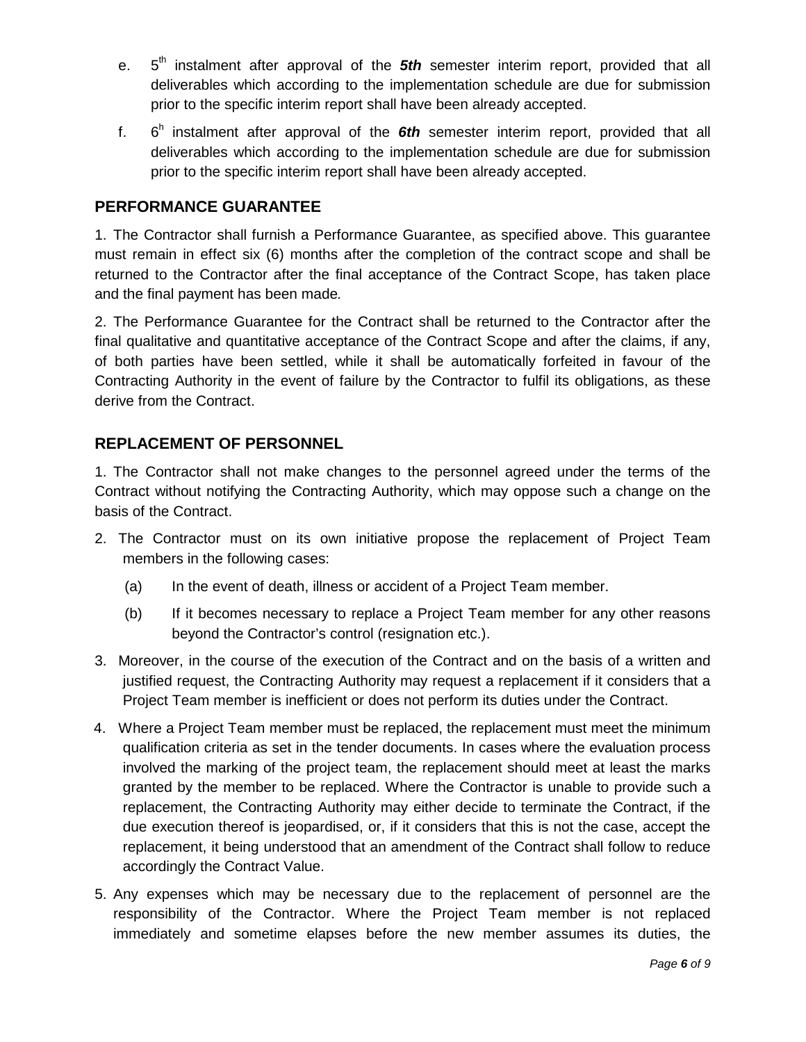e. 5th instalment after approval of the ***5th*** semester interim report, provided that all deliverables which according to the implementation schedule are due for submission prior to the specific interim report shall have been already accepted.

f. 6h instalment after approval of the ***6th*** semester interim report, provided that all deliverables which according to the implementation schedule are due for submission prior to the specific interim report shall have been already accepted.

## PERFORMANCE GUARANTEE

1. The Contractor shall furnish a Performance Guarantee, as specified above. This guarantee must remain in effect six (6) months after the completion of the contract scope and shall be returned to the Contractor after the final acceptance of the Contract Scope, has taken place and the final payment has been made*.*

2. The Performance Guarantee for the Contract shall be returned to the Contractor after the final qualitative and quantitative acceptance of the Contract Scope and after the claims, if any, of both parties have been settled, while it shall be automatically forfeited in favour of the Contracting Authority in the event of failure by the Contractor to fulfil its obligations, as these derive from the Contract.

## REPLACEMENT OF PERSONNEL

1. The Contractor shall not make changes to the personnel agreed under the terms of the Contract without notifying the Contracting Authority, which may oppose such a change on the basis of the Contract.

2. The Contractor must on its own initiative propose the replacement of Project Team members in the following cases:

   (a) In the event of death, illness or accident of a Project Team member.

   (b) If it becomes necessary to replace a Project Team member for any other reasons beyond the Contractor's control (resignation etc.).

3. Moreover, in the course of the execution of the Contract and on the basis of a written and justified request, the Contracting Authority may request a replacement if it considers that a Project Team member is inefficient or does not perform its duties under the Contract.

4. Where a Project Team member must be replaced, the replacement must meet the minimum qualification criteria as set in the tender documents. In cases where the evaluation process involved the marking of the project team, the replacement should meet at least the marks granted by the member to be replaced. Where the Contractor is unable to provide such a replacement, the Contracting Authority may either decide to terminate the Contract, if the due execution thereof is jeopardised, or, if it considers that this is not the case, accept the replacement, it being understood that an amendment of the Contract shall follow to reduce accordingly the Contract Value.

5. Any expenses which may be necessary due to the replacement of personnel are the responsibility of the Contractor. Where the Project Team member is not replaced immediately and sometime elapses before the new member assumes its duties, the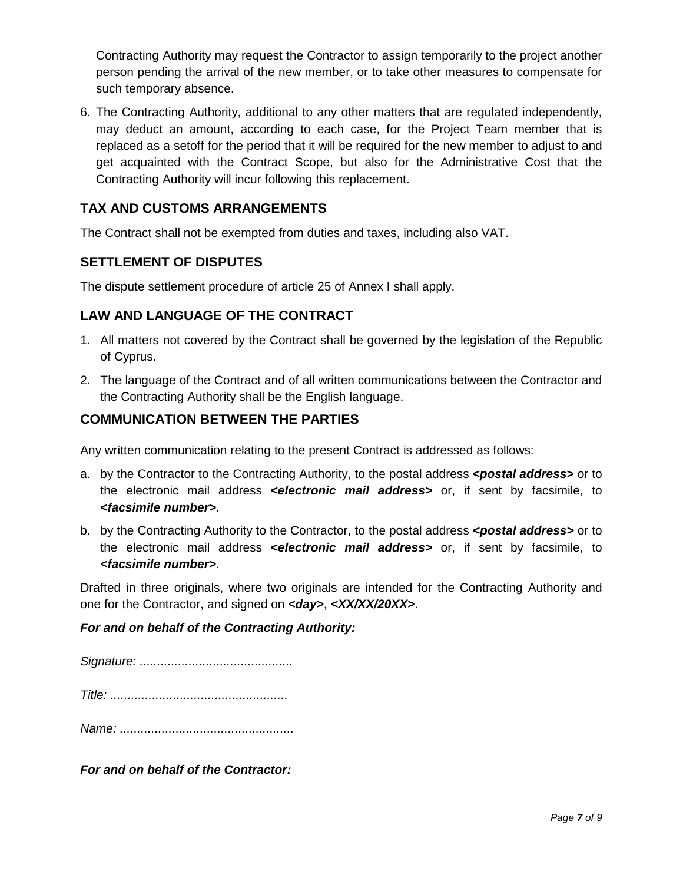Contracting Authority may request the Contractor to assign temporarily to the project another person pending the arrival of the new member, or to take other measures to compensate for such temporary absence.

6. The Contracting Authority, additional to any other matters that are regulated independently, may deduct an amount, according to each case, for the Project Team member that is replaced as a setoff for the period that it will be required for the new member to adjust to and get acquainted with the Contract Scope, but also for the Administrative Cost that the Contracting Authority will incur following this replacement.

## TAX AND CUSTOMS ARRANGEMENTS

The Contract shall not be exempted from duties and taxes, including also VAT.

## SETTLEMENT OF DISPUTES

The dispute settlement procedure of article 25 of Annex I shall apply.

## LAW AND LANGUAGE OF THE CONTRACT

1. All matters not covered by the Contract shall be governed by the legislation of the Republic of Cyprus.
2. The language of the Contract and of all written communications between the Contractor and the Contracting Authority shall be the English language.

## COMMUNICATION BETWEEN THE PARTIES

Any written communication relating to the present Contract is addressed as follows:

a. by the Contractor to the Contracting Authority, to the postal address ***<postal address>*** or to the electronic mail address ***<electronic mail address>*** or, if sent by facsimile, to ***<facsimile number>***.

b. by the Contracting Authority to the Contractor, to the postal address ***<postal address>*** or to the electronic mail address ***<electronic mail address>*** or, if sent by facsimile, to ***<facsimile number>***.

Drafted in three originals, where two originals are intended for the Contracting Authority and one for the Contractor, and signed on ***<day>***, ***<XX/XX/20XX>***.

***For and on behalf of the Contracting Authority:***

*Signature: ...........................................*

*Title: ..................................................*

*Name: .................................................*

***For and on behalf of the Contractor:***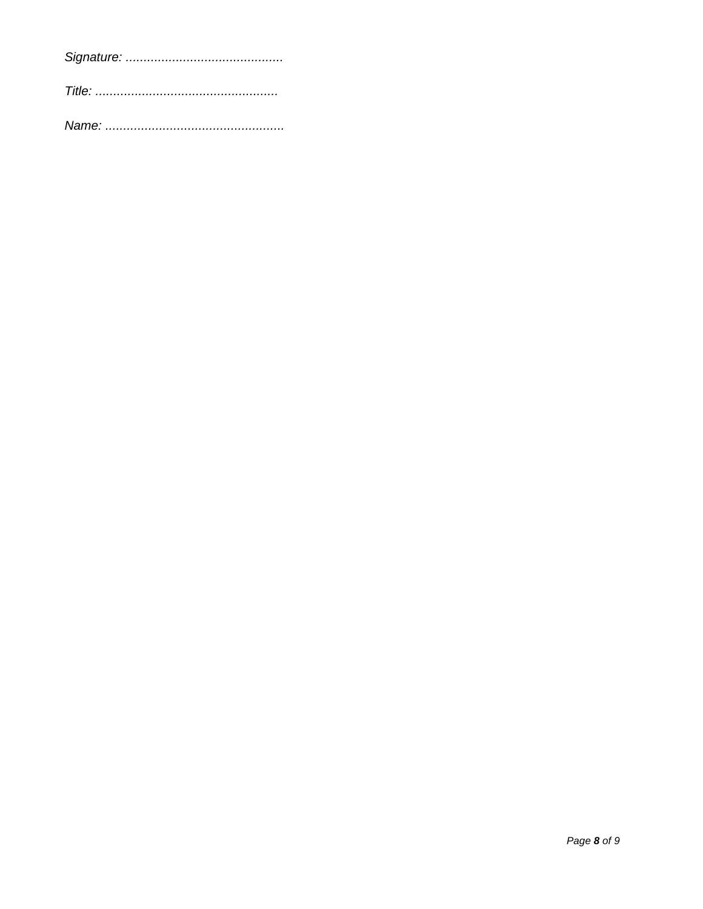*Signature: ............................................*

*Title: ...................................................*

*Name: ..................................................*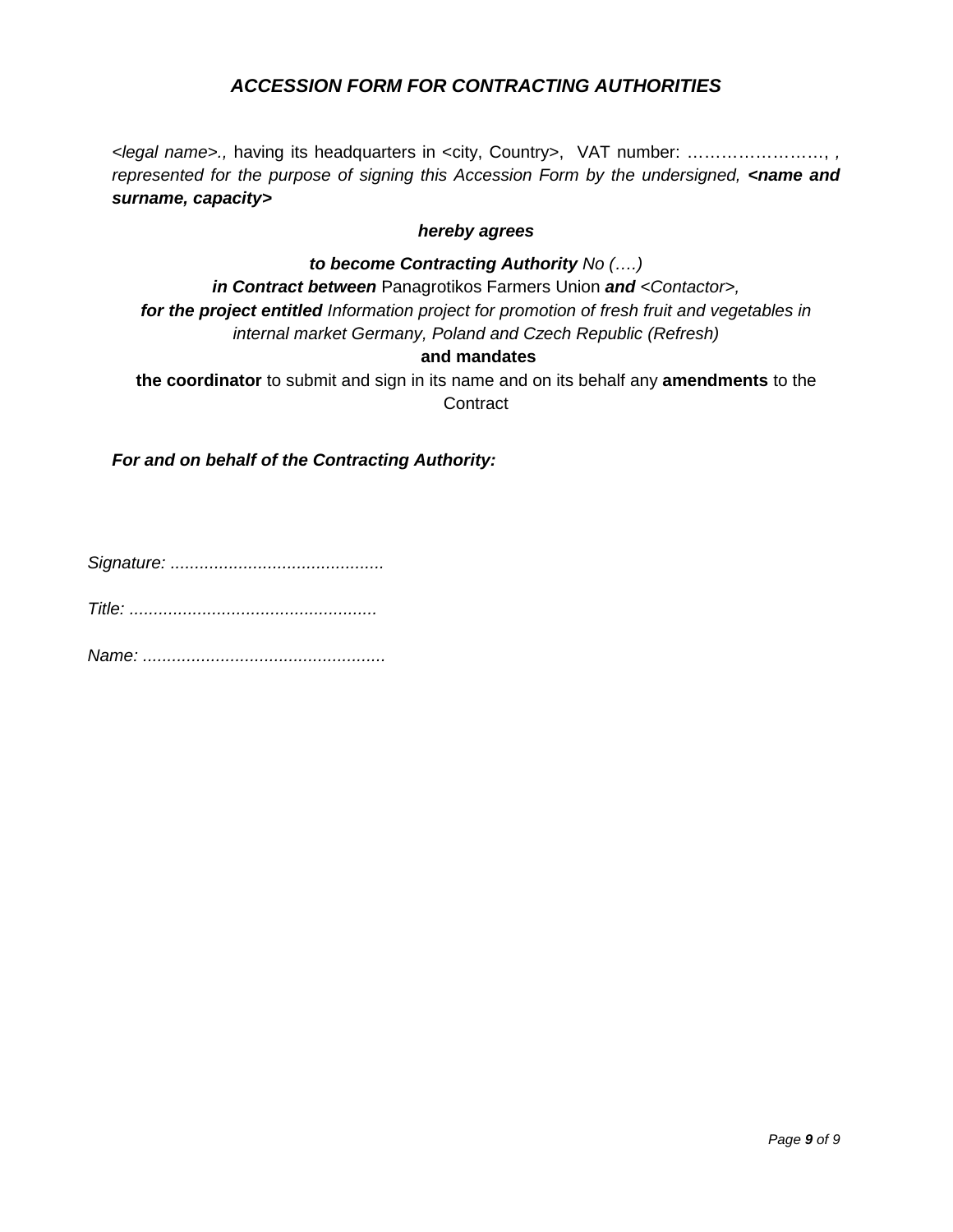## *ACCESSION FORM FOR CONTRACTING AUTHORITIES*

*<legal name>.,* having its headquarters in <city, Country>, VAT number: ……………………, , *represented for the purpose of signing this Accession Form by the undersigned,* ***<name and surname, capacity>***

***hereby agrees***

***to become Contracting Authority*** *No (….)*
***in Contract between*** Panagrotikos Farmers Union ***and*** *<Contactor>,*
***for the project entitled*** *Information project for promotion of fresh fruit and vegetables in internal market Germany, Poland and Czech Republic (Refresh)*
**and mandates**
**the coordinator** to submit and sign in its name and on its behalf any **amendments** to the Contract

***For and on behalf of the Contracting Authority:***

*Signature: ...........................................*

*Title: ..................................................*

*Name: .................................................*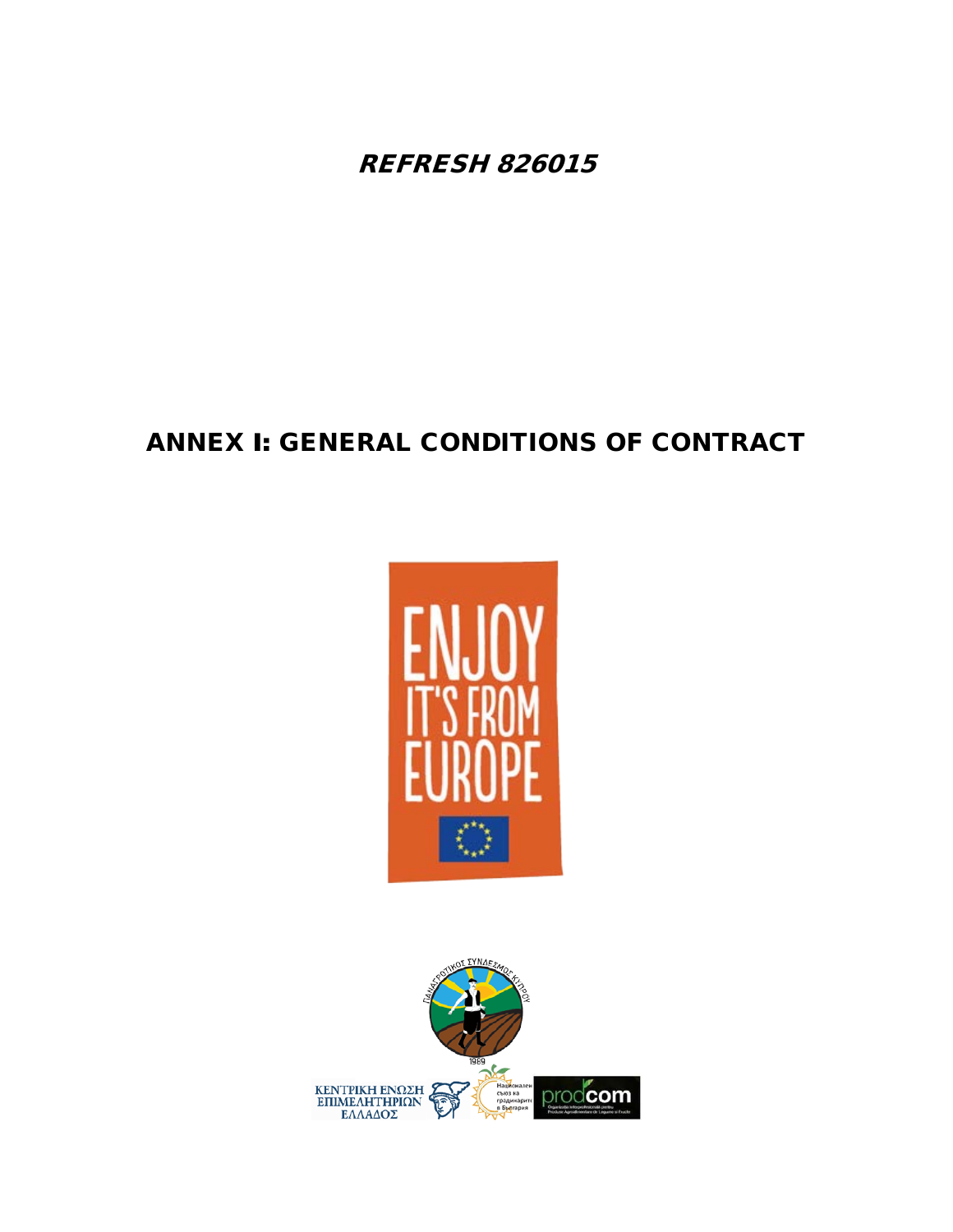***REFRESH 826015***

# ANNEX I: GENERAL CONDITIONS OF CONTRACT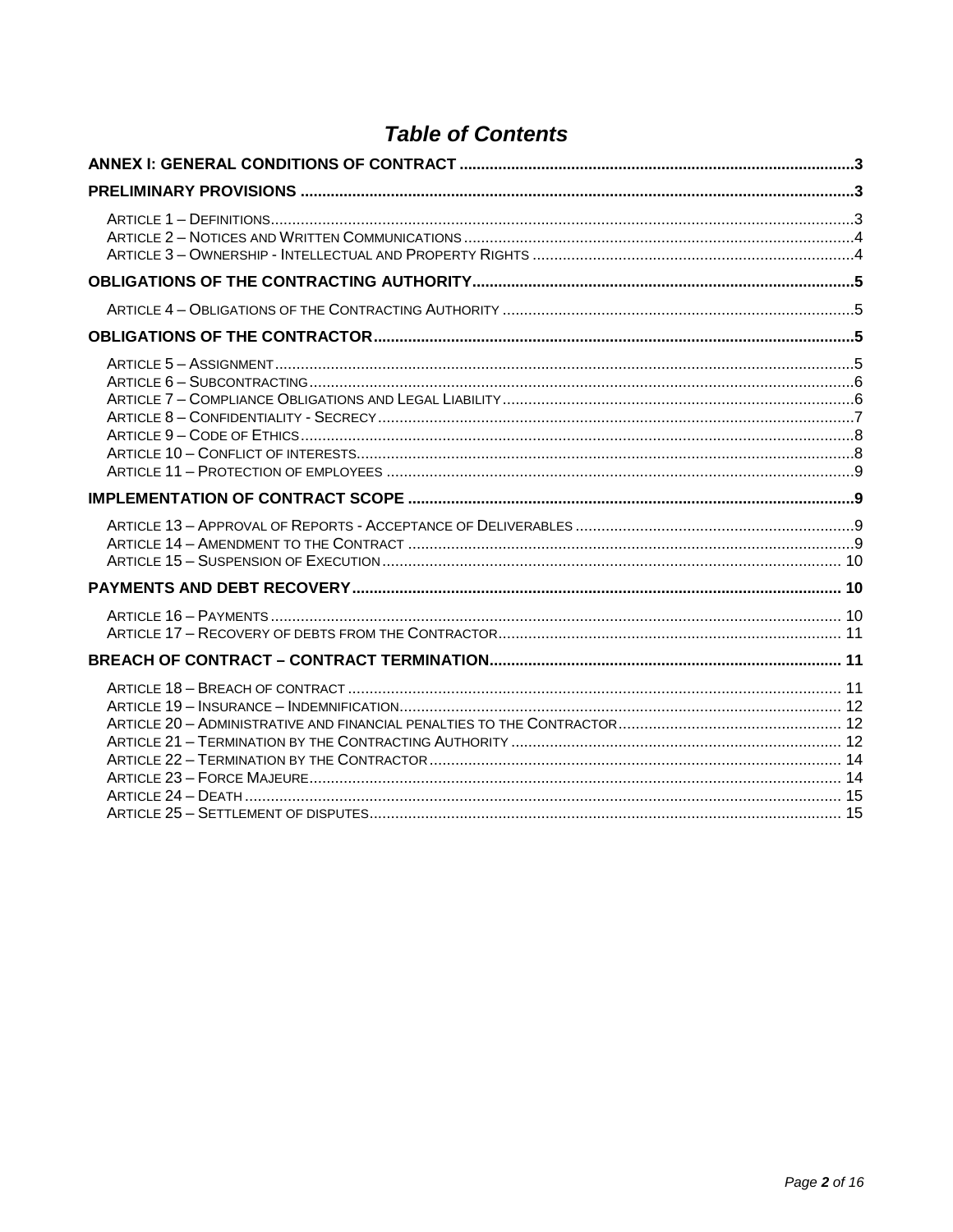# *Table of Contents*

**ANNEX I: GENERAL CONDITIONS OF CONTRACT** .......... 3

**PRELIMINARY PROVISIONS** .......... 3

ARTICLE 1 – DEFINITIONS .......... 3
ARTICLE 2 – NOTICES AND WRITTEN COMMUNICATIONS .......... 4
ARTICLE 3 – OWNERSHIP - INTELLECTUAL AND PROPERTY RIGHTS .......... 4

**OBLIGATIONS OF THE CONTRACTING AUTHORITY** .......... 5

ARTICLE 4 – OBLIGATIONS OF THE CONTRACTING AUTHORITY .......... 5

**OBLIGATIONS OF THE CONTRACTOR** .......... 5

ARTICLE 5 – ASSIGNMENT .......... 5
ARTICLE 6 – SUBCONTRACTING .......... 6
ARTICLE 7 – COMPLIANCE OBLIGATIONS AND LEGAL LIABILITY .......... 6
ARTICLE 8 – CONFIDENTIALITY - SECRECY .......... 7
ARTICLE 9 – CODE OF ETHICS .......... 8
ARTICLE 10 – CONFLICT OF INTERESTS .......... 8
ARTICLE 11 – PROTECTION OF EMPLOYEES .......... 9

**IMPLEMENTATION OF CONTRACT SCOPE** .......... 9

ARTICLE 13 – APPROVAL OF REPORTS - ACCEPTANCE OF DELIVERABLES .......... 9
ARTICLE 14 – AMENDMENT TO THE CONTRACT .......... 9
ARTICLE 15 – SUSPENSION OF EXECUTION .......... 10

**PAYMENTS AND DEBT RECOVERY** .......... 10

ARTICLE 16 – PAYMENTS .......... 10
ARTICLE 17 – RECOVERY OF DEBTS FROM THE CONTRACTOR .......... 11

**BREACH OF CONTRACT – CONTRACT TERMINATION** .......... 11

ARTICLE 18 – BREACH OF CONTRACT .......... 11
ARTICLE 19 – INSURANCE – INDEMNIFICATION .......... 12
ARTICLE 20 – ADMINISTRATIVE AND FINANCIAL PENALTIES TO THE CONTRACTOR .......... 12
ARTICLE 21 – TERMINATION BY THE CONTRACTING AUTHORITY .......... 12
ARTICLE 22 – TERMINATION BY THE CONTRACTOR .......... 14
ARTICLE 23 – FORCE MAJEURE .......... 14
ARTICLE 24 – DEATH .......... 15
ARTICLE 25 – SETTLEMENT OF DISPUTES .......... 15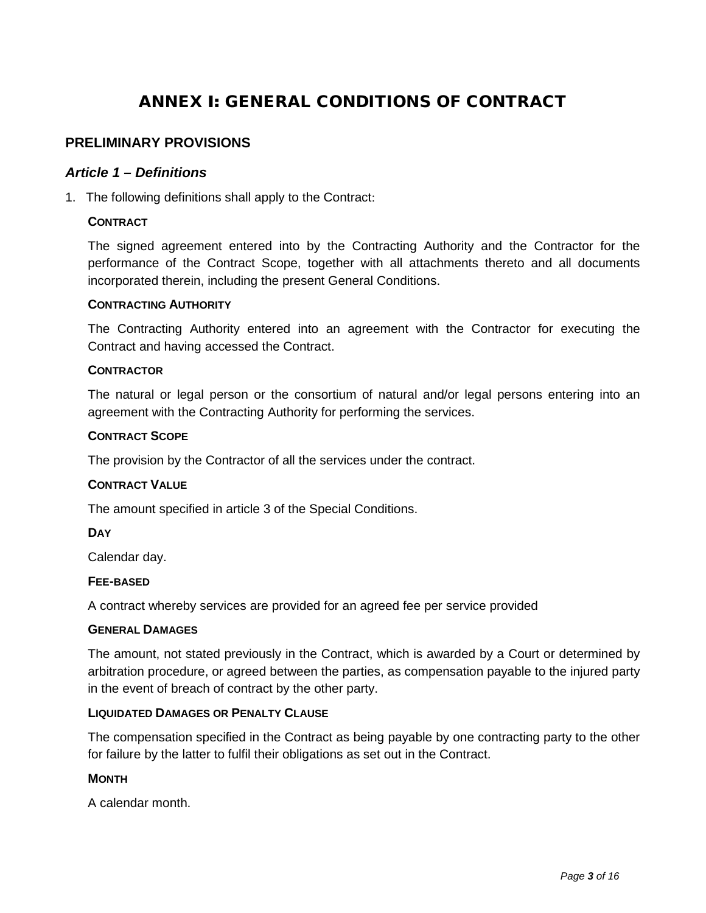# ANNEX I: GENERAL CONDITIONS OF CONTRACT

## PRELIMINARY PROVISIONS

### *Article 1 – Definitions*

1. The following definitions shall apply to the Contract:

   **CONTRACT**

   The signed agreement entered into by the Contracting Authority and the Contractor for the performance of the Contract Scope, together with all attachments thereto and all documents incorporated therein, including the present General Conditions.

   **CONTRACTING AUTHORITY**

   The Contracting Authority entered into an agreement with the Contractor for executing the Contract and having accessed the Contract.

   **CONTRACTOR**

   The natural or legal person or the consortium of natural and/or legal persons entering into an agreement with the Contracting Authority for performing the services.

   **CONTRACT SCOPE**

   The provision by the Contractor of all the services under the contract.

   **CONTRACT VALUE**

   The amount specified in article 3 of the Special Conditions.

   **DAY**

   Calendar day.

   **FEE-BASED**

   A contract whereby services are provided for an agreed fee per service provided

   **GENERAL DAMAGES**

   The amount, not stated previously in the Contract, which is awarded by a Court or determined by arbitration procedure, or agreed between the parties, as compensation payable to the injured party in the event of breach of contract by the other party.

   **LIQUIDATED DAMAGES OR PENALTY CLAUSE**

   The compensation specified in the Contract as being payable by one contracting party to the other for failure by the latter to fulfil their obligations as set out in the Contract.

   **MONTH**

   A calendar month.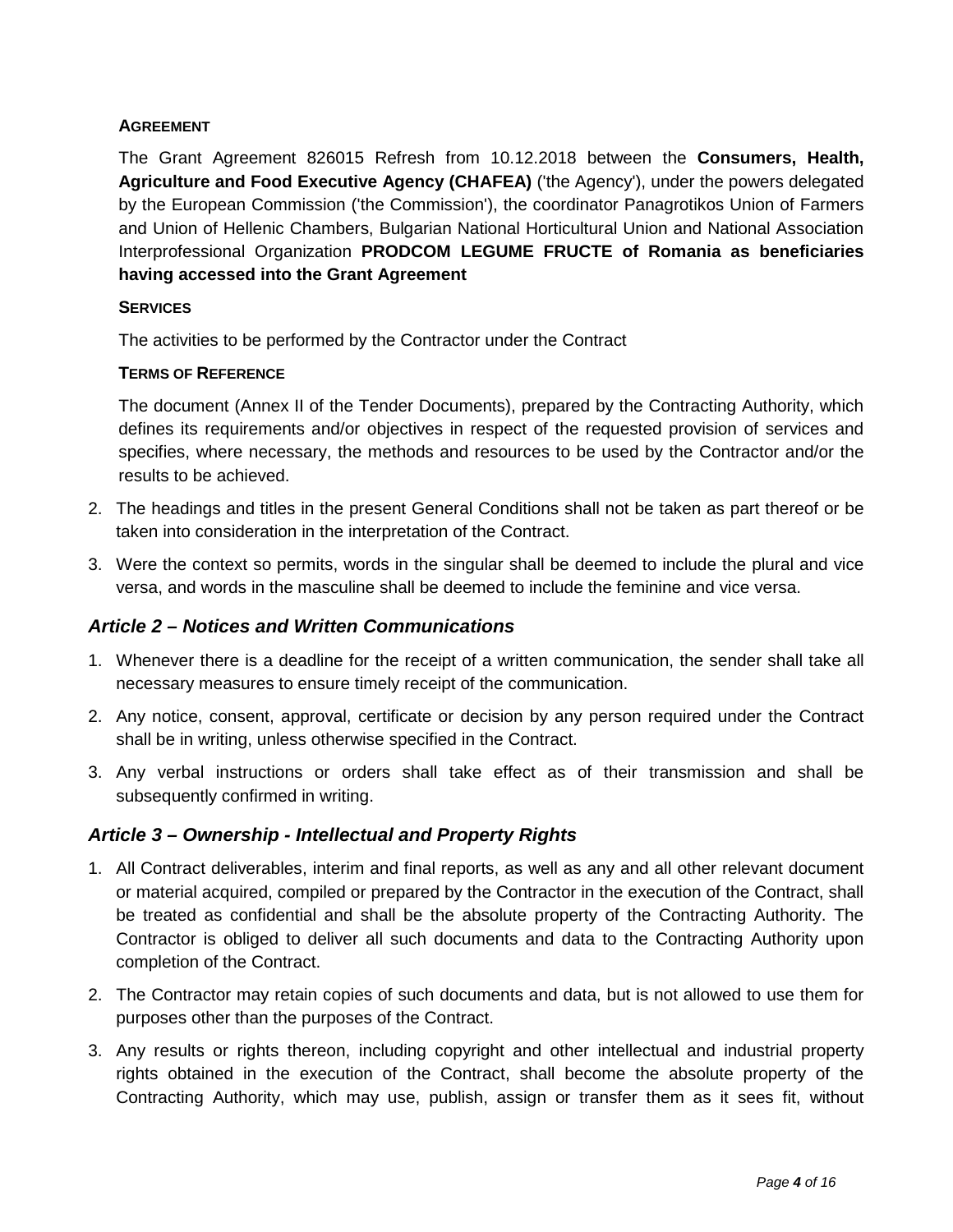**AGREEMENT**

The Grant Agreement 826015 Refresh from 10.12.2018 between the **Consumers, Health, Agriculture and Food Executive Agency (CHAFEA)** ('the Agency'), under the powers delegated by the European Commission ('the Commission'), the coordinator Panagrotikos Union of Farmers and Union of Hellenic Chambers, Bulgarian National Horticultural Union and National Association Interprofessional Organization **PRODCOM LEGUME FRUCTE of Romania as beneficiaries having accessed into the Grant Agreement**

**SERVICES**

The activities to be performed by the Contractor under the Contract

**TERMS OF REFERENCE**

The document (Annex II of the Tender Documents), prepared by the Contracting Authority, which defines its requirements and/or objectives in respect of the requested provision of services and specifies, where necessary, the methods and resources to be used by the Contractor and/or the results to be achieved.

2. The headings and titles in the present General Conditions shall not be taken as part thereof or be taken into consideration in the interpretation of the Contract.

3. Were the context so permits, words in the singular shall be deemed to include the plural and vice versa, and words in the masculine shall be deemed to include the feminine and vice versa.

## *Article 2 – Notices and Written Communications*

1. Whenever there is a deadline for the receipt of a written communication, the sender shall take all necessary measures to ensure timely receipt of the communication.

2. Any notice, consent, approval, certificate or decision by any person required under the Contract shall be in writing, unless otherwise specified in the Contract.

3. Any verbal instructions or orders shall take effect as of their transmission and shall be subsequently confirmed in writing.

## *Article 3 – Ownership - Intellectual and Property Rights*

1. All Contract deliverables, interim and final reports, as well as any and all other relevant document or material acquired, compiled or prepared by the Contractor in the execution of the Contract, shall be treated as confidential and shall be the absolute property of the Contracting Authority. The Contractor is obliged to deliver all such documents and data to the Contracting Authority upon completion of the Contract.

2. The Contractor may retain copies of such documents and data, but is not allowed to use them for purposes other than the purposes of the Contract.

3. Any results or rights thereon, including copyright and other intellectual and industrial property rights obtained in the execution of the Contract, shall become the absolute property of the Contracting Authority, which may use, publish, assign or transfer them as it sees fit, without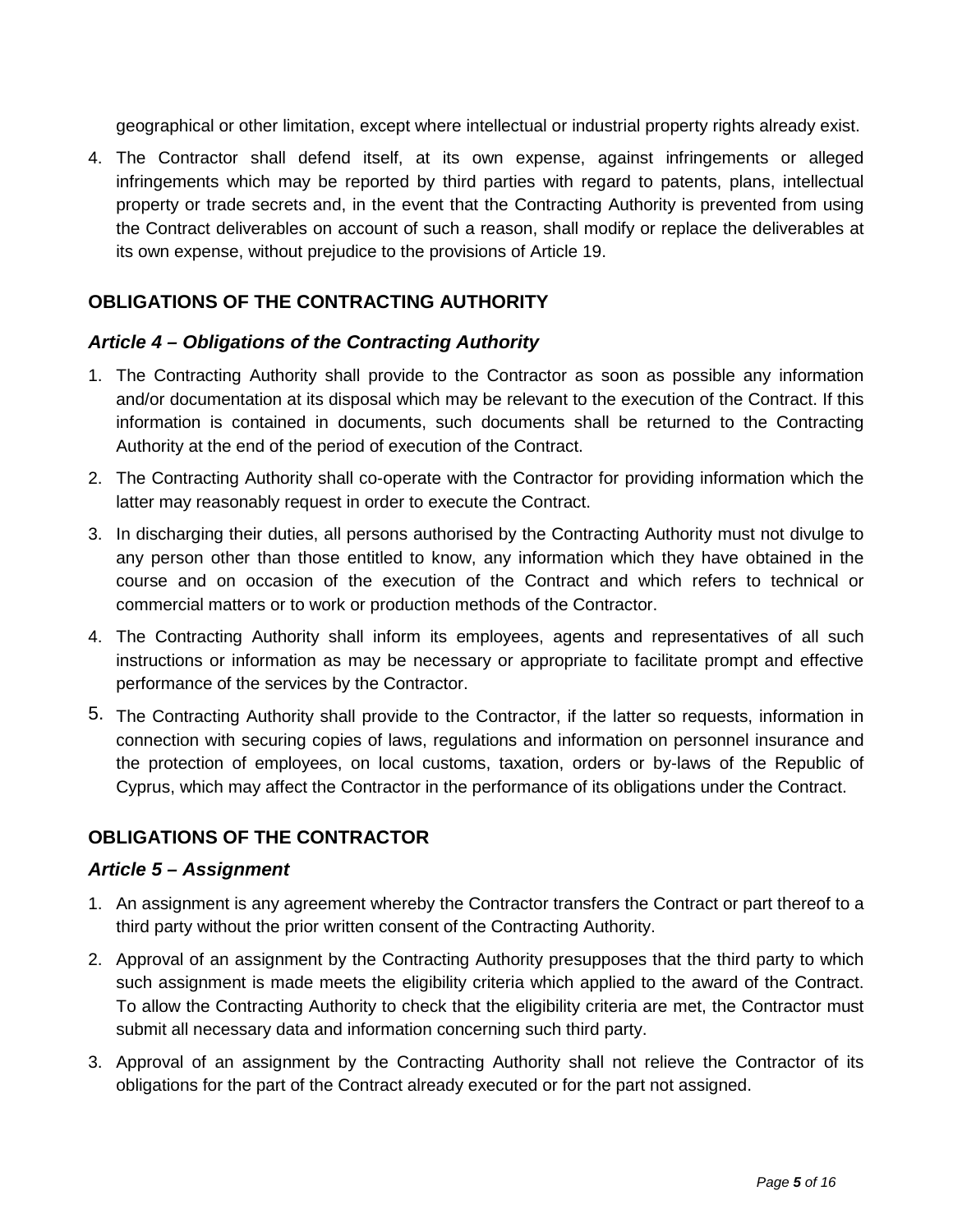geographical or other limitation, except where intellectual or industrial property rights already exist.

4. The Contractor shall defend itself, at its own expense, against infringements or alleged infringements which may be reported by third parties with regard to patents, plans, intellectual property or trade secrets and, in the event that the Contracting Authority is prevented from using the Contract deliverables on account of such a reason, shall modify or replace the deliverables at its own expense, without prejudice to the provisions of Article 19.

## OBLIGATIONS OF THE CONTRACTING AUTHORITY

### *Article 4 – Obligations of the Contracting Authority*

1. The Contracting Authority shall provide to the Contractor as soon as possible any information and/or documentation at its disposal which may be relevant to the execution of the Contract. If this information is contained in documents, such documents shall be returned to the Contracting Authority at the end of the period of execution of the Contract.
2. The Contracting Authority shall co-operate with the Contractor for providing information which the latter may reasonably request in order to execute the Contract.
3. In discharging their duties, all persons authorised by the Contracting Authority must not divulge to any person other than those entitled to know, any information which they have obtained in the course and on occasion of the execution of the Contract and which refers to technical or commercial matters or to work or production methods of the Contractor.
4. The Contracting Authority shall inform its employees, agents and representatives of all such instructions or information as may be necessary or appropriate to facilitate prompt and effective performance of the services by the Contractor.
5. The Contracting Authority shall provide to the Contractor, if the latter so requests, information in connection with securing copies of laws, regulations and information on personnel insurance and the protection of employees, on local customs, taxation, orders or by-laws of the Republic of Cyprus, which may affect the Contractor in the performance of its obligations under the Contract.

## OBLIGATIONS OF THE CONTRACTOR

### *Article 5 – Assignment*

1. An assignment is any agreement whereby the Contractor transfers the Contract or part thereof to a third party without the prior written consent of the Contracting Authority.
2. Approval of an assignment by the Contracting Authority presupposes that the third party to which such assignment is made meets the eligibility criteria which applied to the award of the Contract. To allow the Contracting Authority to check that the eligibility criteria are met, the Contractor must submit all necessary data and information concerning such third party.
3. Approval of an assignment by the Contracting Authority shall not relieve the Contractor of its obligations for the part of the Contract already executed or for the part not assigned.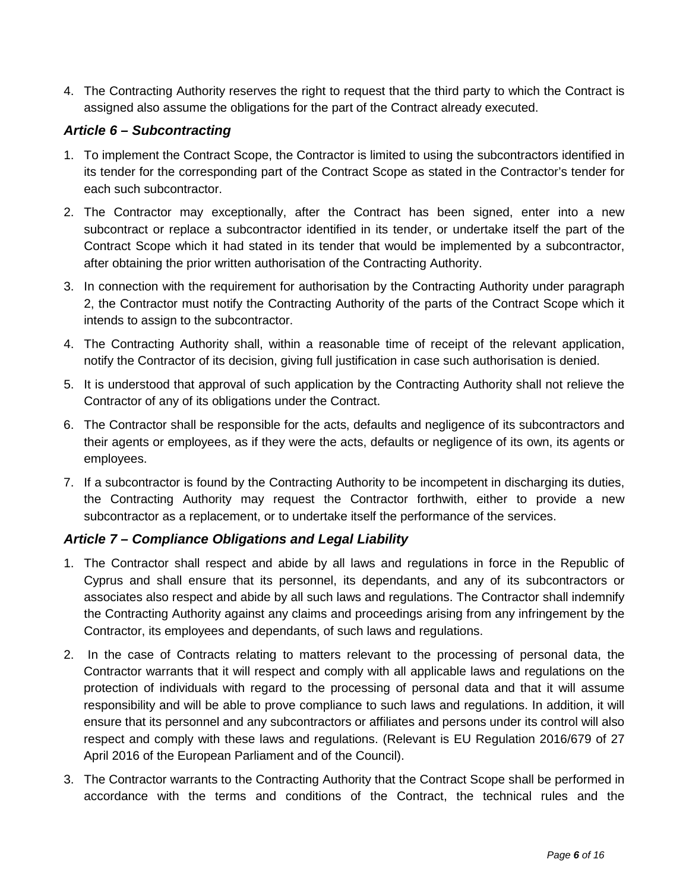4. The Contracting Authority reserves the right to request that the third party to which the Contract is assigned also assume the obligations for the part of the Contract already executed.

### *Article 6 – Subcontracting*

1. To implement the Contract Scope, the Contractor is limited to using the subcontractors identified in its tender for the corresponding part of the Contract Scope as stated in the Contractor's tender for each such subcontractor.
2. The Contractor may exceptionally, after the Contract has been signed, enter into a new subcontract or replace a subcontractor identified in its tender, or undertake itself the part of the Contract Scope which it had stated in its tender that would be implemented by a subcontractor, after obtaining the prior written authorisation of the Contracting Authority.
3. In connection with the requirement for authorisation by the Contracting Authority under paragraph 2, the Contractor must notify the Contracting Authority of the parts of the Contract Scope which it intends to assign to the subcontractor.
4. The Contracting Authority shall, within a reasonable time of receipt of the relevant application, notify the Contractor of its decision, giving full justification in case such authorisation is denied.
5. It is understood that approval of such application by the Contracting Authority shall not relieve the Contractor of any of its obligations under the Contract.
6. The Contractor shall be responsible for the acts, defaults and negligence of its subcontractors and their agents or employees, as if they were the acts, defaults or negligence of its own, its agents or employees.
7. If a subcontractor is found by the Contracting Authority to be incompetent in discharging its duties, the Contracting Authority may request the Contractor forthwith, either to provide a new subcontractor as a replacement, or to undertake itself the performance of the services.

### *Article 7 – Compliance Obligations and Legal Liability*

1. The Contractor shall respect and abide by all laws and regulations in force in the Republic of Cyprus and shall ensure that its personnel, its dependants, and any of its subcontractors or associates also respect and abide by all such laws and regulations. The Contractor shall indemnify the Contracting Authority against any claims and proceedings arising from any infringement by the Contractor, its employees and dependants, of such laws and regulations.
2. In the case of Contracts relating to matters relevant to the processing of personal data, the Contractor warrants that it will respect and comply with all applicable laws and regulations on the protection of individuals with regard to the processing of personal data and that it will assume responsibility and will be able to prove compliance to such laws and regulations. In addition, it will ensure that its personnel and any subcontractors or affiliates and persons under its control will also respect and comply with these laws and regulations. (Relevant is EU Regulation 2016/679 of 27 April 2016 of the European Parliament and of the Council).
3. The Contractor warrants to the Contracting Authority that the Contract Scope shall be performed in accordance with the terms and conditions of the Contract, the technical rules and the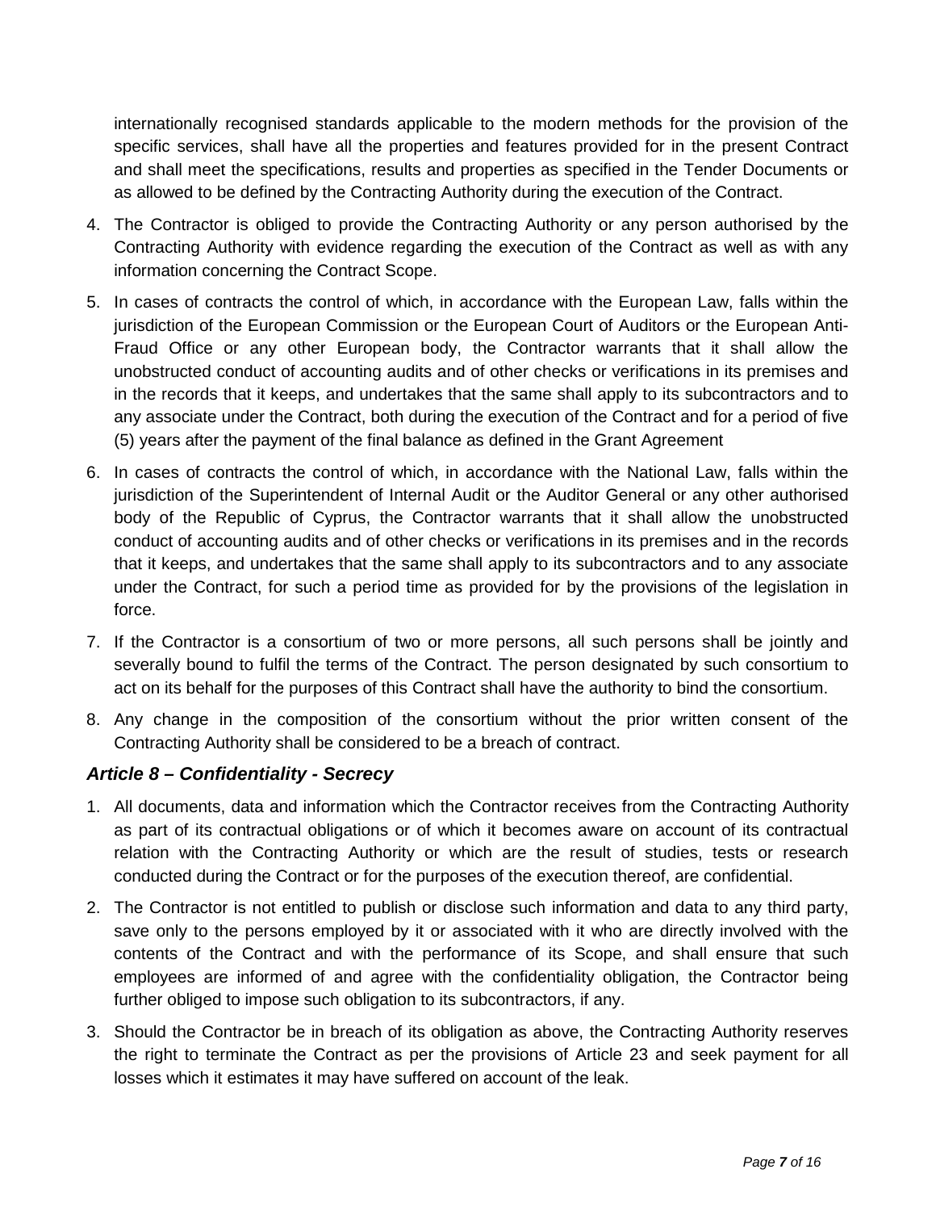internationally recognised standards applicable to the modern methods for the provision of the specific services, shall have all the properties and features provided for in the present Contract and shall meet the specifications, results and properties as specified in the Tender Documents or as allowed to be defined by the Contracting Authority during the execution of the Contract.

4. The Contractor is obliged to provide the Contracting Authority or any person authorised by the Contracting Authority with evidence regarding the execution of the Contract as well as with any information concerning the Contract Scope.
5. In cases of contracts the control of which, in accordance with the European Law, falls within the jurisdiction of the European Commission or the European Court of Auditors or the European Anti-Fraud Office or any other European body, the Contractor warrants that it shall allow the unobstructed conduct of accounting audits and of other checks or verifications in its premises and in the records that it keeps, and undertakes that the same shall apply to its subcontractors and to any associate under the Contract, both during the execution of the Contract and for a period of five (5) years after the payment of the final balance as defined in the Grant Agreement
6. In cases of contracts the control of which, in accordance with the National Law, falls within the jurisdiction of the Superintendent of Internal Audit or the Auditor General or any other authorised body of the Republic of Cyprus, the Contractor warrants that it shall allow the unobstructed conduct of accounting audits and of other checks or verifications in its premises and in the records that it keeps, and undertakes that the same shall apply to its subcontractors and to any associate under the Contract, for such a period time as provided for by the provisions of the legislation in force.
7. If the Contractor is a consortium of two or more persons, all such persons shall be jointly and severally bound to fulfil the terms of the Contract. The person designated by such consortium to act on its behalf for the purposes of this Contract shall have the authority to bind the consortium.
8. Any change in the composition of the consortium without the prior written consent of the Contracting Authority shall be considered to be a breach of contract.

### *Article 8 – Confidentiality - Secrecy*

1. All documents, data and information which the Contractor receives from the Contracting Authority as part of its contractual obligations or of which it becomes aware on account of its contractual relation with the Contracting Authority or which are the result of studies, tests or research conducted during the Contract or for the purposes of the execution thereof, are confidential.
2. The Contractor is not entitled to publish or disclose such information and data to any third party, save only to the persons employed by it or associated with it who are directly involved with the contents of the Contract and with the performance of its Scope, and shall ensure that such employees are informed of and agree with the confidentiality obligation, the Contractor being further obliged to impose such obligation to its subcontractors, if any.
3. Should the Contractor be in breach of its obligation as above, the Contracting Authority reserves the right to terminate the Contract as per the provisions of Article 23 and seek payment for all losses which it estimates it may have suffered on account of the leak.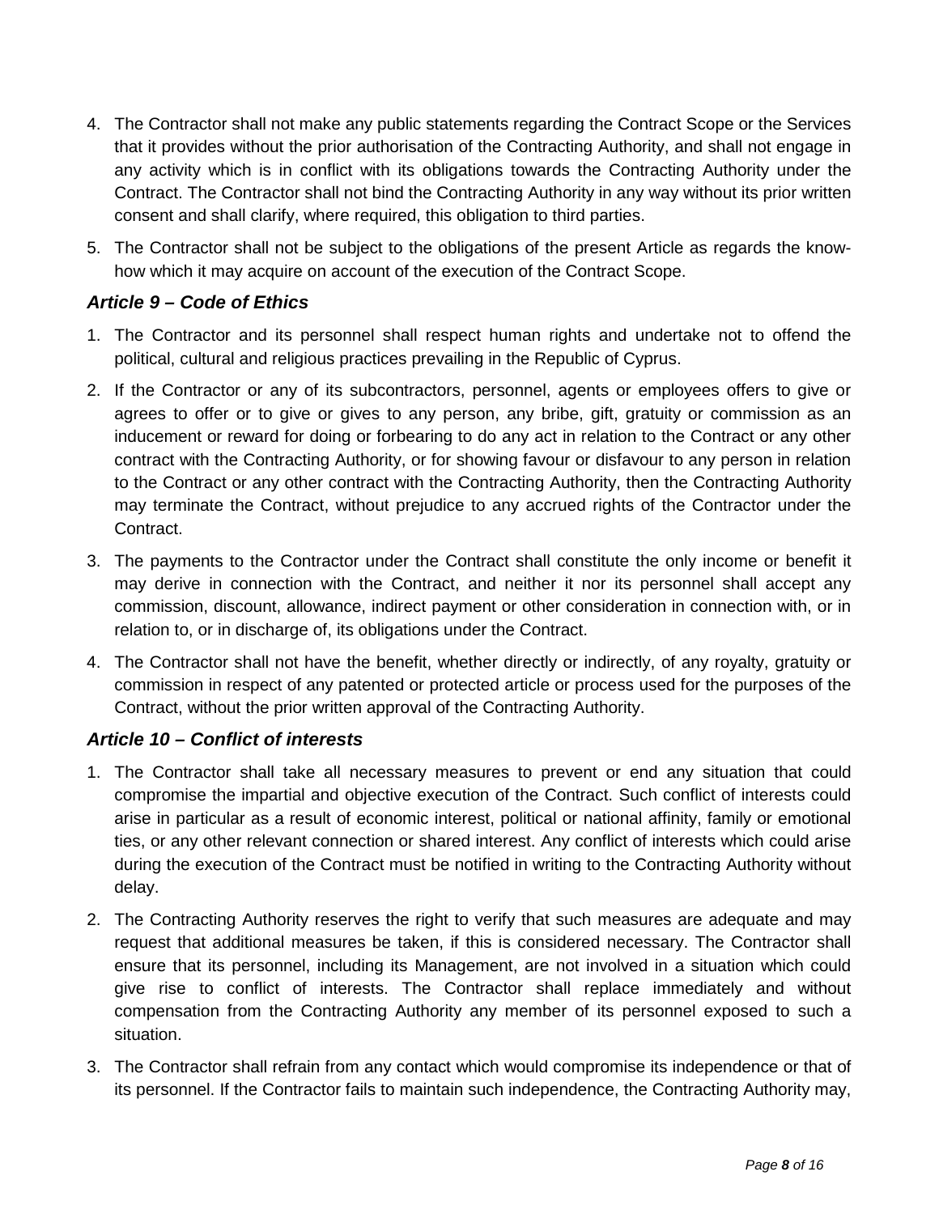4. The Contractor shall not make any public statements regarding the Contract Scope or the Services that it provides without the prior authorisation of the Contracting Authority, and shall not engage in any activity which is in conflict with its obligations towards the Contracting Authority under the Contract. The Contractor shall not bind the Contracting Authority in any way without its prior written consent and shall clarify, where required, this obligation to third parties.

5. The Contractor shall not be subject to the obligations of the present Article as regards the know-how which it may acquire on account of the execution of the Contract Scope.

### *Article 9 – Code of Ethics*

1. The Contractor and its personnel shall respect human rights and undertake not to offend the political, cultural and religious practices prevailing in the Republic of Cyprus.

2. If the Contractor or any of its subcontractors, personnel, agents or employees offers to give or agrees to offer or to give or gives to any person, any bribe, gift, gratuity or commission as an inducement or reward for doing or forbearing to do any act in relation to the Contract or any other contract with the Contracting Authority, or for showing favour or disfavour to any person in relation to the Contract or any other contract with the Contracting Authority, then the Contracting Authority may terminate the Contract, without prejudice to any accrued rights of the Contractor under the Contract.

3. The payments to the Contractor under the Contract shall constitute the only income or benefit it may derive in connection with the Contract, and neither it nor its personnel shall accept any commission, discount, allowance, indirect payment or other consideration in connection with, or in relation to, or in discharge of, its obligations under the Contract.

4. The Contractor shall not have the benefit, whether directly or indirectly, of any royalty, gratuity or commission in respect of any patented or protected article or process used for the purposes of the Contract, without the prior written approval of the Contracting Authority.

### *Article 10 – Conflict of interests*

1. The Contractor shall take all necessary measures to prevent or end any situation that could compromise the impartial and objective execution of the Contract. Such conflict of interests could arise in particular as a result of economic interest, political or national affinity, family or emotional ties, or any other relevant connection or shared interest. Any conflict of interests which could arise during the execution of the Contract must be notified in writing to the Contracting Authority without delay.

2. The Contracting Authority reserves the right to verify that such measures are adequate and may request that additional measures be taken, if this is considered necessary. The Contractor shall ensure that its personnel, including its Management, are not involved in a situation which could give rise to conflict of interests. The Contractor shall replace immediately and without compensation from the Contracting Authority any member of its personnel exposed to such a situation.

3. The Contractor shall refrain from any contact which would compromise its independence or that of its personnel. If the Contractor fails to maintain such independence, the Contracting Authority may,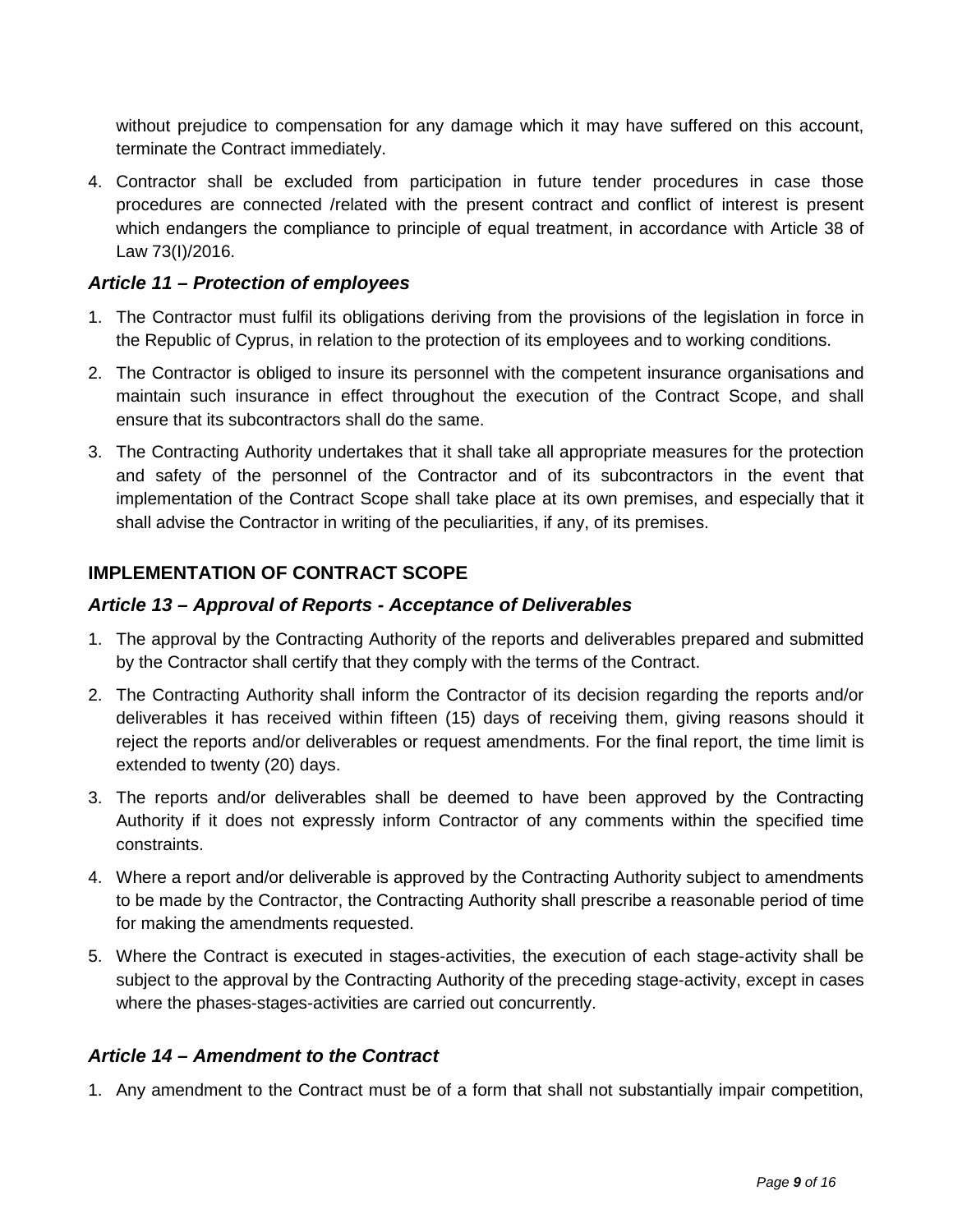without prejudice to compensation for any damage which it may have suffered on this account, terminate the Contract immediately.

4. Contractor shall be excluded from participation in future tender procedures in case those procedures are connected /related with the present contract and conflict of interest is present which endangers the compliance to principle of equal treatment, in accordance with Article 38 of Law 73(I)/2016.

### *Article 11 – Protection of employees*

1. The Contractor must fulfil its obligations deriving from the provisions of the legislation in force in the Republic of Cyprus, in relation to the protection of its employees and to working conditions.
2. The Contractor is obliged to insure its personnel with the competent insurance organisations and maintain such insurance in effect throughout the execution of the Contract Scope, and shall ensure that its subcontractors shall do the same.
3. The Contracting Authority undertakes that it shall take all appropriate measures for the protection and safety of the personnel of the Contractor and of its subcontractors in the event that implementation of the Contract Scope shall take place at its own premises, and especially that it shall advise the Contractor in writing of the peculiarities, if any, of its premises.

## IMPLEMENTATION OF CONTRACT SCOPE

### *Article 13 – Approval of Reports - Acceptance of Deliverables*

1. The approval by the Contracting Authority of the reports and deliverables prepared and submitted by the Contractor shall certify that they comply with the terms of the Contract.
2. The Contracting Authority shall inform the Contractor of its decision regarding the reports and/or deliverables it has received within fifteen (15) days of receiving them, giving reasons should it reject the reports and/or deliverables or request amendments. For the final report, the time limit is extended to twenty (20) days.
3. The reports and/or deliverables shall be deemed to have been approved by the Contracting Authority if it does not expressly inform Contractor of any comments within the specified time constraints.
4. Where a report and/or deliverable is approved by the Contracting Authority subject to amendments to be made by the Contractor, the Contracting Authority shall prescribe a reasonable period of time for making the amendments requested.
5. Where the Contract is executed in stages-activities, the execution of each stage-activity shall be subject to the approval by the Contracting Authority of the preceding stage-activity, except in cases where the phases-stages-activities are carried out concurrently.

### *Article 14 – Amendment to the Contract*

1. Any amendment to the Contract must be of a form that shall not substantially impair competition,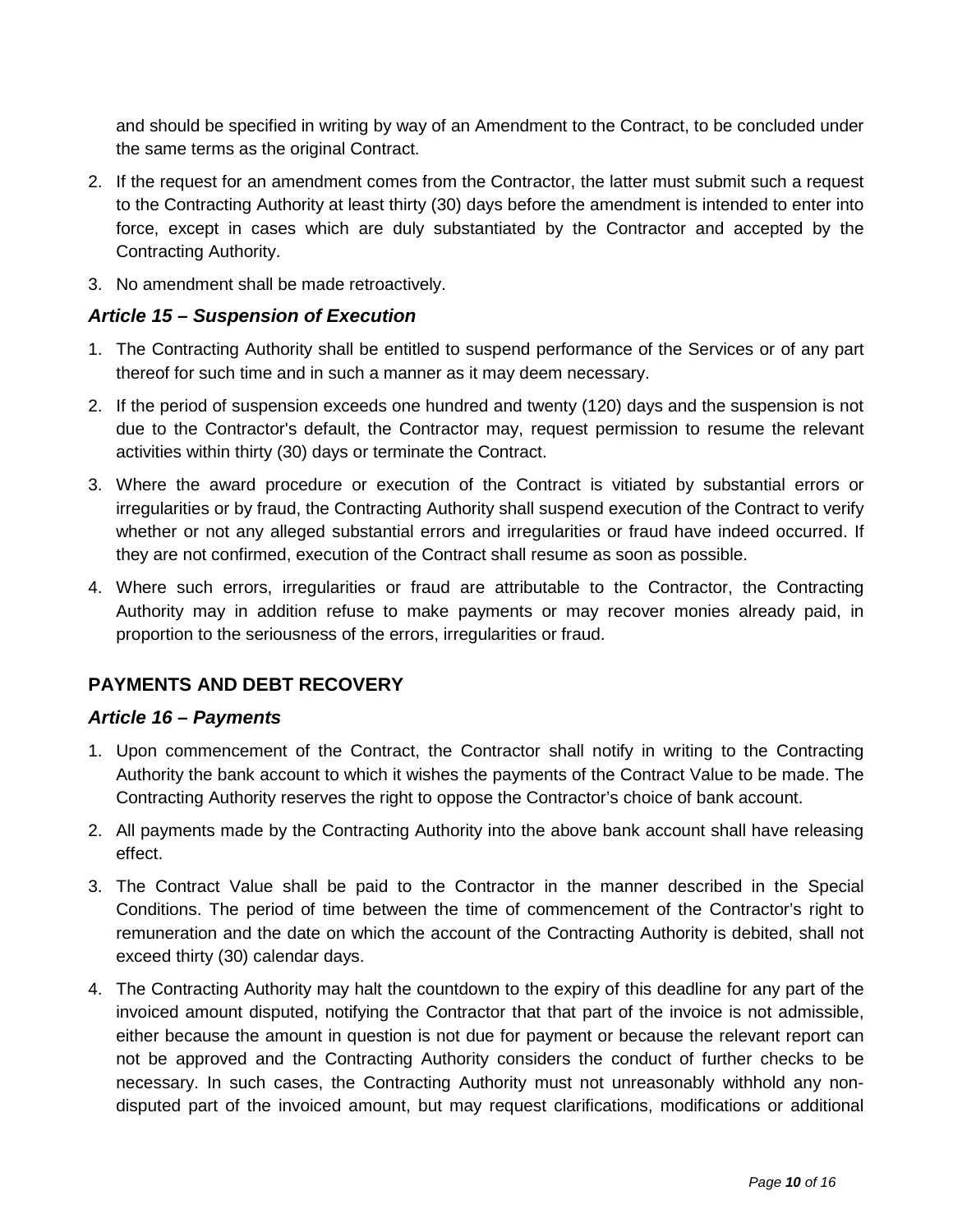and should be specified in writing by way of an Amendment to the Contract, to be concluded under the same terms as the original Contract.

2. If the request for an amendment comes from the Contractor, the latter must submit such a request to the Contracting Authority at least thirty (30) days before the amendment is intended to enter into force, except in cases which are duly substantiated by the Contractor and accepted by the Contracting Authority.
3. No amendment shall be made retroactively.

### *Article 15 – Suspension of Execution*

1. The Contracting Authority shall be entitled to suspend performance of the Services or of any part thereof for such time and in such a manner as it may deem necessary.
2. If the period of suspension exceeds one hundred and twenty (120) days and the suspension is not due to the Contractor's default, the Contractor may, request permission to resume the relevant activities within thirty (30) days or terminate the Contract.
3. Where the award procedure or execution of the Contract is vitiated by substantial errors or irregularities or by fraud, the Contracting Authority shall suspend execution of the Contract to verify whether or not any alleged substantial errors and irregularities or fraud have indeed occurred. If they are not confirmed, execution of the Contract shall resume as soon as possible.
4. Where such errors, irregularities or fraud are attributable to the Contractor, the Contracting Authority may in addition refuse to make payments or may recover monies already paid, in proportion to the seriousness of the errors, irregularities or fraud.

## PAYMENTS AND DEBT RECOVERY

### *Article 16 – Payments*

1. Upon commencement of the Contract, the Contractor shall notify in writing to the Contracting Authority the bank account to which it wishes the payments of the Contract Value to be made. The Contracting Authority reserves the right to oppose the Contractor's choice of bank account.
2. All payments made by the Contracting Authority into the above bank account shall have releasing effect.
3. The Contract Value shall be paid to the Contractor in the manner described in the Special Conditions. The period of time between the time of commencement of the Contractor's right to remuneration and the date on which the account of the Contracting Authority is debited, shall not exceed thirty (30) calendar days.
4. The Contracting Authority may halt the countdown to the expiry of this deadline for any part of the invoiced amount disputed, notifying the Contractor that that part of the invoice is not admissible, either because the amount in question is not due for payment or because the relevant report can not be approved and the Contracting Authority considers the conduct of further checks to be necessary. In such cases, the Contracting Authority must not unreasonably withhold any non-disputed part of the invoiced amount, but may request clarifications, modifications or additional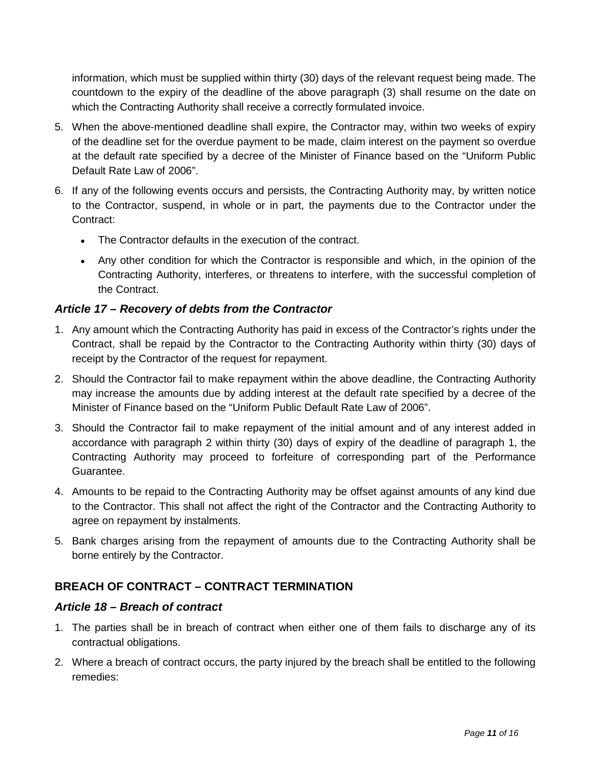information, which must be supplied within thirty (30) days of the relevant request being made. The countdown to the expiry of the deadline of the above paragraph (3) shall resume on the date on which the Contracting Authority shall receive a correctly formulated invoice.

5. When the above-mentioned deadline shall expire, the Contractor may, within two weeks of expiry of the deadline set for the overdue payment to be made, claim interest on the payment so overdue at the default rate specified by a decree of the Minister of Finance based on the "Uniform Public Default Rate Law of 2006".
6. If any of the following events occurs and persists, the Contracting Authority may, by written notice to the Contractor, suspend, in whole or in part, the payments due to the Contractor under the Contract:
   - The Contractor defaults in the execution of the contract.
   - Any other condition for which the Contractor is responsible and which, in the opinion of the Contracting Authority, interferes, or threatens to interfere, with the successful completion of the Contract.

### *Article 17 – Recovery of debts from the Contractor*

1. Any amount which the Contracting Authority has paid in excess of the Contractor's rights under the Contract, shall be repaid by the Contractor to the Contracting Authority within thirty (30) days of receipt by the Contractor of the request for repayment.
2. Should the Contractor fail to make repayment within the above deadline, the Contracting Authority may increase the amounts due by adding interest at the default rate specified by a decree of the Minister of Finance based on the "Uniform Public Default Rate Law of 2006".
3. Should the Contractor fail to make repayment of the initial amount and of any interest added in accordance with paragraph 2 within thirty (30) days of expiry of the deadline of paragraph 1, the Contracting Authority may proceed to forfeiture of corresponding part of the Performance Guarantee.
4. Amounts to be repaid to the Contracting Authority may be offset against amounts of any kind due to the Contractor. This shall not affect the right of the Contractor and the Contracting Authority to agree on repayment by instalments.
5. Bank charges arising from the repayment of amounts due to the Contracting Authority shall be borne entirely by the Contractor.

## BREACH OF CONTRACT – CONTRACT TERMINATION

### *Article 18 – Breach of contract*

1. The parties shall be in breach of contract when either one of them fails to discharge any of its contractual obligations.
2. Where a breach of contract occurs, the party injured by the breach shall be entitled to the following remedies: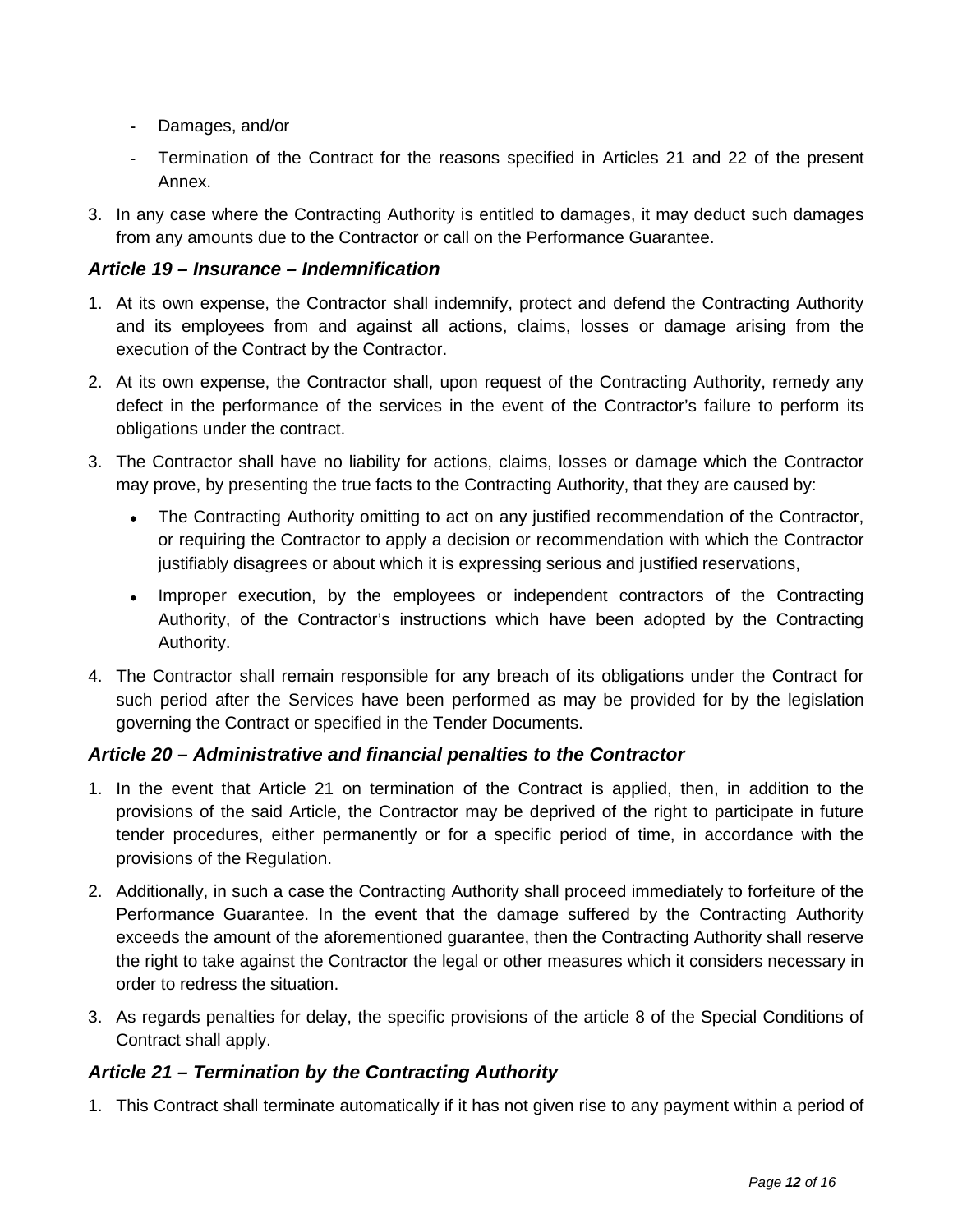- Damages, and/or
- Termination of the Contract for the reasons specified in Articles 21 and 22 of the present Annex.

3. In any case where the Contracting Authority is entitled to damages, it may deduct such damages from any amounts due to the Contractor or call on the Performance Guarantee.

### *Article 19 – Insurance – Indemnification*

1. At its own expense, the Contractor shall indemnify, protect and defend the Contracting Authority and its employees from and against all actions, claims, losses or damage arising from the execution of the Contract by the Contractor.
2. At its own expense, the Contractor shall, upon request of the Contracting Authority, remedy any defect in the performance of the services in the event of the Contractor's failure to perform its obligations under the contract.
3. The Contractor shall have no liability for actions, claims, losses or damage which the Contractor may prove, by presenting the true facts to the Contracting Authority, that they are caused by:
   - The Contracting Authority omitting to act on any justified recommendation of the Contractor, or requiring the Contractor to apply a decision or recommendation with which the Contractor justifiably disagrees or about which it is expressing serious and justified reservations,
   - Improper execution, by the employees or independent contractors of the Contracting Authority, of the Contractor's instructions which have been adopted by the Contracting Authority.
4. The Contractor shall remain responsible for any breach of its obligations under the Contract for such period after the Services have been performed as may be provided for by the legislation governing the Contract or specified in the Tender Documents.

### *Article 20 – Administrative and financial penalties to the Contractor*

1. In the event that Article 21 on termination of the Contract is applied, then, in addition to the provisions of the said Article, the Contractor may be deprived of the right to participate in future tender procedures, either permanently or for a specific period of time, in accordance with the provisions of the Regulation.
2. Additionally, in such a case the Contracting Authority shall proceed immediately to forfeiture of the Performance Guarantee. In the event that the damage suffered by the Contracting Authority exceeds the amount of the aforementioned guarantee, then the Contracting Authority shall reserve the right to take against the Contractor the legal or other measures which it considers necessary in order to redress the situation.
3. As regards penalties for delay, the specific provisions of the article 8 of the Special Conditions of Contract shall apply.

### *Article 21 – Termination by the Contracting Authority*

1. This Contract shall terminate automatically if it has not given rise to any payment within a period of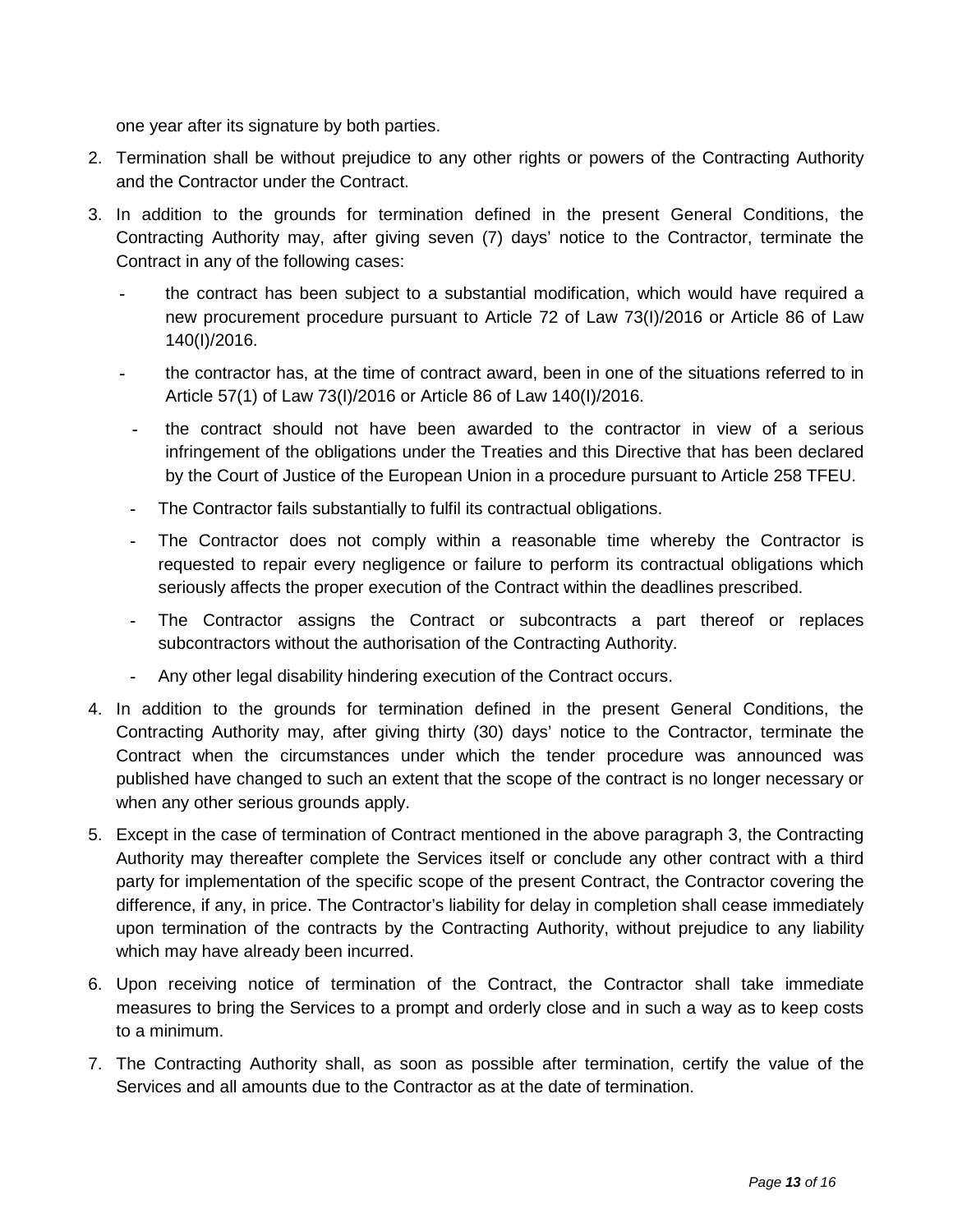one year after its signature by both parties.

2. Termination shall be without prejudice to any other rights or powers of the Contracting Authority and the Contractor under the Contract.

3. In addition to the grounds for termination defined in the present General Conditions, the Contracting Authority may, after giving seven (7) days' notice to the Contractor, terminate the Contract in any of the following cases:

   - the contract has been subject to a substantial modification, which would have required a new procurement procedure pursuant to Article 72 of Law 73(I)/2016 or Article 86 of Law 140(I)/2016.
   - the contractor has, at the time of contract award, been in one of the situations referred to in Article 57(1) of Law 73(I)/2016 or Article 86 of Law 140(I)/2016.
   - the contract should not have been awarded to the contractor in view of a serious infringement of the obligations under the Treaties and this Directive that has been declared by the Court of Justice of the European Union in a procedure pursuant to Article 258 TFEU.
   - The Contractor fails substantially to fulfil its contractual obligations.
   - The Contractor does not comply within a reasonable time whereby the Contractor is requested to repair every negligence or failure to perform its contractual obligations which seriously affects the proper execution of the Contract within the deadlines prescribed.
   - The Contractor assigns the Contract or subcontracts a part thereof or replaces subcontractors without the authorisation of the Contracting Authority.
   - Any other legal disability hindering execution of the Contract occurs.

4. In addition to the grounds for termination defined in the present General Conditions, the Contracting Authority may, after giving thirty (30) days' notice to the Contractor, terminate the Contract when the circumstances under which the tender procedure was announced was published have changed to such an extent that the scope of the contract is no longer necessary or when any other serious grounds apply.

5. Except in the case of termination of Contract mentioned in the above paragraph 3, the Contracting Authority may thereafter complete the Services itself or conclude any other contract with a third party for implementation of the specific scope of the present Contract, the Contractor covering the difference, if any, in price. The Contractor's liability for delay in completion shall cease immediately upon termination of the contracts by the Contracting Authority, without prejudice to any liability which may have already been incurred.

6. Upon receiving notice of termination of the Contract, the Contractor shall take immediate measures to bring the Services to a prompt and orderly close and in such a way as to keep costs to a minimum.

7. The Contracting Authority shall, as soon as possible after termination, certify the value of the Services and all amounts due to the Contractor as at the date of termination.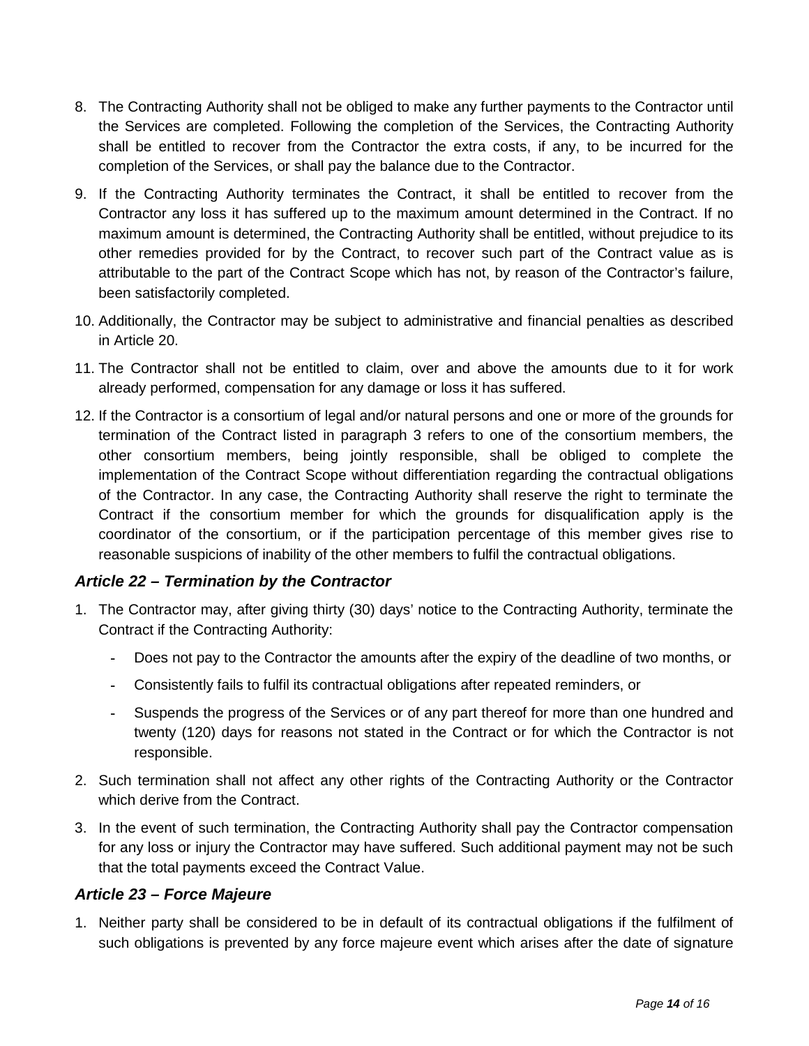8. The Contracting Authority shall not be obliged to make any further payments to the Contractor until the Services are completed. Following the completion of the Services, the Contracting Authority shall be entitled to recover from the Contractor the extra costs, if any, to be incurred for the completion of the Services, or shall pay the balance due to the Contractor.
9. If the Contracting Authority terminates the Contract, it shall be entitled to recover from the Contractor any loss it has suffered up to the maximum amount determined in the Contract. If no maximum amount is determined, the Contracting Authority shall be entitled, without prejudice to its other remedies provided for by the Contract, to recover such part of the Contract value as is attributable to the part of the Contract Scope which has not, by reason of the Contractor's failure, been satisfactorily completed.
10. Additionally, the Contractor may be subject to administrative and financial penalties as described in Article 20.
11. The Contractor shall not be entitled to claim, over and above the amounts due to it for work already performed, compensation for any damage or loss it has suffered.
12. If the Contractor is a consortium of legal and/or natural persons and one or more of the grounds for termination of the Contract listed in paragraph 3 refers to one of the consortium members, the other consortium members, being jointly responsible, shall be obliged to complete the implementation of the Contract Scope without differentiation regarding the contractual obligations of the Contractor. In any case, the Contracting Authority shall reserve the right to terminate the Contract if the consortium member for which the grounds for disqualification apply is the coordinator of the consortium, or if the participation percentage of this member gives rise to reasonable suspicions of inability of the other members to fulfil the contractual obligations.

### *Article 22 – Termination by the Contractor*

1. The Contractor may, after giving thirty (30) days' notice to the Contracting Authority, terminate the Contract if the Contracting Authority:
   - Does not pay to the Contractor the amounts after the expiry of the deadline of two months, or
   - Consistently fails to fulfil its contractual obligations after repeated reminders, or
   - Suspends the progress of the Services or of any part thereof for more than one hundred and twenty (120) days for reasons not stated in the Contract or for which the Contractor is not responsible.
2. Such termination shall not affect any other rights of the Contracting Authority or the Contractor which derive from the Contract.
3. In the event of such termination, the Contracting Authority shall pay the Contractor compensation for any loss or injury the Contractor may have suffered. Such additional payment may not be such that the total payments exceed the Contract Value.

### *Article 23 – Force Majeure*

1. Neither party shall be considered to be in default of its contractual obligations if the fulfilment of such obligations is prevented by any force majeure event which arises after the date of signature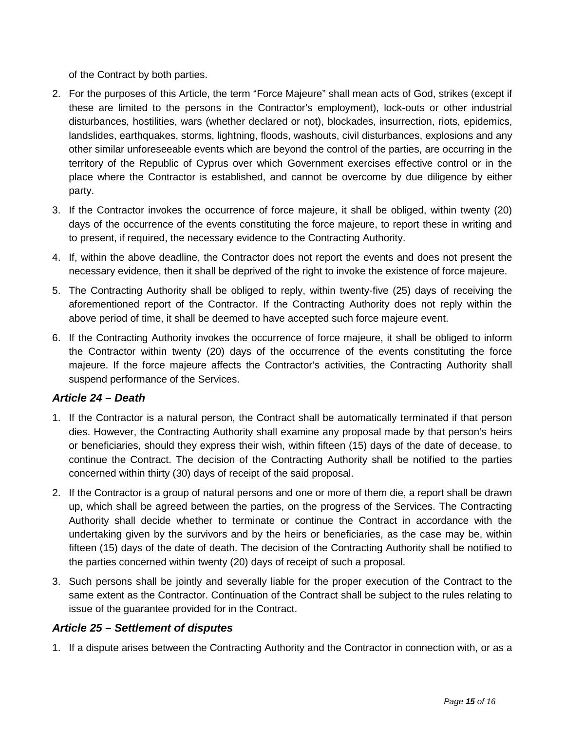of the Contract by both parties.

2. For the purposes of this Article, the term "Force Majeure" shall mean acts of God, strikes (except if these are limited to the persons in the Contractor's employment), lock-outs or other industrial disturbances, hostilities, wars (whether declared or not), blockades, insurrection, riots, epidemics, landslides, earthquakes, storms, lightning, floods, washouts, civil disturbances, explosions and any other similar unforeseeable events which are beyond the control of the parties, are occurring in the territory of the Republic of Cyprus over which Government exercises effective control or in the place where the Contractor is established, and cannot be overcome by due diligence by either party.
3. If the Contractor invokes the occurrence of force majeure, it shall be obliged, within twenty (20) days of the occurrence of the events constituting the force majeure, to report these in writing and to present, if required, the necessary evidence to the Contracting Authority.
4. If, within the above deadline, the Contractor does not report the events and does not present the necessary evidence, then it shall be deprived of the right to invoke the existence of force majeure.
5. The Contracting Authority shall be obliged to reply, within twenty-five (25) days of receiving the aforementioned report of the Contractor. If the Contracting Authority does not reply within the above period of time, it shall be deemed to have accepted such force majeure event.
6. If the Contracting Authority invokes the occurrence of force majeure, it shall be obliged to inform the Contractor within twenty (20) days of the occurrence of the events constituting the force majeure. If the force majeure affects the Contractor's activities, the Contracting Authority shall suspend performance of the Services.

### *Article 24 – Death*

1. If the Contractor is a natural person, the Contract shall be automatically terminated if that person dies. However, the Contracting Authority shall examine any proposal made by that person's heirs or beneficiaries, should they express their wish, within fifteen (15) days of the date of decease, to continue the Contract. The decision of the Contracting Authority shall be notified to the parties concerned within thirty (30) days of receipt of the said proposal.
2. If the Contractor is a group of natural persons and one or more of them die, a report shall be drawn up, which shall be agreed between the parties, on the progress of the Services. The Contracting Authority shall decide whether to terminate or continue the Contract in accordance with the undertaking given by the survivors and by the heirs or beneficiaries, as the case may be, within fifteen (15) days of the date of death. The decision of the Contracting Authority shall be notified to the parties concerned within twenty (20) days of receipt of such a proposal.
3. Such persons shall be jointly and severally liable for the proper execution of the Contract to the same extent as the Contractor. Continuation of the Contract shall be subject to the rules relating to issue of the guarantee provided for in the Contract.

### *Article 25 – Settlement of disputes*

1. If a dispute arises between the Contracting Authority and the Contractor in connection with, or as a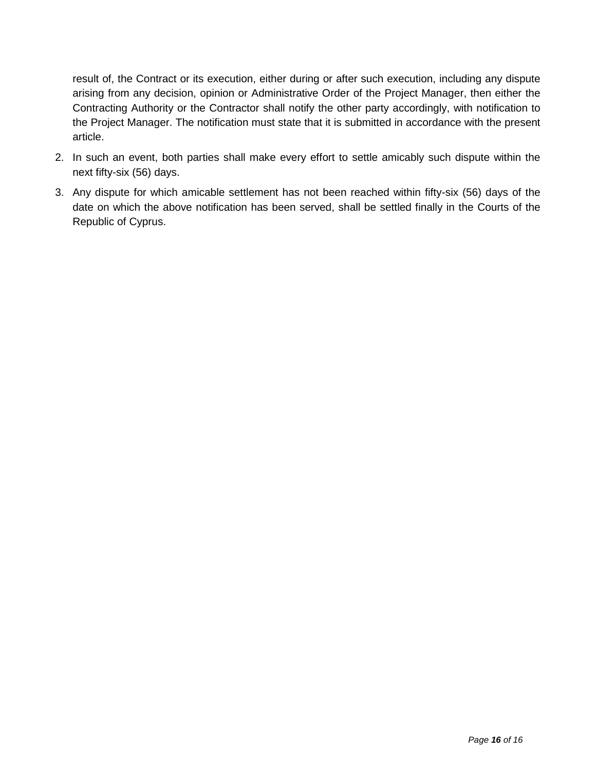result of, the Contract or its execution, either during or after such execution, including any dispute arising from any decision, opinion or Administrative Order of the Project Manager, then either the Contracting Authority or the Contractor shall notify the other party accordingly, with notification to the Project Manager. The notification must state that it is submitted in accordance with the present article.

2. In such an event, both parties shall make every effort to settle amicably such dispute within the next fifty-six (56) days.
3. Any dispute for which amicable settlement has not been reached within fifty-six (56) days of the date on which the above notification has been served, shall be settled finally in the Courts of the Republic of Cyprus.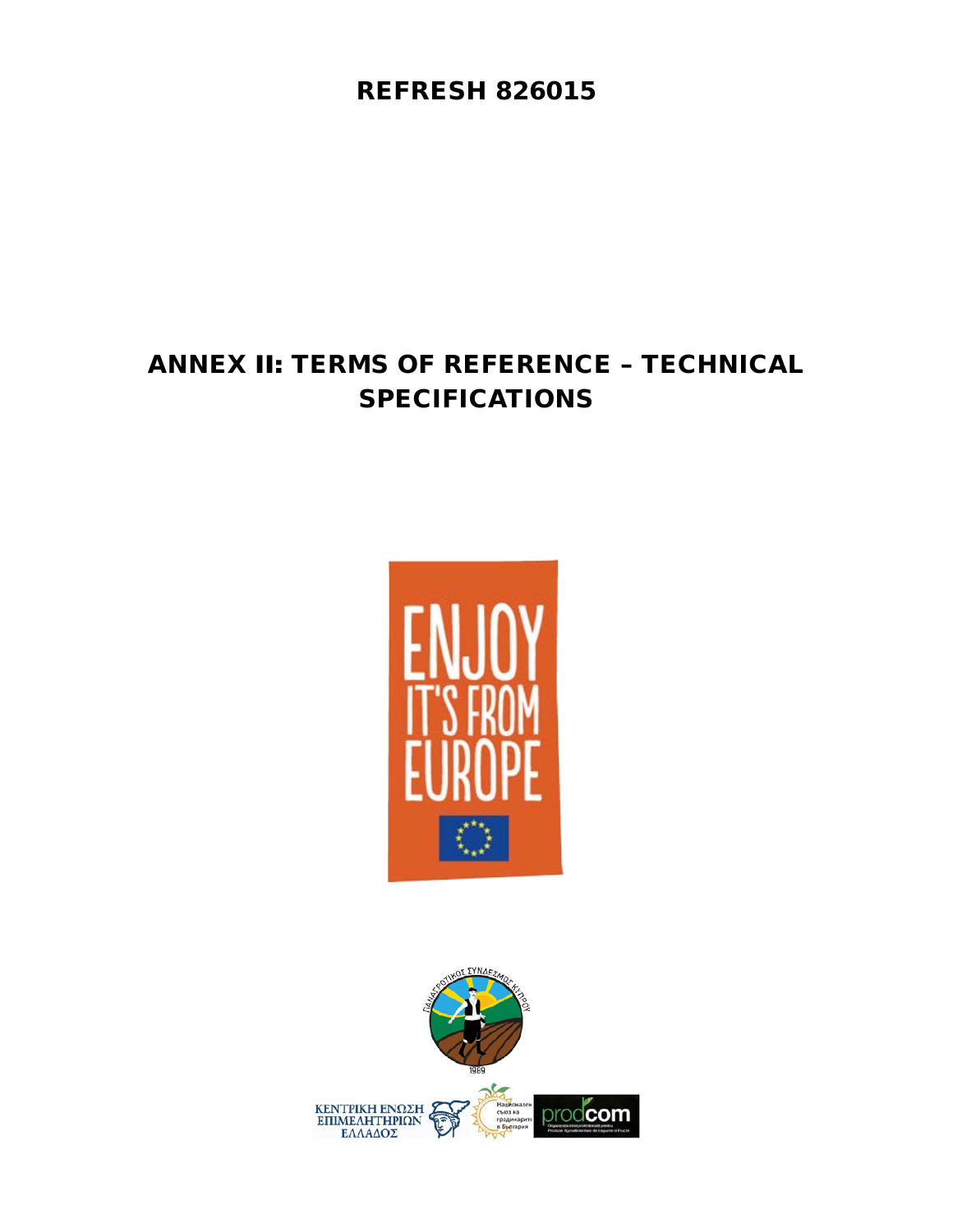# REFRESH 826015

# ANNEX II: TERMS OF REFERENCE – TECHNICAL SPECIFICATIONS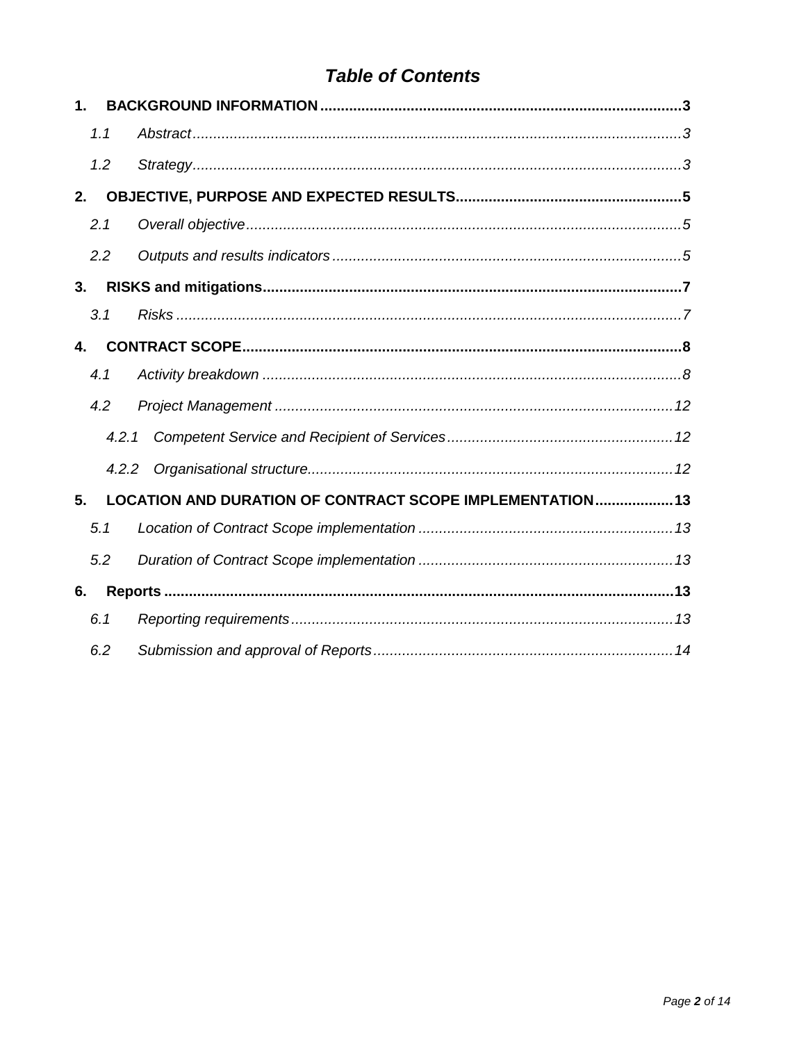# *Table of Contents*

**1. BACKGROUND INFORMATION ..... 3**

*1.1 Abstract ..... 3*

*1.2 Strategy ..... 3*

**2. OBJECTIVE, PURPOSE AND EXPECTED RESULTS ..... 5**

*2.1 Overall objective ..... 5*

*2.2 Outputs and results indicators ..... 5*

**3. RISKS and mitigations ..... 7**

*3.1 Risks ..... 7*

**4. CONTRACT SCOPE ..... 8**

*4.1 Activity breakdown ..... 8*

*4.2 Project Management ..... 12*

*4.2.1 Competent Service and Recipient of Services ..... 12*

*4.2.2 Organisational structure ..... 12*

**5. LOCATION AND DURATION OF CONTRACT SCOPE IMPLEMENTATION ..... 13**

*5.1 Location of Contract Scope implementation ..... 13*

*5.2 Duration of Contract Scope implementation ..... 13*

**6. Reports ..... 13**

*6.1 Reporting requirements ..... 13*

*6.2 Submission and approval of Reports ..... 14*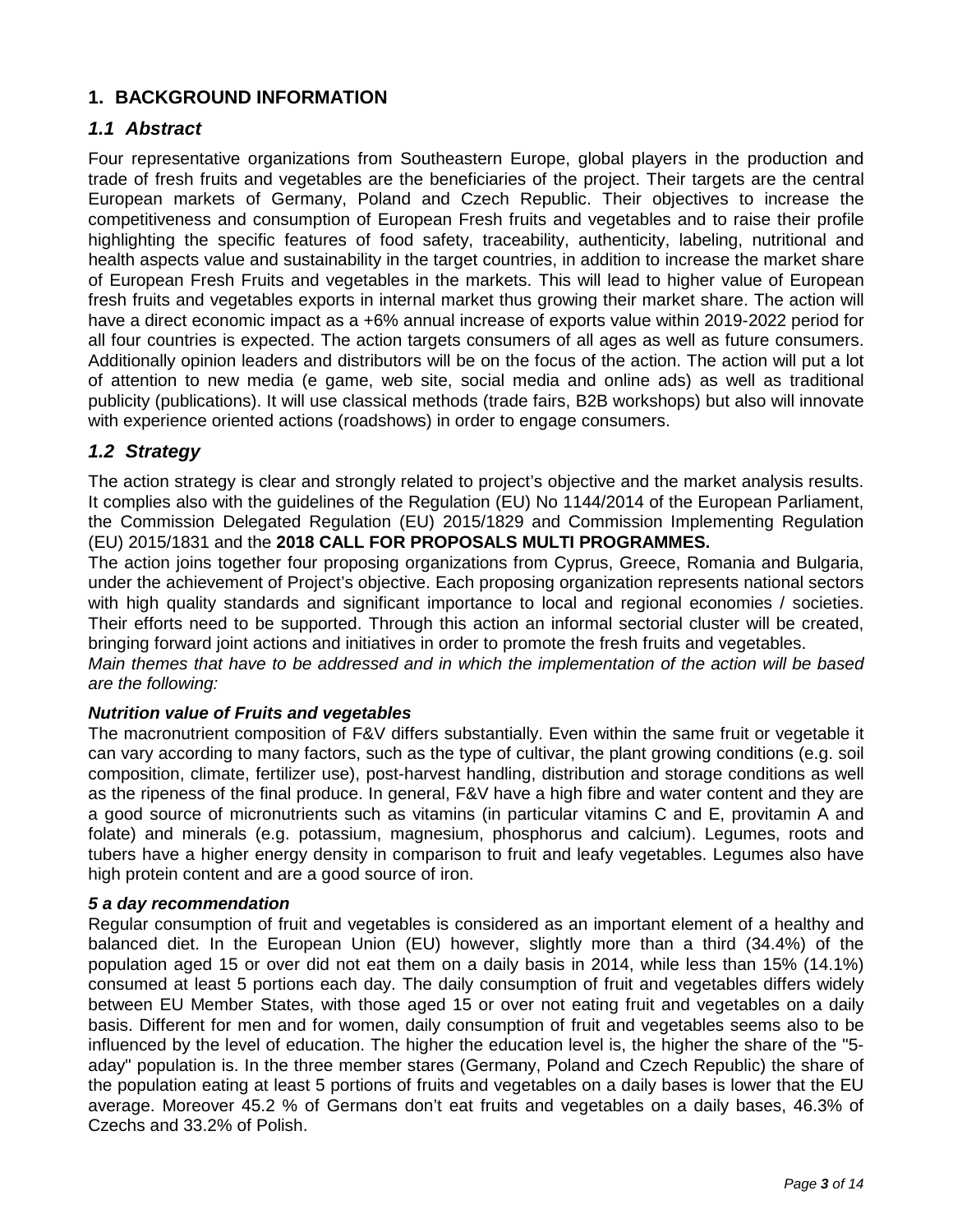# 1. BACKGROUND INFORMATION

## *1.1 Abstract*

Four representative organizations from Southeastern Europe, global players in the production and trade of fresh fruits and vegetables are the beneficiaries of the project. Their targets are the central European markets of Germany, Poland and Czech Republic. Their objectives to increase the competitiveness and consumption of European Fresh fruits and vegetables and to raise their profile highlighting the specific features of food safety, traceability, authenticity, labeling, nutritional and health aspects value and sustainability in the target countries, in addition to increase the market share of European Fresh Fruits and vegetables in the markets. This will lead to higher value of European fresh fruits and vegetables exports in internal market thus growing their market share. The action will have a direct economic impact as a +6% annual increase of exports value within 2019-2022 period for all four countries is expected. The action targets consumers of all ages as well as future consumers. Additionally opinion leaders and distributors will be on the focus of the action. The action will put a lot of attention to new media (e game, web site, social media and online ads) as well as traditional publicity (publications). It will use classical methods (trade fairs, B2B workshops) but also will innovate with experience oriented actions (roadshows) in order to engage consumers.

## *1.2 Strategy*

The action strategy is clear and strongly related to project's objective and the market analysis results. It complies also with the guidelines of the Regulation (EU) No 1144/2014 of the European Parliament, the Commission Delegated Regulation (EU) 2015/1829 and Commission Implementing Regulation (EU) 2015/1831 and the **2018 CALL FOR PROPOSALS MULTI PROGRAMMES.**

The action joins together four proposing organizations from Cyprus, Greece, Romania and Bulgaria, under the achievement of Project's objective. Each proposing organization represents national sectors with high quality standards and significant importance to local and regional economies / societies. Their efforts need to be supported. Through this action an informal sectorial cluster will be created, bringing forward joint actions and initiatives in order to promote the fresh fruits and vegetables.

*Main themes that have to be addressed and in which the implementation of the action will be based are the following:*

***Nutrition value of Fruits and vegetables***

The macronutrient composition of F&V differs substantially. Even within the same fruit or vegetable it can vary according to many factors, such as the type of cultivar, the plant growing conditions (e.g. soil composition, climate, fertilizer use), post-harvest handling, distribution and storage conditions as well as the ripeness of the final produce. In general, F&V have a high fibre and water content and they are a good source of micronutrients such as vitamins (in particular vitamins C and E, provitamin A and folate) and minerals (e.g. potassium, magnesium, phosphorus and calcium). Legumes, roots and tubers have a higher energy density in comparison to fruit and leafy vegetables. Legumes also have high protein content and are a good source of iron.

***5 a day recommendation***

Regular consumption of fruit and vegetables is considered as an important element of a healthy and balanced diet. In the European Union (EU) however, slightly more than a third (34.4%) of the population aged 15 or over did not eat them on a daily basis in 2014, while less than 15% (14.1%) consumed at least 5 portions each day. The daily consumption of fruit and vegetables differs widely between EU Member States, with those aged 15 or over not eating fruit and vegetables on a daily basis. Different for men and for women, daily consumption of fruit and vegetables seems also to be influenced by the level of education. The higher the education level is, the higher the share of the "5-aday" population is. In the three member stares (Germany, Poland and Czech Republic) the share of the population eating at least 5 portions of fruits and vegetables on a daily bases is lower that the EU average. Moreover 45.2 % of Germans don't eat fruits and vegetables on a daily bases, 46.3% of Czechs and 33.2% of Polish.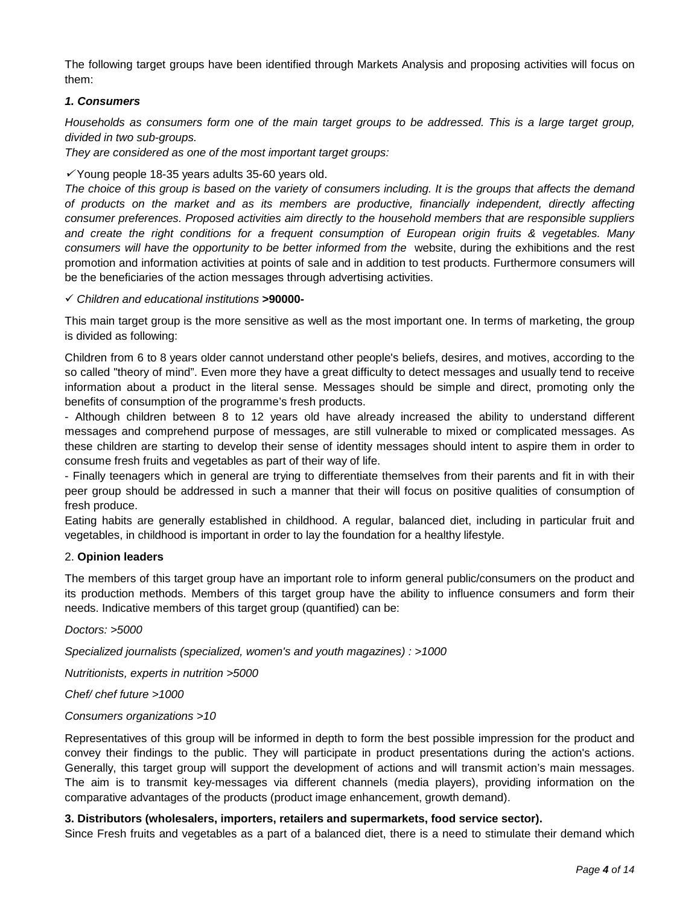The following target groups have been identified through Markets Analysis and proposing activities will focus on them:

***1. Consumers***

*Households as consumers form one of the main target groups to be addressed. This is a large target group, divided in two sub-groups.*
*They are considered as one of the most important target groups:*

✓Young people 18-35 years adults 35-60 years old.
*The choice of this group is based on the variety of consumers including. It is the groups that affects the demand of products on the market and as its members are productive, financially independent, directly affecting consumer preferences. Proposed activities aim directly to the household members that are responsible suppliers and create the right conditions for a frequent consumption of European origin fruits & vegetables. Many consumers will have the opportunity to be better informed from the* website, during the exhibitions and the rest promotion and information activities at points of sale and in addition to test products. Furthermore consumers will be the beneficiaries of the action messages through advertising activities.

✓ *Children and educational institutions* **>90000-**

This main target group is the more sensitive as well as the most important one. In terms of marketing, the group is divided as following:

Children from 6 to 8 years older cannot understand other people's beliefs, desires, and motives, according to the so called "theory of mind". Even more they have a great difficulty to detect messages and usually tend to receive information about a product in the literal sense. Messages should be simple and direct, promoting only the benefits of consumption of the programme's fresh products.
- Although children between 8 to 12 years old have already increased the ability to understand different messages and comprehend purpose of messages, are still vulnerable to mixed or complicated messages. As these children are starting to develop their sense of identity messages should intent to aspire them in order to consume fresh fruits and vegetables as part of their way of life.
- Finally teenagers which in general are trying to differentiate themselves from their parents and fit in with their peer group should be addressed in such a manner that their will focus on positive qualities of consumption of fresh produce.
Eating habits are generally established in childhood. A regular, balanced diet, including in particular fruit and vegetables, in childhood is important in order to lay the foundation for a healthy lifestyle.

2. **Opinion leaders**

The members of this target group have an important role to inform general public/consumers on the product and its production methods. Members of this target group have the ability to influence consumers and form their needs. Indicative members of this target group (quantified) can be:

*Doctors: >5000*

*Specialized journalists (specialized, women's and youth magazines) : >1000*

*Nutritionists, experts in nutrition >5000*

*Chef/ chef future >1000*

*Consumers organizations >10*

Representatives of this group will be informed in depth to form the best possible impression for the product and convey their findings to the public. They will participate in product presentations during the action's actions. Generally, this target group will support the development of actions and will transmit action's main messages. The aim is to transmit key-messages via different channels (media players), providing information on the comparative advantages of the products (product image enhancement, growth demand).

**3. Distributors (wholesalers, importers, retailers and supermarkets, food service sector).**
Since Fresh fruits and vegetables as a part of a balanced diet, there is a need to stimulate their demand which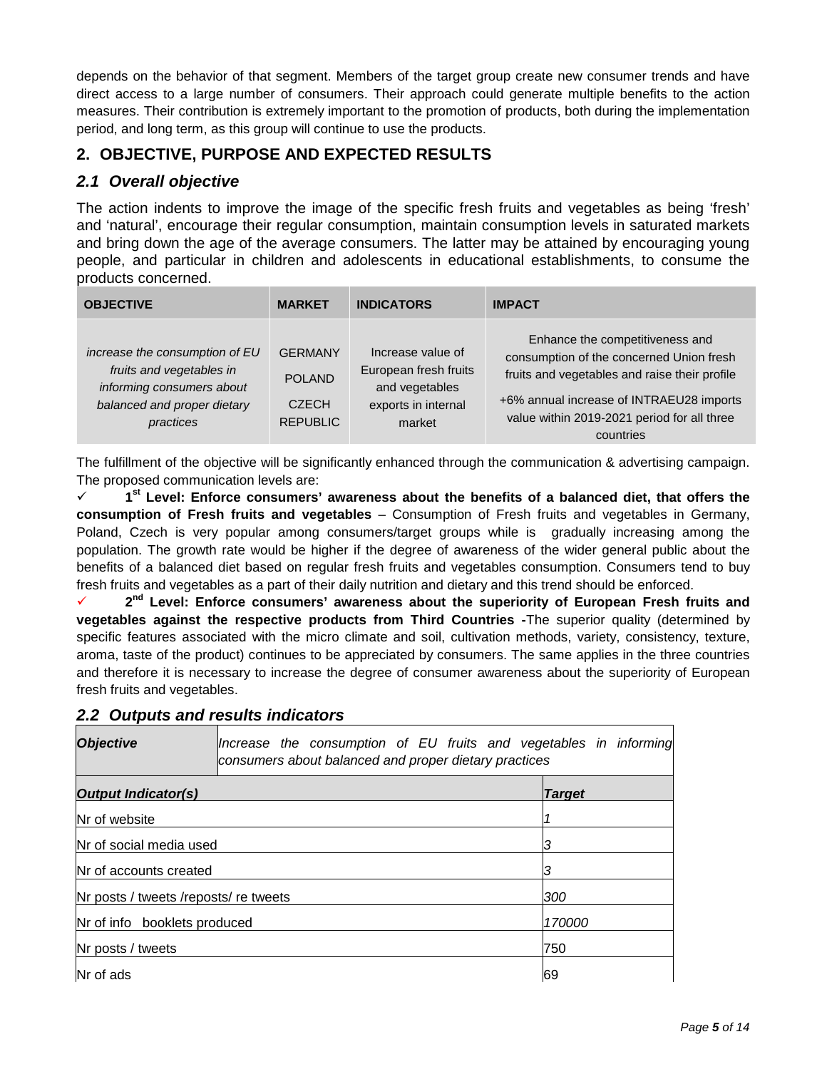depends on the behavior of that segment. Members of the target group create new consumer trends and have direct access to a large number of consumers. Their approach could generate multiple benefits to the action measures. Their contribution is extremely important to the promotion of products, both during the implementation period, and long term, as this group will continue to use the products.

## 2. OBJECTIVE, PURPOSE AND EXPECTED RESULTS

### *2.1 Overall objective*

The action indents to improve the image of the specific fresh fruits and vegetables as being 'fresh' and 'natural', encourage their regular consumption, maintain consumption levels in saturated markets and bring down the age of the average consumers. The latter may be attained by encouraging young people, and particular in children and adolescents in educational establishments, to consume the products concerned.

| OBJECTIVE | MARKET | INDICATORS | IMPACT |
|---|---|---|---|
| *increase the consumption of EU fruits and vegetables in informing consumers about balanced and proper dietary practices* | GERMANY<br>POLAND<br>CZECH REPUBLIC | Increase value of European fresh fruits and vegetables exports in internal market | Enhance the competitiveness and consumption of the concerned Union fresh fruits and vegetables and raise their profile<br>+6% annual increase of INTRAEU28 imports value within 2019-2021 period for all three countries |

The fulfillment of the objective will be significantly enhanced through the communication & advertising campaign. The proposed communication levels are:

- ✓ **1st Level: Enforce consumers' awareness about the benefits of a balanced diet, that offers the consumption of Fresh fruits and vegetables** – Consumption of Fresh fruits and vegetables in Germany, Poland, Czech is very popular among consumers/target groups while is gradually increasing among the population. The growth rate would be higher if the degree of awareness of the wider general public about the benefits of a balanced diet based on regular fresh fruits and vegetables consumption. Consumers tend to buy fresh fruits and vegetables as a part of their daily nutrition and dietary and this trend should be enforced.
- ✓ **2nd Level: Enforce consumers' awareness about the superiority of European Fresh fruits and vegetables against the respective products from Third Countries -**The superior quality (determined by specific features associated with the micro climate and soil, cultivation methods, variety, consistency, texture, aroma, taste of the product) continues to be appreciated by consumers. The same applies in the three countries and therefore it is necessary to increase the degree of consumer awareness about the superiority of European fresh fruits and vegetables.

### *2.2 Outputs and results indicators*

| ***Objective*** | *Increase the consumption of EU fruits and vegetables in informing consumers about balanced and proper dietary practices* |
|---|---|
| ***Output Indicator(s)*** | ***Target*** |
| Nr of website | *1* |
| Nr of social media used | *3* |
| Nr of accounts created | *3* |
| Nr posts / tweets /reposts/ re tweets | *300* |
| Nr of info booklets produced | *170000* |
| Nr posts / tweets | 750 |
| Nr of ads | 69 |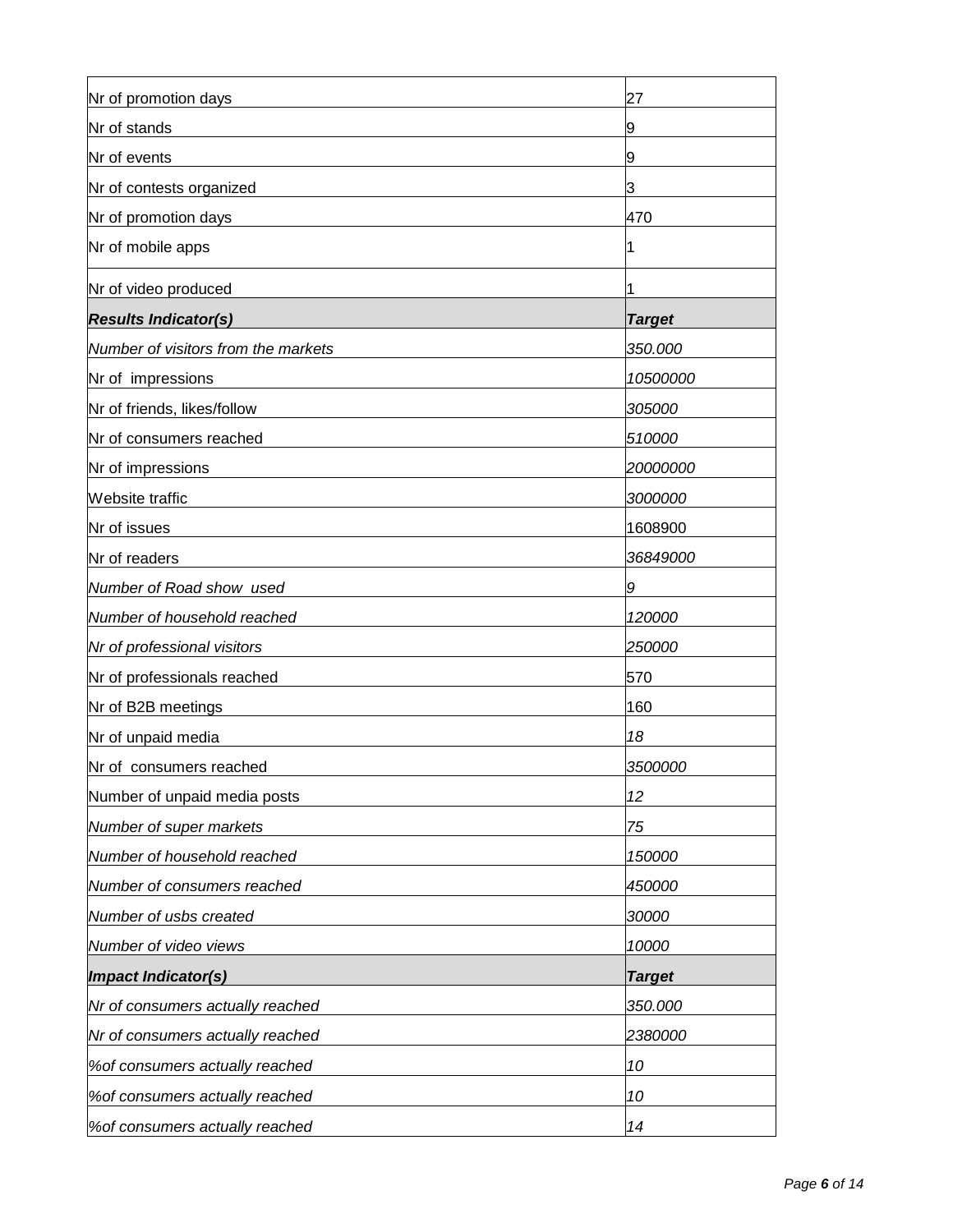| Nr of promotion days | 27 |
| --- | --- |
| Nr of stands | 9 |
| Nr of events | 9 |
| Nr of contests organized | 3 |
| Nr of promotion days | 470 |
| Nr of mobile apps | 1 |
| Nr of video produced | 1 |
| ***Results Indicator(s)*** | ***Target*** |
| *Number of visitors from the markets* | *350.000* |
| Nr of impressions | *10500000* |
| Nr of friends, likes/follow | *305000* |
| Nr of consumers reached | *510000* |
| Nr of impressions | *20000000* |
| Website traffic | *3000000* |
| Nr of issues | 1608900 |
| Nr of readers | *36849000* |
| *Number of Road show used* | *9* |
| *Number of household reached* | *120000* |
| *Nr of professional visitors* | *250000* |
| Nr of professionals reached | 570 |
| Nr of B2B meetings | 160 |
| Nr of unpaid media | *18* |
| Nr of consumers reached | *3500000* |
| Number of unpaid media posts | *12* |
| *Number of super markets* | *75* |
| *Number of household reached* | *150000* |
| *Number of consumers reached* | *450000* |
| *Number of usbs created* | *30000* |
| *Number of video views* | *10000* |
| ***Impact Indicator(s)*** | ***Target*** |
| *Nr of consumers actually reached* | *350.000* |
| *Nr of consumers actually reached* | *2380000* |
| *%of consumers actually reached* | *10* |
| *%of consumers actually reached* | *10* |
| *%of consumers actually reached* | *14* |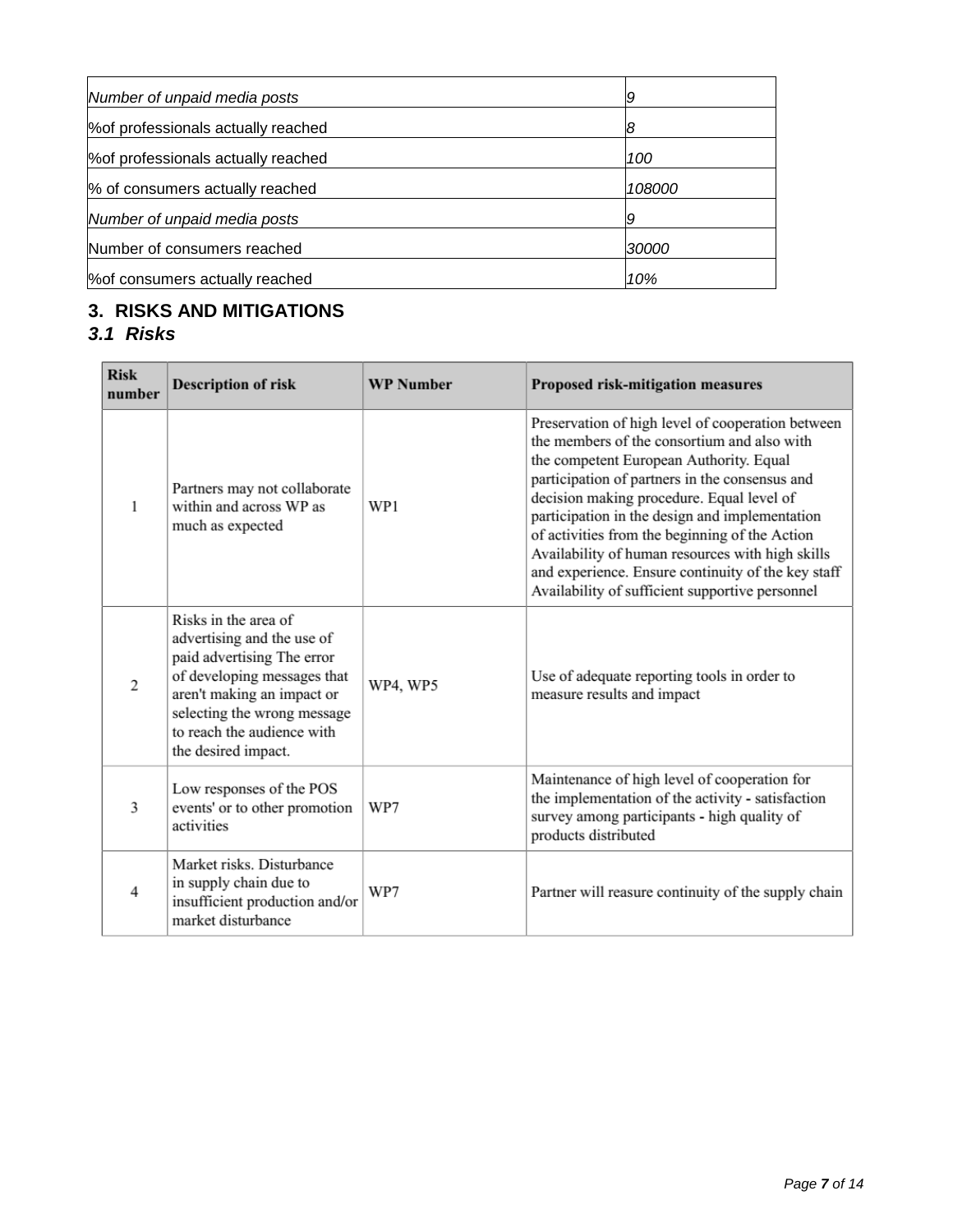| | |
|---|---|
| *Number of unpaid media posts* | *9* |
| %of professionals actually reached | *8* |
| %of professionals actually reached | *100* |
| % of consumers actually reached | *108000* |
| *Number of unpaid media posts* | *9* |
| Number of consumers reached | *30000* |
| %of consumers actually reached | *10%* |

## 3. RISKS AND MITIGATIONS

### *3.1 Risks*

| Risk number | Description of risk | WP Number | Proposed risk-mitigation measures |
|---|---|---|---|
| 1 | Partners may not collaborate within and across WP as much as expected | WP1 | Preservation of high level of cooperation between the members of the consortium and also with the competent European Authority. Equal participation of partners in the consensus and decision making procedure. Equal level of participation in the design and implementation of activities from the beginning of the Action Availability of human resources with high skills and experience. Ensure continuity of the key staff Availability of sufficient supportive personnel |
| 2 | Risks in the area of advertising and the use of paid advertising The error of developing messages that aren't making an impact or selecting the wrong message to reach the audience with the desired impact. | WP4, WP5 | Use of adequate reporting tools in order to measure results and impact |
| 3 | Low responses of the POS events' or to other promotion activities | WP7 | Maintenance of high level of cooperation for the implementation of the activity - satisfaction survey among participants - high quality of products distributed |
| 4 | Market risks. Disturbance in supply chain due to insufficient production and/or market disturbance | WP7 | Partner will reasure continuity of the supply chain |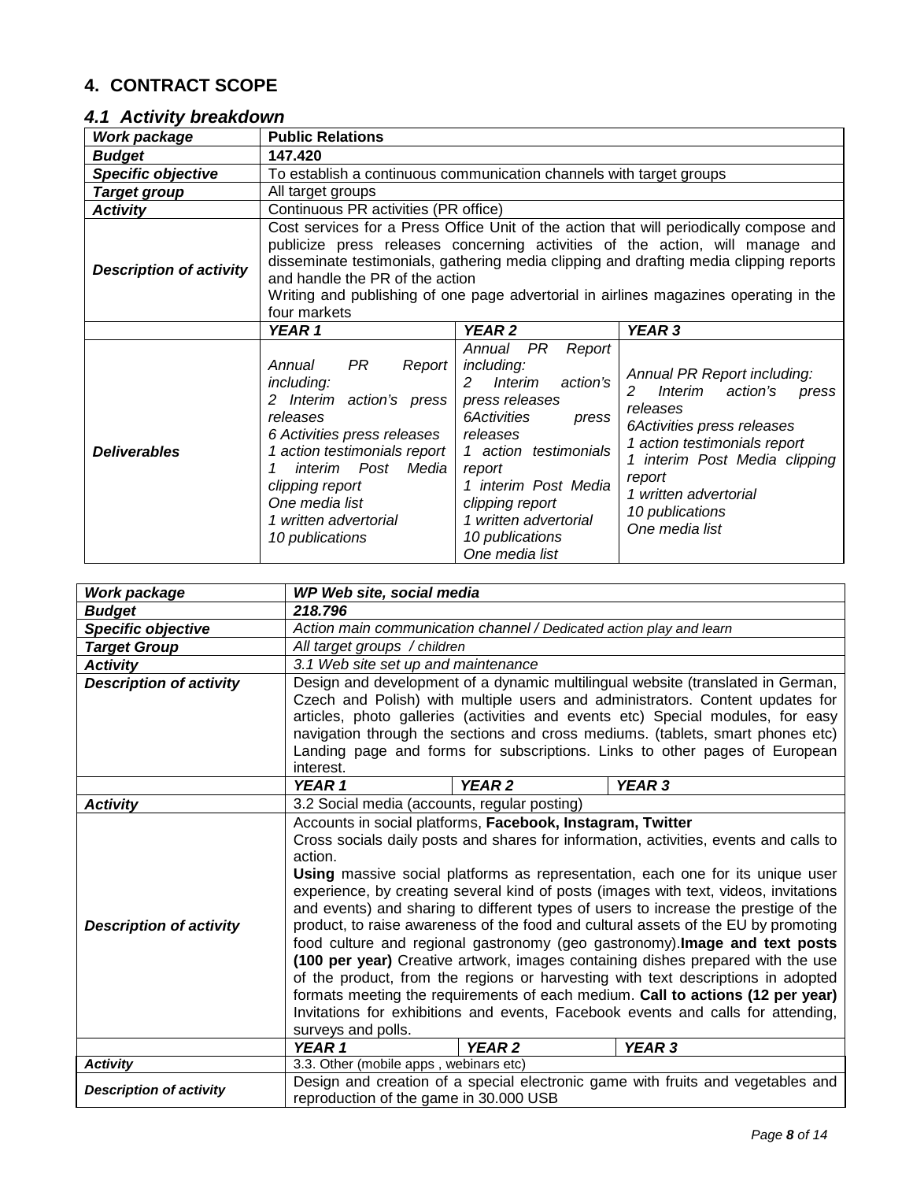## 4. CONTRACT SCOPE

### *4.1 Activity breakdown*

| ***Work package*** | **Public Relations** | | |
|---|---|---|---|
| ***Budget*** | **147.420** | | |
| ***Specific objective*** | To establish a continuous communication channels with target groups | | |
| ***Target group*** | All target groups | | |
| ***Activity*** | Continuous PR activities (PR office) | | |
| ***Description of activity*** | Cost services for a Press Office Unit of the action that will periodically compose and publicize press releases concerning activities of the action, will manage and disseminate testimonials, gathering media clipping and drafting media clipping reports and handle the PR of the action<br>Writing and publishing of one page advertorial in airlines magazines operating in the four markets | | |
| | ***YEAR 1*** | ***YEAR 2*** | ***YEAR 3*** |
| ***Deliverables*** | *Annual PR Report including:*<br>*2 Interim action's press releases*<br>*6 Activities press releases*<br>*1 action testimonials report*<br>*1 interim Post Media clipping report*<br>*One media list*<br>*1 written advertorial*<br>*10 publications* | *Annual PR Report including:*<br>*2 Interim action's press releases*<br>*6Activities press releases*<br>*1 action testimonials report*<br>*1 interim Post Media clipping report*<br>*1 written advertorial*<br>*10 publications*<br>*One media list* | *Annual PR Report including:*<br>*2 Interim action's press releases*<br>*6Activities press releases*<br>*1 action testimonials report*<br>*1 interim Post Media clipping report*<br>*1 written advertorial*<br>*10 publications*<br>*One media list* |

| ***Work package*** | ***WP Web site, social media*** | | |
|---|---|---|---|
| ***Budget*** | ***218.796*** | | |
| ***Specific objective*** | *Action main communication channel / Dedicated action play and learn* | | |
| ***Target Group*** | *All target groups / children* | | |
| ***Activity*** | *3.1 Web site set up and maintenance* | | |
| ***Description of activity*** | Design and development of a dynamic multilingual website (translated in German, Czech and Polish) with multiple users and administrators. Content updates for articles, photo galleries (activities and events etc) Special modules, for easy navigation through the sections and cross mediums. (tablets, smart phones etc) Landing page and forms for subscriptions. Links to other pages of European interest. | | |
| | ***YEAR 1*** | ***YEAR 2*** | ***YEAR 3*** |
| ***Activity*** | 3.2 Social media (accounts, regular posting) | | |
| ***Description of activity*** | Accounts in social platforms, **Facebook, Instagram, Twitter**<br>Cross socials daily posts and shares for information, activities, events and calls to action.<br>**Using** massive social platforms as representation, each one for its unique user experience, by creating several kind of posts (images with text, videos, invitations and events) and sharing to different types of users to increase the prestige of the product, to raise awareness of the food and cultural assets of the EU by promoting food culture and regional gastronomy (geo gastronomy).**Image and text posts (100 per year)** Creative artwork, images containing dishes prepared with the use of the product, from the regions or harvesting with text descriptions in adopted formats meeting the requirements of each medium. **Call to actions (12 per year)** Invitations for exhibitions and events, Facebook events and calls for attending, surveys and polls. | | |
| | ***YEAR 1*** | ***YEAR 2*** | ***YEAR 3*** |
| ***Activity*** | 3.3. Other (mobile apps , webinars etc) | | |
| ***Description of activity*** | Design and creation of a special electronic game with fruits and vegetables and reproduction of the game in 30.000 USB | | |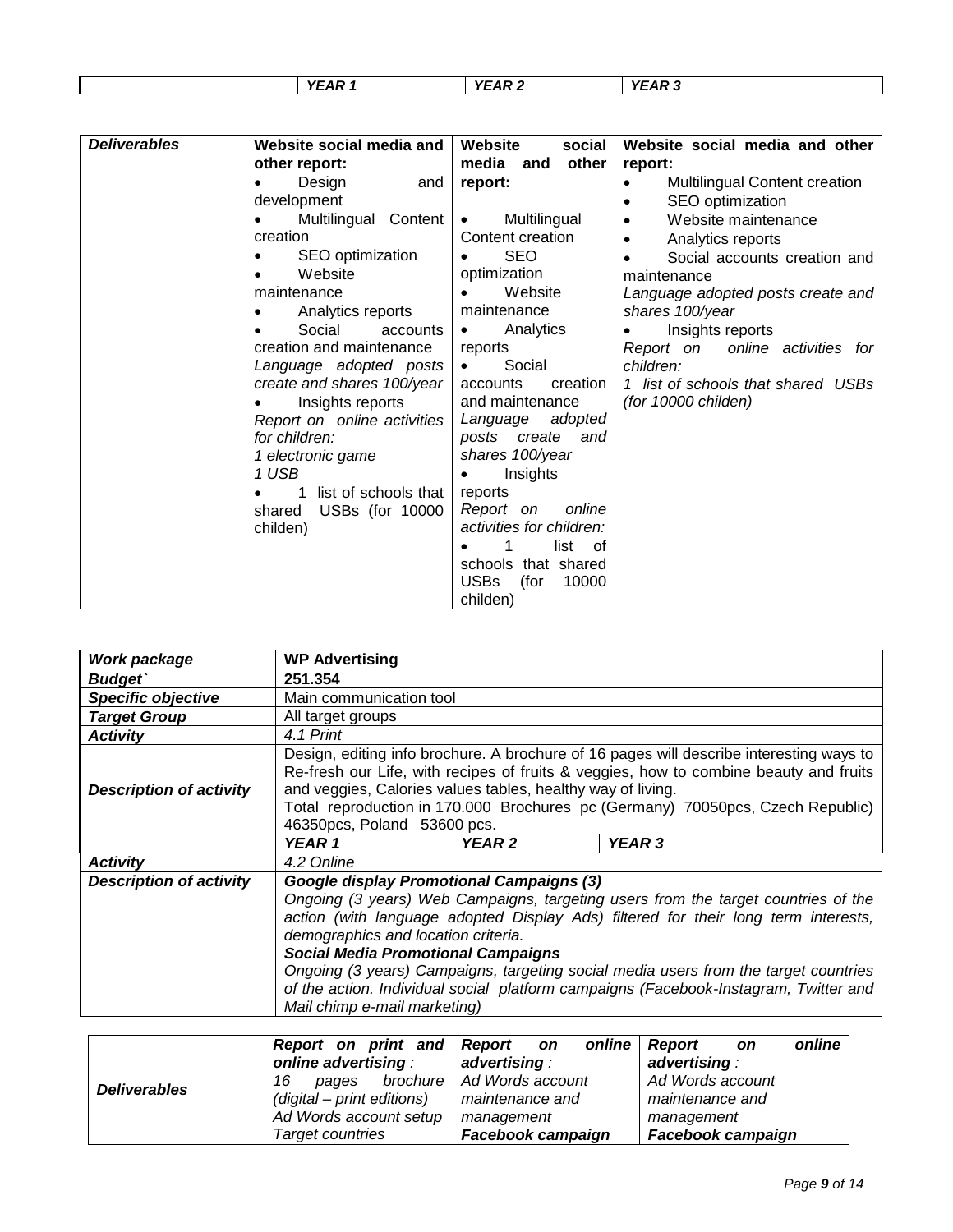| | YEAR 1 | YEAR 2 | YEAR 3 |
|---|---|---|---|
| ***Deliverables*** | **Website social media and other report:**<br>• Design and development<br>• Multilingual Content creation<br>• SEO optimization<br>• Website maintenance<br>• Analytics reports<br>• Social accounts creation and maintenance<br>*Language adopted posts create and shares 100/year*<br>• Insights reports<br>*Report on online activities for children:*<br>*1 electronic game*<br>*1 USB*<br>• 1 list of schools that shared USBs (for 10000 childen) | **Website social media and other report:**<br>• Multilingual Content creation<br>• SEO optimization<br>• Website maintenance<br>• Analytics reports<br>• Social accounts creation and maintenance<br>*Language adopted posts create and shares 100/year*<br>• Insights reports<br>*Report on online activities for children:*<br>• 1 list of schools that shared USBs (for 10000 childen) | **Website social media and other report:**<br>• Multilingual Content creation<br>• SEO optimization<br>• Website maintenance<br>• Analytics reports<br>• Social accounts creation and maintenance<br>*Language adopted posts create and shares 100/year*<br>• Insights reports<br>*Report on online activities for children:*<br>*1 list of schools that shared USBs (for 10000 childen)* |

| ***Work package*** | **WP Advertising** | | |
|---|---|---|---|
| ***Budget`*** | **251.354** | | |
| ***Specific objective*** | Main communication tool | | |
| ***Target Group*** | All target groups | | |
| ***Activity*** | *4.1 Print* | | |
| ***Description of activity*** | Design, editing info brochure. A brochure of 16 pages will describe interesting ways to Re-fresh our Life, with recipes of fruits & veggies, how to combine beauty and fruits and veggies, Calories values tables, healthy way of living.<br>Total reproduction in 170.000 Brochures pc (Germany) 70050pcs, Czech Republic) 46350pcs, Poland 53600 pcs. | | |
| | ***YEAR 1*** | ***YEAR 2*** | ***YEAR 3*** |
| ***Activity*** | *4.2 Online* | | |
| ***Description of activity*** | ***Google display Promotional Campaigns (3)***<br>*Ongoing (3 years) Web Campaigns, targeting users from the target countries of the action (with language adopted Display Ads) filtered for their long term interests, demographics and location criteria.*<br>***Social Media Promotional Campaigns***<br>*Ongoing (3 years) Campaigns, targeting social media users from the target countries of the action. Individual social platform campaigns (Facebook-Instagram, Twitter and Mail chimp e-mail marketing)* | | |

| ***Deliverables*** | ***Report on print and online advertising** :*<br>*16 pages brochure (digital – print editions)*<br>*Ad Words account setup*<br>*Target countries* | ***Report on online advertising** :*<br>*Ad Words account maintenance and management*<br>***Facebook campaign*** | ***Report on online advertising** :*<br>*Ad Words account maintenance and management*<br>***Facebook campaign*** |
|---|---|---|---|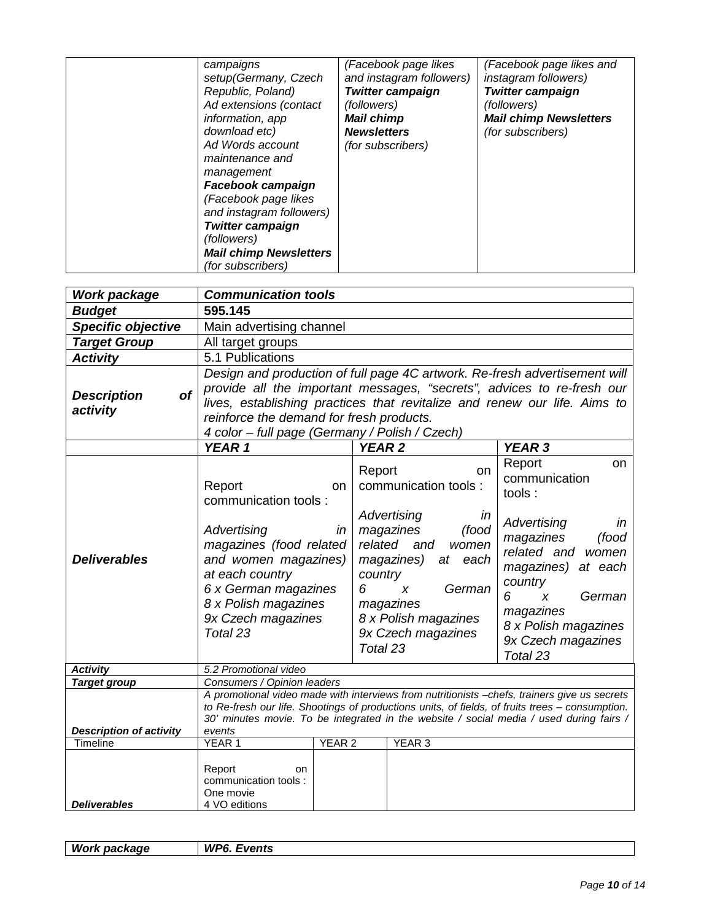| | *campaigns setup(Germany, Czech Republic, Poland)*<br>*Ad extensions (contact information, app download etc)*<br>*Ad Words account maintenance and management*<br>***Facebook campaign***<br>*(Facebook page likes and instagram followers)*<br>***Twitter campaign***<br>*(followers)*<br>***Mail chimp Newsletters***<br>*(for subscribers)* | *(Facebook page likes and instagram followers)*<br>***Twitter campaign***<br>*(followers)*<br>***Mail chimp Newsletters***<br>*(for subscribers)* | *(Facebook page likes and instagram followers)*<br>***Twitter campaign***<br>*(followers)*<br>***Mail chimp Newsletters***<br>*(for subscribers)* |
|---|---|---|---|

| ***Work package*** | ***Communication tools*** | | |
|---|---|---|---|
| ***Budget*** | **595.145** | | |
| ***Specific objective*** | Main advertising channel | | |
| ***Target Group*** | All target groups | | |
| ***Activity*** | 5.1 Publications | | |
| ***Description of activity*** | *Design and production of full page 4C artwork. Re-fresh advertisement will provide all the important messages, "secrets", advices to re-fresh our lives, establishing practices that revitalize and renew our life. Aims to reinforce the demand for fresh products.*<br>*4 color – full page (Germany / Polish / Czech)* | | |
| | ***YEAR 1*** | ***YEAR 2*** | ***YEAR 3*** |
| ***Deliverables*** | Report on communication tools :<br>*Advertising in magazines (food related and women magazines) at each country*<br>*6 x German magazines*<br>*8 x Polish magazines*<br>*9x Czech magazines*<br>*Total 23* | Report on communication tools :<br>*Advertising in magazines (food related and women magazines) at each country*<br>*6 x German magazines*<br>*8 x Polish magazines*<br>*9x Czech magazines*<br>*Total 23* | Report on communication tools :<br>*Advertising in magazines (food related and women magazines) at each country*<br>*6 x German magazines*<br>*8 x Polish magazines*<br>*9x Czech magazines*<br>*Total 23* |
| ***Activity*** | *5.2 Promotional video* | | |
| ***Target group*** | *Consumers / Opinion leaders* | | |
| ***Description of activity*** | *A promotional video made with interviews from nutritionists –chefs, trainers give us secrets to Re-fresh our life. Shootings of productions units, of fields, of fruits trees – consumption. 30' minutes movie. To be integrated in the website / social media / used during fairs / events* | | |
| Timeline | YEAR 1 | YEAR 2 | YEAR 3 |
| ***Deliverables*** | Report on communication tools :<br>One movie<br>4 VO editions | | |

| ***Work package*** | ***WP6. Events*** |
|---|---|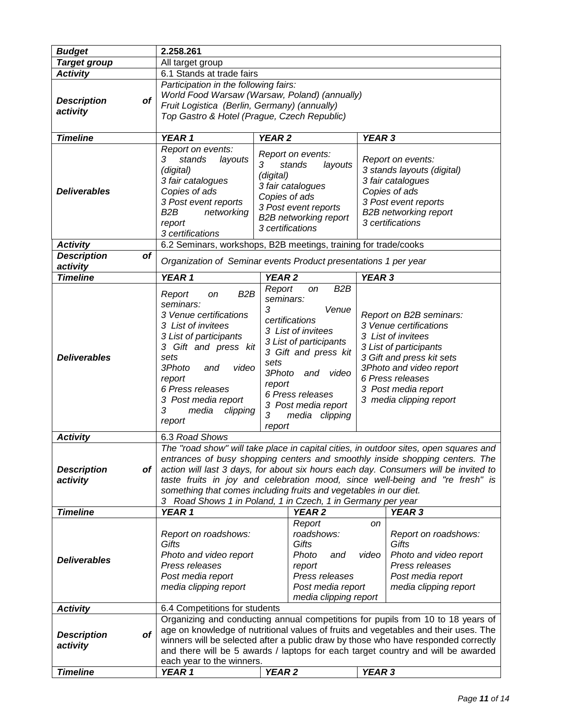| | | | |
|---|---|---|---|
| ***Budget*** | **2.258.261** | | |
| ***Target group*** | All target group | | |
| ***Activity*** | 6.1 Stands at trade fairs | | |
| ***Description of activity*** | *Participation in the following fairs:*<br>*World Food Warsaw (Warsaw, Poland) (annually)*<br>*Fruit Logistica (Berlin, Germany) (annually)*<br>*Top Gastro & Hotel (Prague, Czech Republic)* | | |
| ***Timeline*** | ***YEAR 1*** | ***YEAR 2*** | ***YEAR 3*** |
| ***Deliverables*** | *Report on events:*<br>*3 stands layouts (digital)*<br>*3 fair catalogues*<br>*Copies of ads*<br>*3 Post event reports*<br>*B2B networking report*<br>*3 certifications* | *Report on events:*<br>*3 stands layouts (digital)*<br>*3 fair catalogues*<br>*Copies of ads*<br>*3 Post event reports*<br>*B2B networking report*<br>*3 certifications* | *Report on events:*<br>*3 stands layouts (digital)*<br>*3 fair catalogues*<br>*Copies of ads*<br>*3 Post event reports*<br>*B2B networking report*<br>*3 certifications* |
| ***Activity*** | 6.2 Seminars, workshops, B2B meetings, training for trade/cooks | | |
| ***Description of activity*** | *Organization of Seminar events Product presentations 1 per year* | | |
| ***Timeline*** | ***YEAR 1*** | ***YEAR 2*** | ***YEAR 3*** |
| ***Deliverables*** | *Report on B2B seminars:*<br>*3 Venue certifications*<br>*3 List of invitees*<br>*3 List of participants*<br>*3 Gift and press kit sets*<br>*3Photo and video report*<br>*6 Press releases*<br>*3 Post media report*<br>*3 media clipping report* | *Report on B2B seminars:*<br>*3 Venue certifications*<br>*3 List of invitees*<br>*3 List of participants*<br>*3 Gift and press kit sets*<br>*3Photo and video report*<br>*6 Press releases*<br>*3 Post media report*<br>*3 media clipping report* | *Report on B2B seminars:*<br>*3 Venue certifications*<br>*3 List of invitees*<br>*3 List of participants*<br>*3 Gift and press kit sets*<br>*3Photo and video report*<br>*6 Press releases*<br>*3 Post media report*<br>*3 media clipping report* |
| ***Activity*** | *6.3 Road Shows* | | |
| ***Description of activity*** | *The "road show" will take place in capital cities, in outdoor sites, open squares and entrances of busy shopping centers and smoothly inside shopping centers. The action will last 3 days, for about six hours each day. Consumers will be invited to taste fruits in joy and celebration mood, since well-being and "re fresh" is something that comes including fruits and vegetables in our diet.*<br>*3 Road Shows 1 in Poland, 1 in Czech, 1 in Germany per year* | | |
| ***Timeline*** | ***YEAR 1*** | ***YEAR 2*** | ***YEAR 3*** |
| ***Deliverables*** | *Report on roadshows:*<br>*Gifts*<br>*Photo and video report*<br>*Press releases*<br>*Post media report*<br>*media clipping report* | *Report on roadshows:*<br>*Gifts*<br>*Photo and video report*<br>*Press releases*<br>*Post media report*<br>*media clipping report* | *Report on roadshows:*<br>*Gifts*<br>*Photo and video report*<br>*Press releases*<br>*Post media report*<br>*media clipping report* |
| ***Activity*** | 6.4 Competitions for students | | |
| ***Description of activity*** | Organizing and conducting annual competitions for pupils from 10 to 18 years of age on knowledge of nutritional values of fruits and vegetables and their uses. The winners will be selected after a public draw by those who have responded correctly and there will be 5 awards / laptops for each target country and will be awarded each year to the winners. | | |
| ***Timeline*** | ***YEAR 1*** | ***YEAR 2*** | ***YEAR 3*** |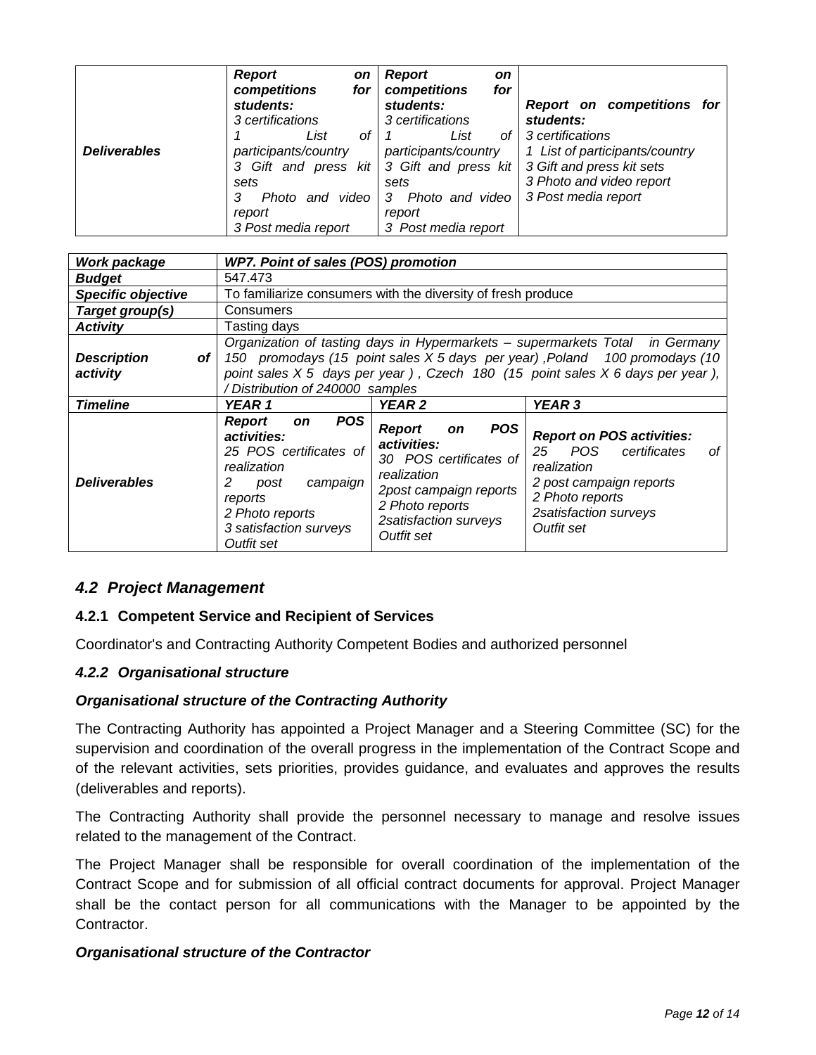| | | | |
|---|---|---|---|
| ***Deliverables*** | ***Report on competitions for students:***<br>*3 certifications*<br>*1 List of participants/country*<br>*3 Gift and press kit sets*<br>*3 Photo and video report*<br>*3 Post media report* | ***Report on competitions for students:***<br>*3 certifications*<br>*1 List of participants/country*<br>*3 Gift and press kit sets*<br>*3 Photo and video report*<br>*3 Post media report* | ***Report on competitions for students:***<br>*3 certifications*<br>*1 List of participants/country*<br>*3 Gift and press kit sets*<br>*3 Photo and video report*<br>*3 Post media report* |

| ***Work package*** | ***WP7. Point of sales (POS) promotion*** | | |
|---|---|---|---|
| ***Budget*** | 547.473 | | |
| ***Specific objective*** | To familiarize consumers with the diversity of fresh produce | | |
| ***Target group(s)*** | Consumers | | |
| ***Activity*** | Tasting days | | |
| ***Description of activity*** | *Organization of tasting days in Hypermarkets – supermarkets Total in Germany 150 promodays (15 point sales X 5 days per year) ,Poland 100 promodays (10 point sales X 5 days per year ) , Czech 180 (15 point sales X 6 days per year ), / Distribution of 240000 samples* | | |
| ***Timeline*** | ***YEAR 1*** | ***YEAR 2*** | ***YEAR 3*** |
| ***Deliverables*** | ***Report on POS activities:***<br>*25 POS certificates of realization*<br>*2 post campaign reports*<br>*2 Photo reports*<br>*3 satisfaction surveys*<br>*Outfit set* | ***Report on POS activities:***<br>*30 POS certificates of realization*<br>*2post campaign reports*<br>*2 Photo reports*<br>*2satisfaction surveys*<br>*Outfit set* | ***Report on POS activities:***<br>*25 POS certificates of realization*<br>*2 post campaign reports*<br>*2 Photo reports*<br>*2satisfaction surveys*<br>*Outfit set* |

## *4.2 Project Management*

### 4.2.1 Competent Service and Recipient of Services

Coordinator's and Contracting Authority Competent Bodies and authorized personnel

### *4.2.2 Organisational structure*

***Organisational structure of the Contracting Authority***

The Contracting Authority has appointed a Project Manager and a Steering Committee (SC) for the supervision and coordination of the overall progress in the implementation of the Contract Scope and of the relevant activities, sets priorities, provides guidance, and evaluates and approves the results (deliverables and reports).

The Contracting Authority shall provide the personnel necessary to manage and resolve issues related to the management of the Contract.

The Project Manager shall be responsible for overall coordination of the implementation of the Contract Scope and for submission of all official contract documents for approval. Project Manager shall be the contact person for all communications with the Manager to be appointed by the Contractor.

***Organisational structure of the Contractor***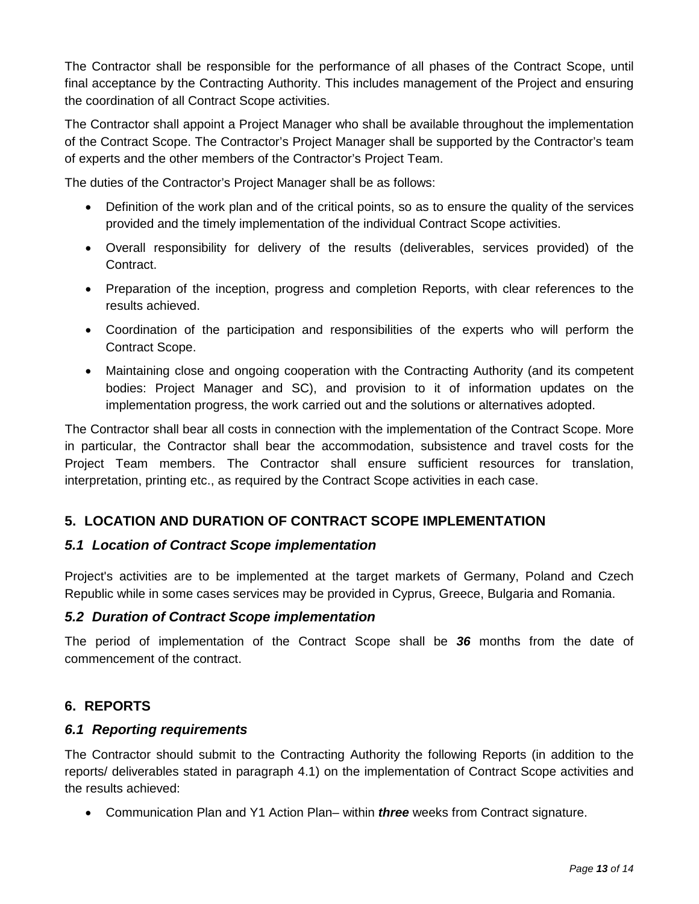The Contractor shall be responsible for the performance of all phases of the Contract Scope, until final acceptance by the Contracting Authority. This includes management of the Project and ensuring the coordination of all Contract Scope activities.

The Contractor shall appoint a Project Manager who shall be available throughout the implementation of the Contract Scope. The Contractor's Project Manager shall be supported by the Contractor's team of experts and the other members of the Contractor's Project Team.

The duties of the Contractor's Project Manager shall be as follows:

- Definition of the work plan and of the critical points, so as to ensure the quality of the services provided and the timely implementation of the individual Contract Scope activities.
- Overall responsibility for delivery of the results (deliverables, services provided) of the Contract.
- Preparation of the inception, progress and completion Reports, with clear references to the results achieved.
- Coordination of the participation and responsibilities of the experts who will perform the Contract Scope.
- Maintaining close and ongoing cooperation with the Contracting Authority (and its competent bodies: Project Manager and SC), and provision to it of information updates on the implementation progress, the work carried out and the solutions or alternatives adopted.

The Contractor shall bear all costs in connection with the implementation of the Contract Scope. More in particular, the Contractor shall bear the accommodation, subsistence and travel costs for the Project Team members. The Contractor shall ensure sufficient resources for translation, interpretation, printing etc., as required by the Contract Scope activities in each case.

## 5. LOCATION AND DURATION OF CONTRACT SCOPE IMPLEMENTATION

### *5.1 Location of Contract Scope implementation*

Project's activities are to be implemented at the target markets of Germany, Poland and Czech Republic while in some cases services may be provided in Cyprus, Greece, Bulgaria and Romania.

### *5.2 Duration of Contract Scope implementation*

The period of implementation of the Contract Scope shall be ***36*** months from the date of commencement of the contract.

## 6. REPORTS

### *6.1 Reporting requirements*

The Contractor should submit to the Contracting Authority the following Reports (in addition to the reports/ deliverables stated in paragraph 4.1) on the implementation of Contract Scope activities and the results achieved:

- Communication Plan and Y1 Action Plan– within ***three*** weeks from Contract signature.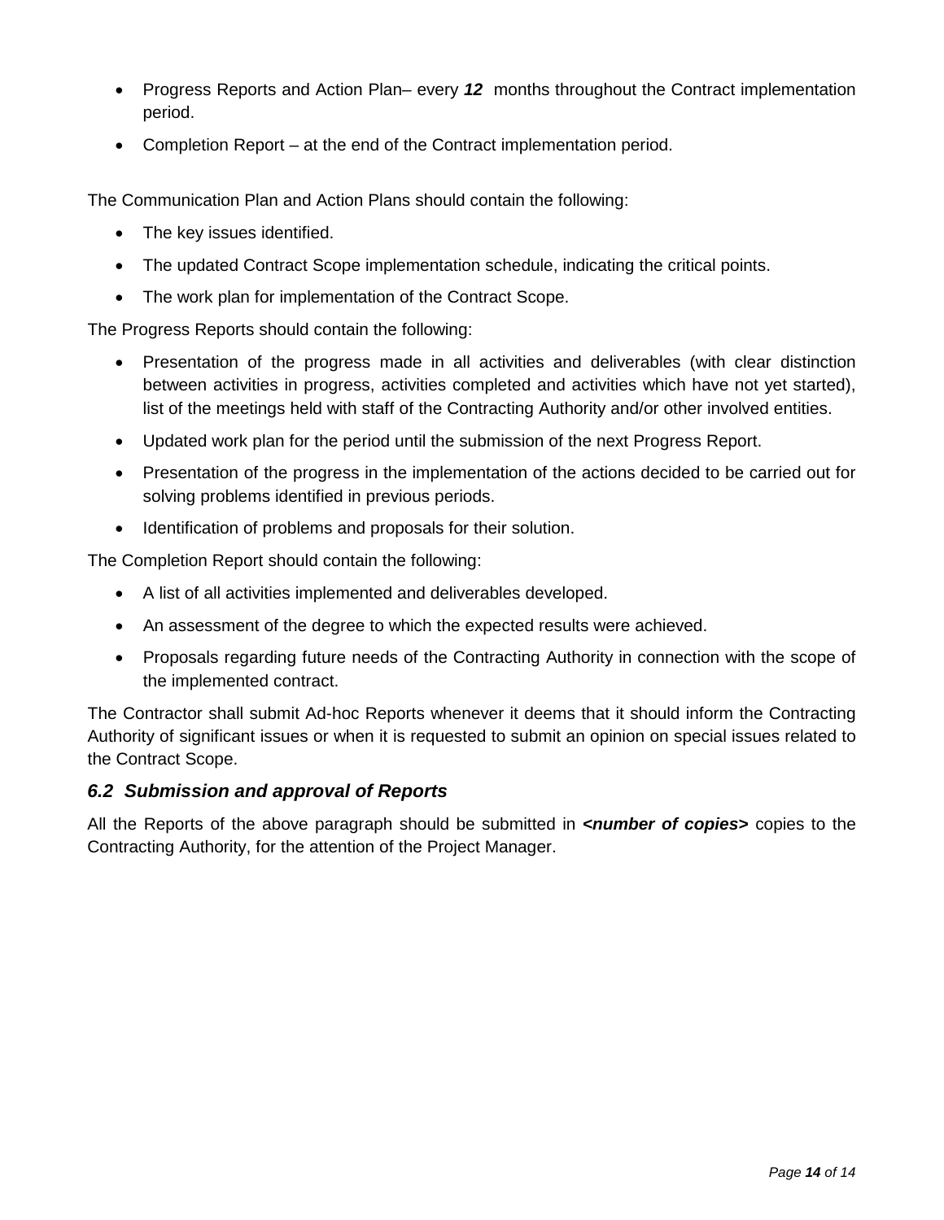- Progress Reports and Action Plan– every ***12*** months throughout the Contract implementation period.
- Completion Report – at the end of the Contract implementation period.

The Communication Plan and Action Plans should contain the following:

- The key issues identified.
- The updated Contract Scope implementation schedule, indicating the critical points.
- The work plan for implementation of the Contract Scope.

The Progress Reports should contain the following:

- Presentation of the progress made in all activities and deliverables (with clear distinction between activities in progress, activities completed and activities which have not yet started), list of the meetings held with staff of the Contracting Authority and/or other involved entities.
- Updated work plan for the period until the submission of the next Progress Report.
- Presentation of the progress in the implementation of the actions decided to be carried out for solving problems identified in previous periods.
- Identification of problems and proposals for their solution.

The Completion Report should contain the following:

- A list of all activities implemented and deliverables developed.
- An assessment of the degree to which the expected results were achieved.
- Proposals regarding future needs of the Contracting Authority in connection with the scope of the implemented contract.

The Contractor shall submit Ad-hoc Reports whenever it deems that it should inform the Contracting Authority of significant issues or when it is requested to submit an opinion on special issues related to the Contract Scope.

### *6.2 Submission and approval of Reports*

All the Reports of the above paragraph should be submitted in ***<number of copies>*** copies to the Contracting Authority, for the attention of the Project Manager.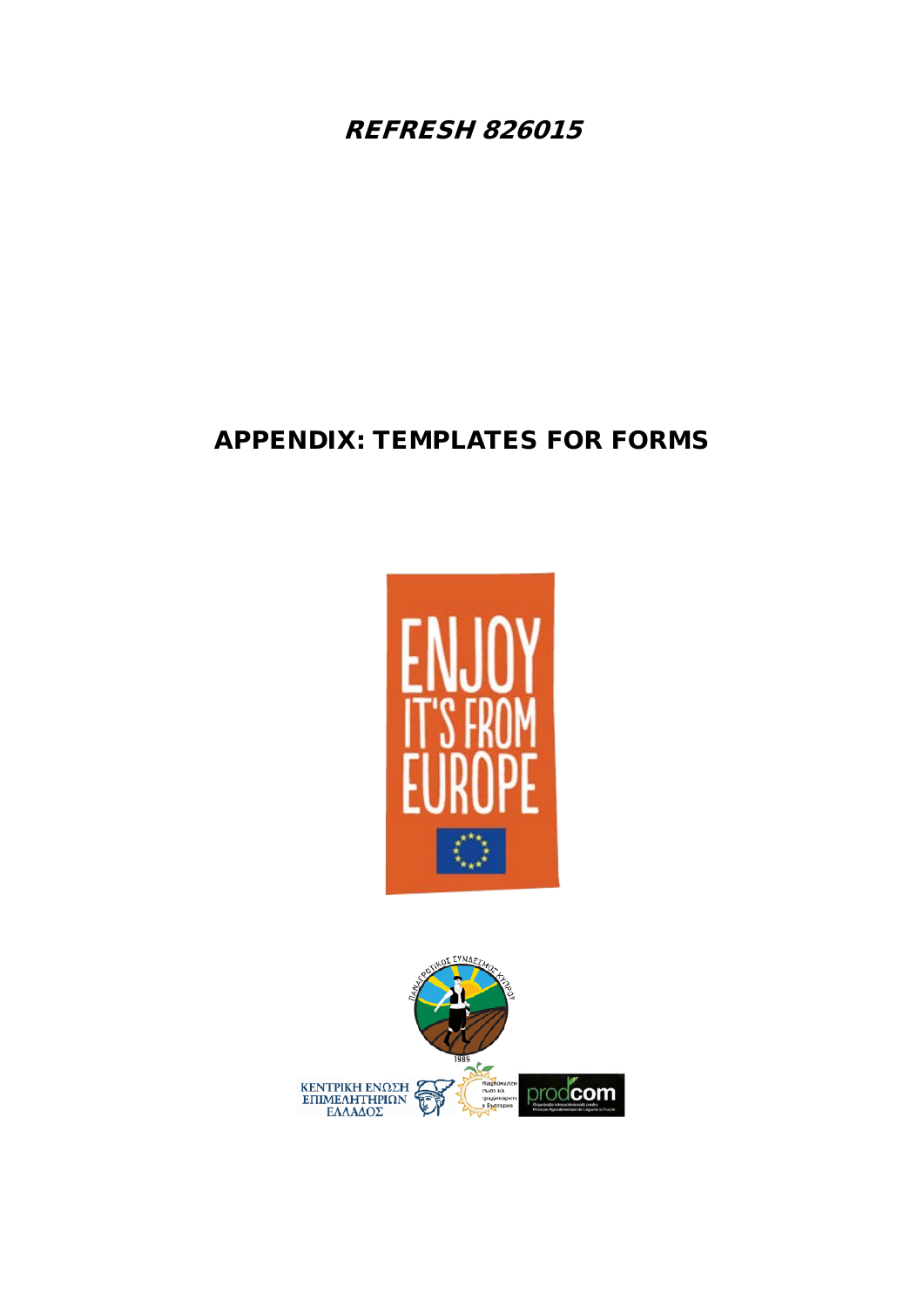***REFRESH 826015***

# APPENDIX: TEMPLATES FOR FORMS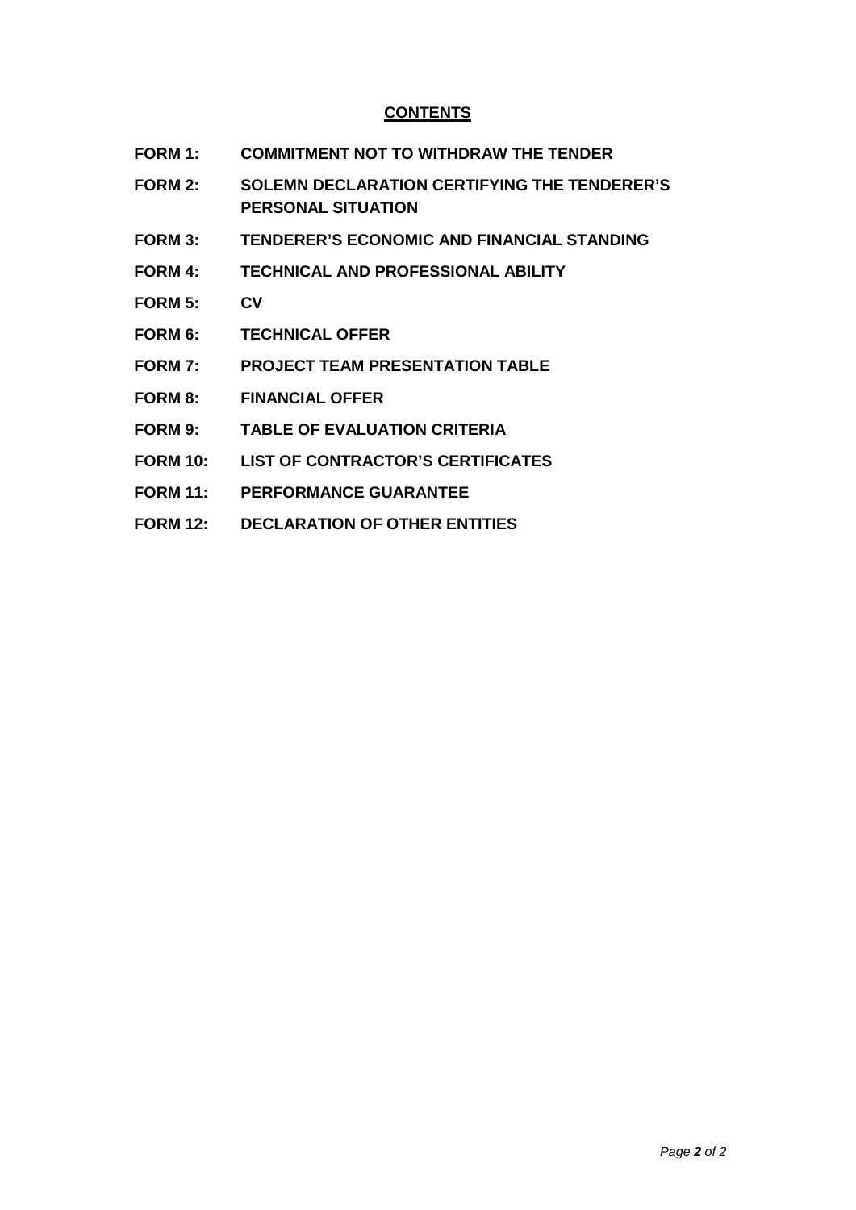## CONTENTS

**FORM 1:** **COMMITMENT NOT TO WITHDRAW THE TENDER**

**FORM 2:** **SOLEMN DECLARATION CERTIFYING THE TENDERER'S PERSONAL SITUATION**

**FORM 3:** **TENDERER'S ECONOMIC AND FINANCIAL STANDING**

**FORM 4:** **TECHNICAL AND PROFESSIONAL ABILITY**

**FORM 5:** **CV**

**FORM 6:** **TECHNICAL OFFER**

**FORM 7:** **PROJECT TEAM PRESENTATION TABLE**

**FORM 8:** **FINANCIAL OFFER**

**FORM 9:** **TABLE OF EVALUATION CRITERIA**

**FORM 10:** **LIST OF CONTRACTOR'S CERTIFICATES**

**FORM 11:** **PERFORMANCE GUARANTEE**

**FORM 12:** **DECLARATION OF OTHER ENTITIES**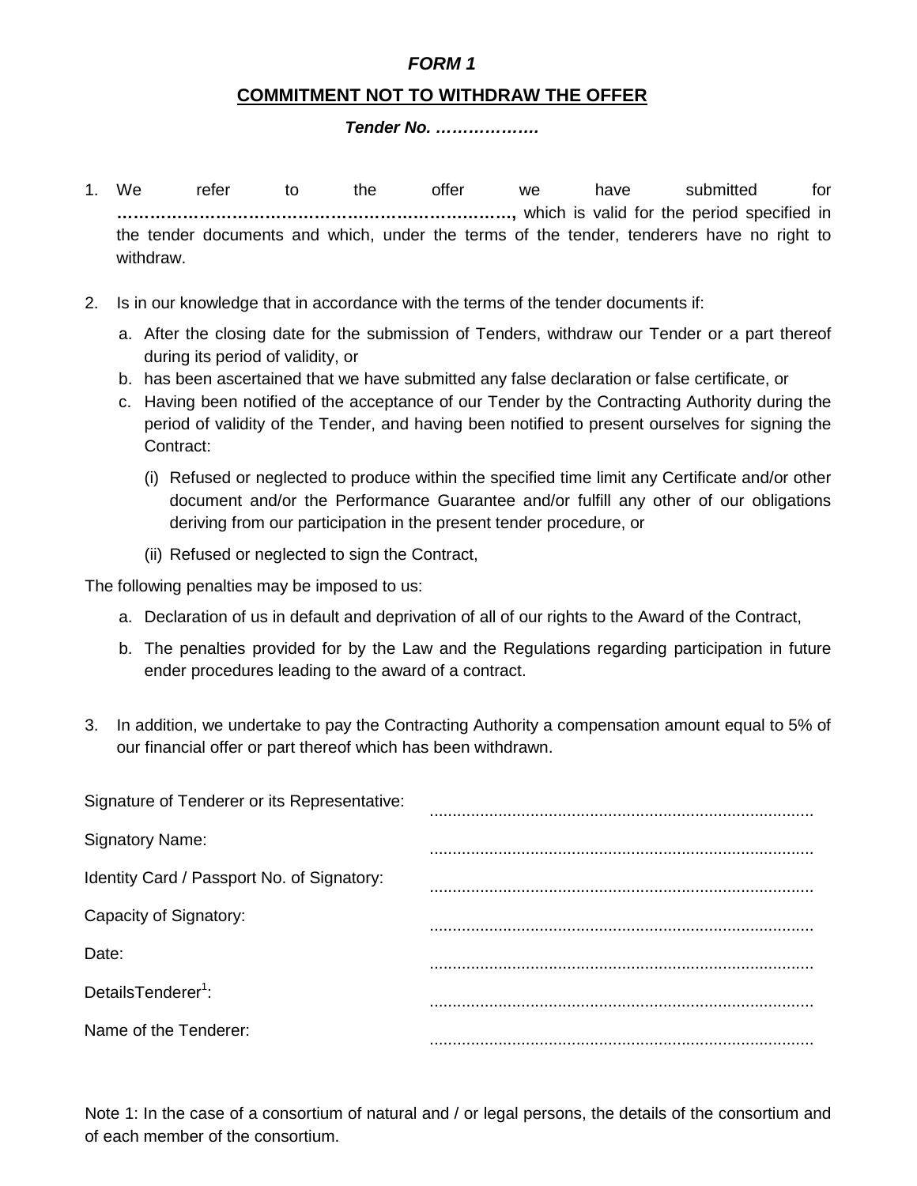***FORM 1***

**COMMITMENT NOT TO WITHDRAW THE OFFER**

***Tender No. ……………….***

1. We refer to the offer we have submitted for **…………………………………………………………….,** which is valid for the period specified in the tender documents and which, under the terms of the tender, tenderers have no right to withdraw.

2. Is in our knowledge that in accordance with the terms of the tender documents if:

   a. After the closing date for the submission of Tenders, withdraw our Tender or a part thereof during its period of validity, or
   b. has been ascertained that we have submitted any false declaration or false certificate, or
   c. Having been notified of the acceptance of our Tender by the Contracting Authority during the period of validity of the Tender, and having been notified to present ourselves for signing the Contract:

      (i) Refused or neglected to produce within the specified time limit any Certificate and/or other document and/or the Performance Guarantee and/or fulfill any other of our obligations deriving from our participation in the present tender procedure, or

      (ii) Refused or neglected to sign the Contract,

The following penalties may be imposed to us:

   a. Declaration of us in default and deprivation of all of our rights to the Award of the Contract,

   b. The penalties provided for by the Law and the Regulations regarding participation in future ender procedures leading to the award of a contract.

3. In addition, we undertake to pay the Contracting Authority a compensation amount equal to 5% of our financial offer or part thereof which has been withdrawn.

| | |
|---|---|
| Signature of Tenderer or its Representative: | ................................................................................... |
| Signatory Name: | ................................................................................... |
| Identity Card / Passport No. of Signatory: | ................................................................................... |
| Capacity of Signatory: | ................................................................................... |
| Date: | ................................................................................... |
| DetailsTenderer[1]: | ................................................................................... |
| Name of the Tenderer: | ................................................................................... |

Note 1: In the case of a consortium of natural and / or legal persons, the details of the consortium and of each member of the consortium.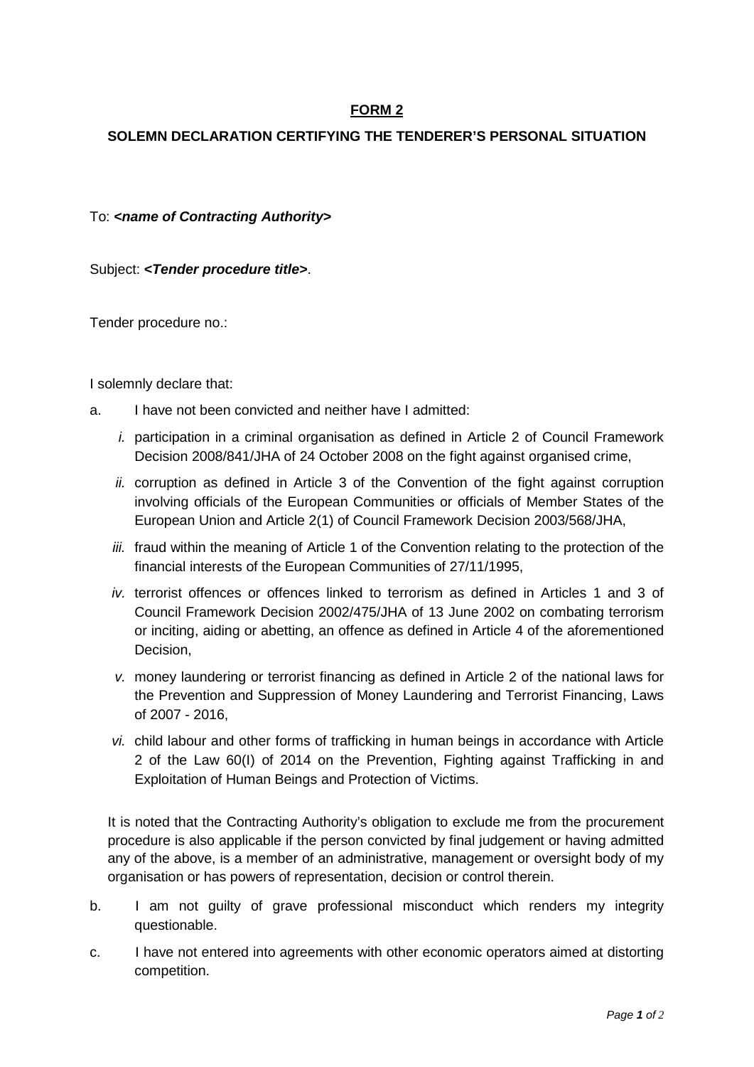**FORM 2**

**SOLEMN DECLARATION CERTIFYING THE TENDERER'S PERSONAL SITUATION**

To: ***<name of Contracting Authority>***

Subject: ***<Tender procedure title>***.

Tender procedure no.:

I solemnly declare that:

a. I have not been convicted and neither have I admitted:

   *i.* participation in a criminal organisation as defined in Article 2 of Council Framework Decision 2008/841/JHA of 24 October 2008 on the fight against organised crime,

   *ii.* corruption as defined in Article 3 of the Convention of the fight against corruption involving officials of the European Communities or officials of Member States of the European Union and Article 2(1) of Council Framework Decision 2003/568/JHA,

   *iii.* fraud within the meaning of Article 1 of the Convention relating to the protection of the financial interests of the European Communities of 27/11/1995,

   *iv.* terrorist offences or offences linked to terrorism as defined in Articles 1 and 3 of Council Framework Decision 2002/475/JHA of 13 June 2002 on combating terrorism or inciting, aiding or abetting, an offence as defined in Article 4 of the aforementioned Decision,

   *v.* money laundering or terrorist financing as defined in Article 2 of the national laws for the Prevention and Suppression of Money Laundering and Terrorist Financing, Laws of 2007 - 2016,

   *vi.* child labour and other forms of trafficking in human beings in accordance with Article 2 of the Law 60(I) of 2014 on the Prevention, Fighting against Trafficking in and Exploitation of Human Beings and Protection of Victims.

   It is noted that the Contracting Authority's obligation to exclude me from the procurement procedure is also applicable if the person convicted by final judgement or having admitted any of the above, is a member of an administrative, management or oversight body of my organisation or has powers of representation, decision or control therein.

b. I am not guilty of grave professional misconduct which renders my integrity questionable.

c. I have not entered into agreements with other economic operators aimed at distorting competition.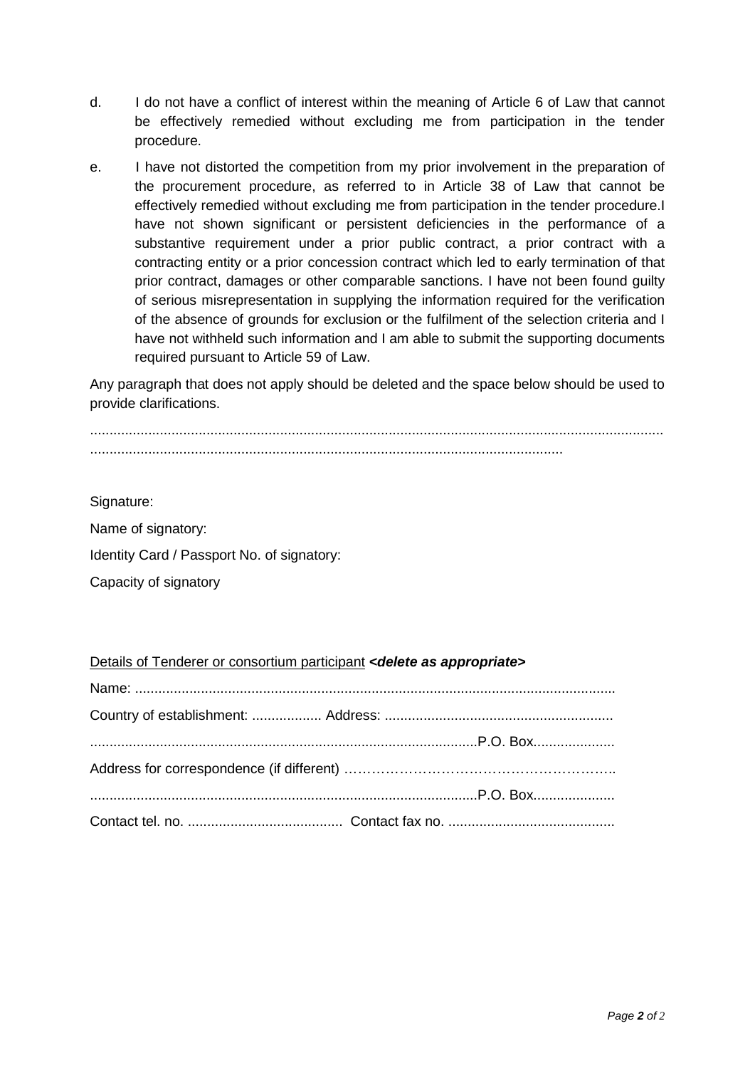d. I do not have a conflict of interest within the meaning of Article 6 of Law that cannot be effectively remedied without excluding me from participation in the tender procedure.

e. I have not distorted the competition from my prior involvement in the preparation of the procurement procedure, as referred to in Article 38 of Law that cannot be effectively remedied without excluding me from participation in the tender procedure.I have not shown significant or persistent deficiencies in the performance of a substantive requirement under a prior public contract, a prior contract with a contracting entity or a prior concession contract which led to early termination of that prior contract, damages or other comparable sanctions. I have not been found guilty of serious misrepresentation in supplying the information required for the verification of the absence of grounds for exclusion or the fulfilment of the selection criteria and I have not withheld such information and I am able to submit the supporting documents required pursuant to Article 59 of Law.

Any paragraph that does not apply should be deleted and the space below should be used to provide clarifications.

..................................................................................................................................................
.........................................................................................................................

Signature:

Name of signatory:

Identity Card / Passport No. of signatory:

Capacity of signatory

Details of Tenderer or consortium participant ***<delete as appropriate>***

Name: ..........................................................................................................................

Country of establishment: .................. Address: ...........................................................

...................................................................................................P.O. Box.....................

Address for correspondence (if different) ……………………………………………………..

...................................................................................................P.O. Box.....................

Contact tel. no. ........................................ Contact fax no. ...........................................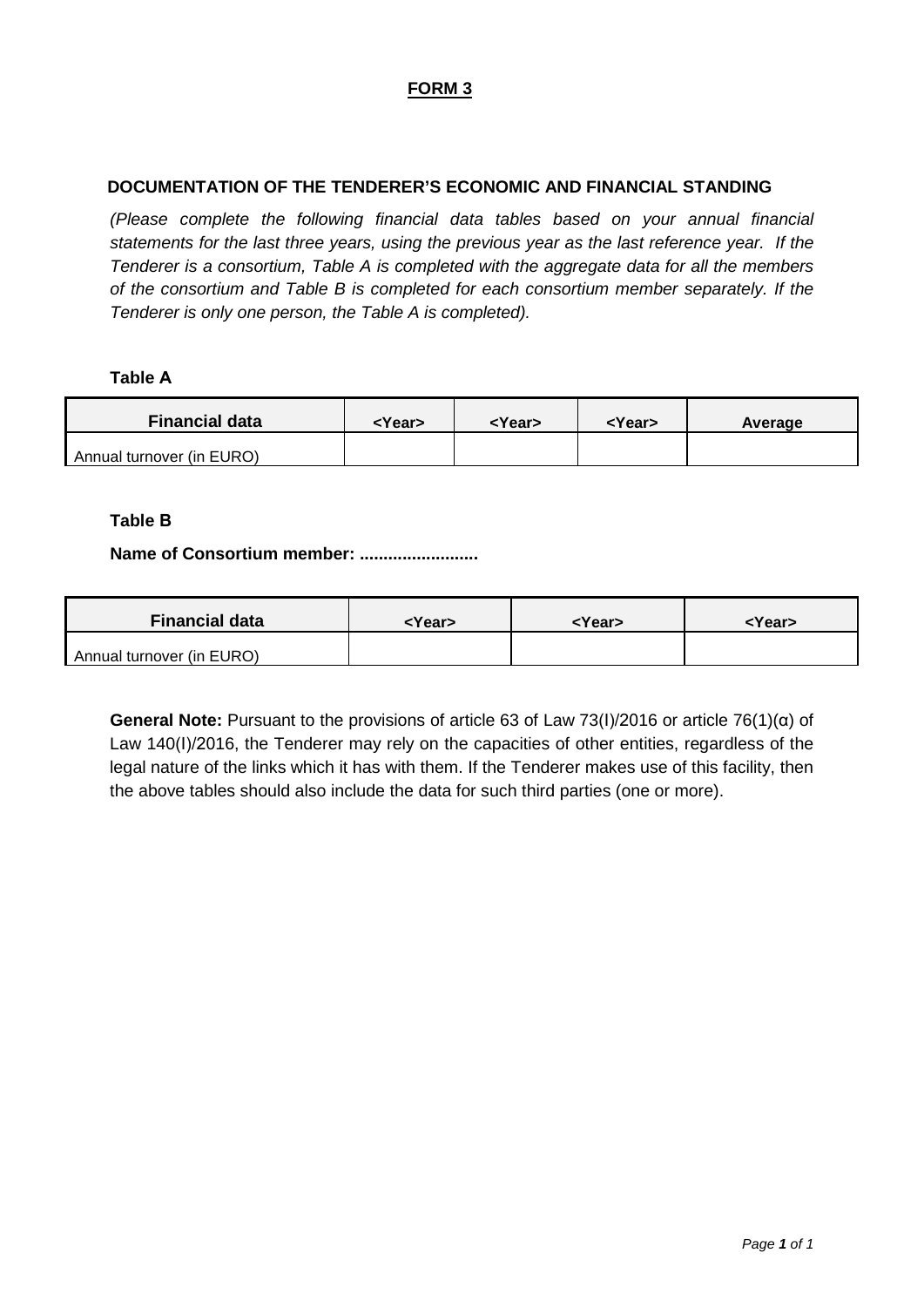# FORM 3

## DOCUMENTATION OF THE TENDERER'S ECONOMIC AND FINANCIAL STANDING

*(Please complete the following financial data tables based on your annual financial statements for the last three years, using the previous year as the last reference year. If the Tenderer is a consortium, Table A is completed with the aggregate data for all the members of the consortium and Table B is completed for each consortium member separately. If the Tenderer is only one person, the Table A is completed).*

**Table A**

| Financial data | <Year> | <Year> | <Year> | Average |
|---|---|---|---|---|
| Annual turnover (in EURO) | | | | |

**Table B**

**Name of Consortium member: .........................**

| Financial data | <Year> | <Year> | <Year> |
|---|---|---|---|
| Annual turnover (in EURO) | | | |

**General Note:** Pursuant to the provisions of article 63 of Law 73(I)/2016 or article 76(1)(α) of Law 140(I)/2016, the Tenderer may rely on the capacities of other entities, regardless of the legal nature of the links which it has with them. If the Tenderer makes use of this facility, then the above tables should also include the data for such third parties (one or more).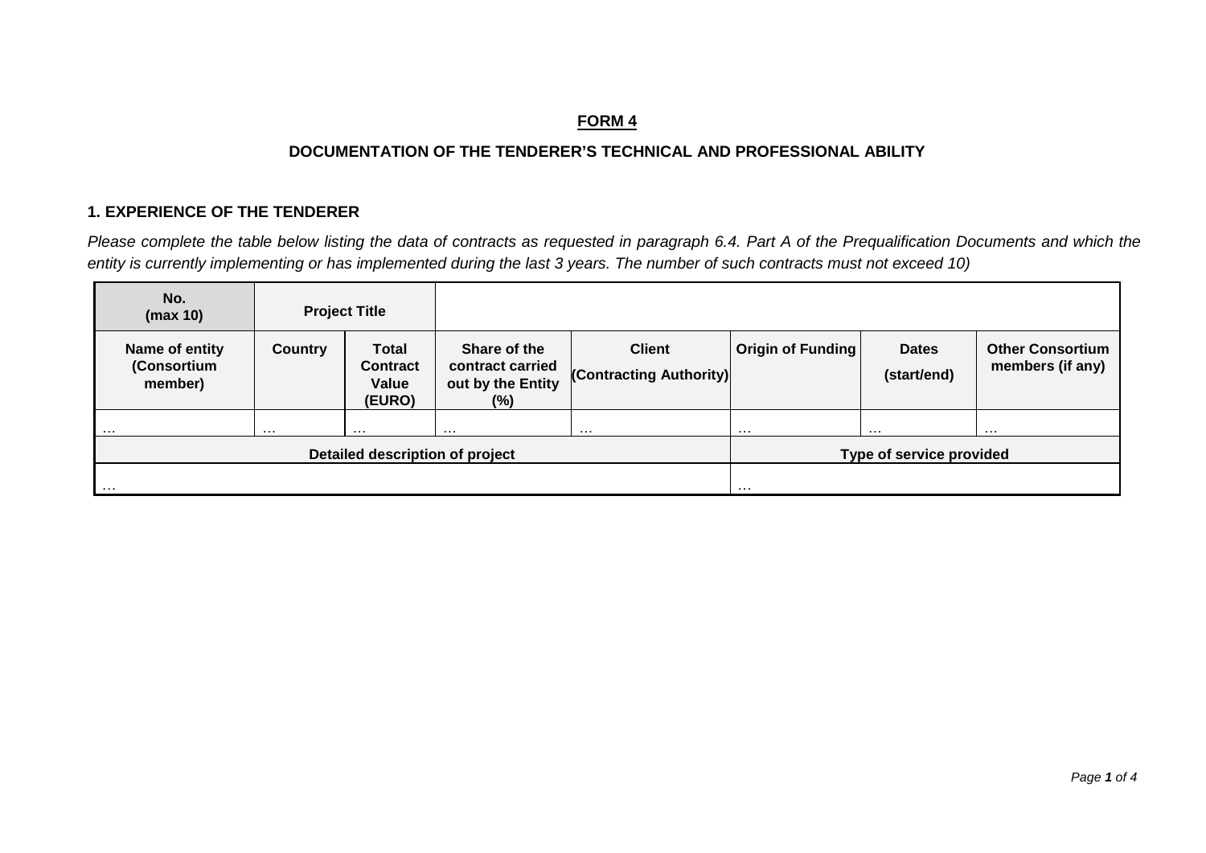**FORM 4**

**DOCUMENTATION OF THE TENDERER'S TECHNICAL AND PROFESSIONAL ABILITY**

**1. EXPERIENCE OF THE TENDERER**

*Please complete the table below listing the data of contracts as requested in paragraph 6.4. Part A of the Prequalification Documents and which the entity is currently implementing or has implemented during the last 3 years. The number of such contracts must not exceed 10)*

| **No. (max 10)** | **Project Title** | | | | | | |
|---|---|---|---|---|---|---|---|
| **Name of entity (Consortium member)** | **Country** | **Total Contract Value (EURO)** | **Share of the contract carried out by the Entity (%)** | **Client (Contracting Authority)** | **Origin of Funding** | **Dates (start/end)** | **Other Consortium members (if any)** |
| … | … | … | … | … | … | … | … |
| **Detailed description of project** | | | | | **Type of service provided** | | |
| … | | | | | … | | |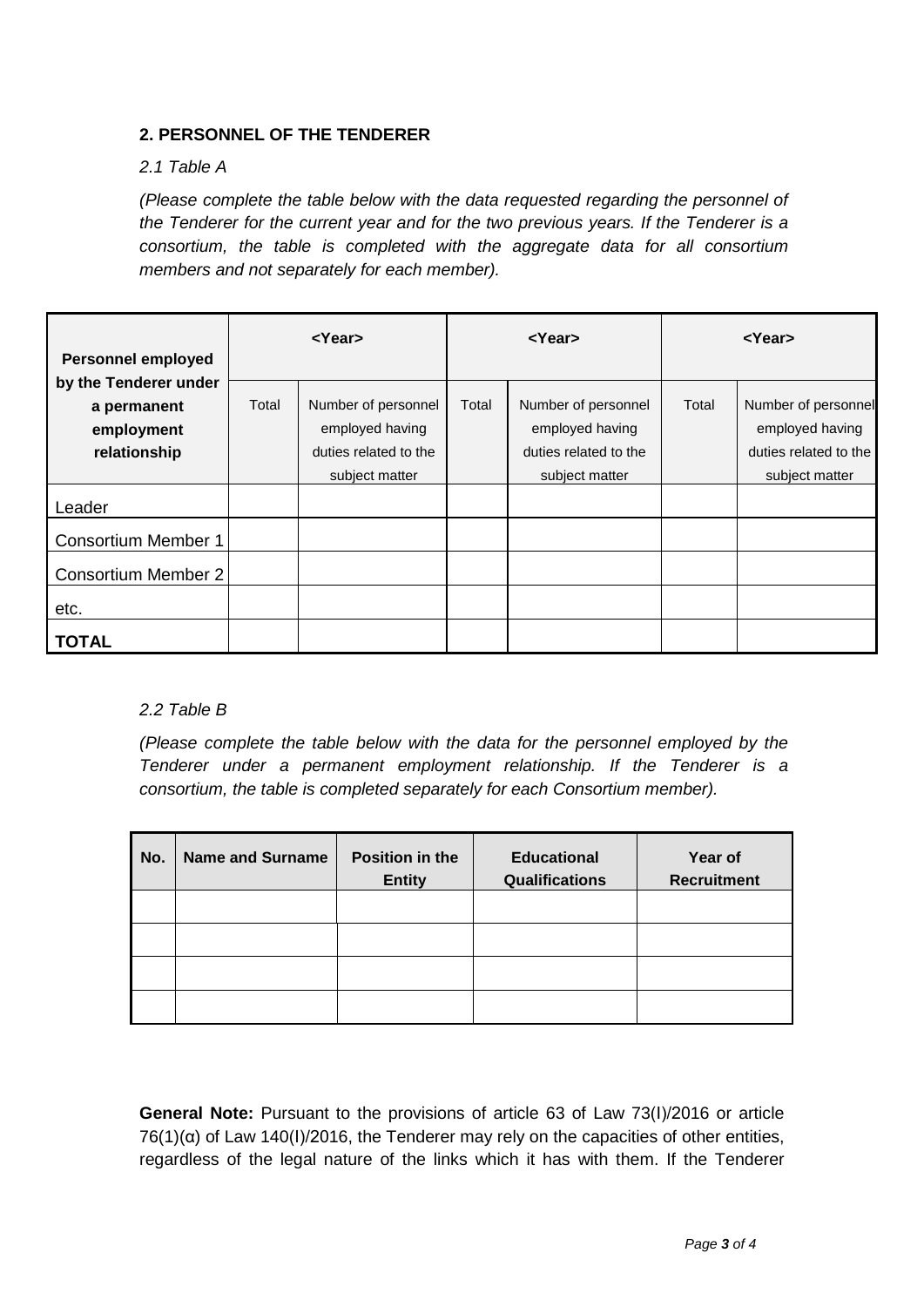**2. PERSONNEL OF THE TENDERER**

*2.1 Table A*

*(Please complete the table below with the data requested regarding the personnel of the Tenderer for the current year and for the two previous years. If the Tenderer is a consortium, the table is completed with the aggregate data for all consortium members and not separately for each member).*

| **Personnel employed by the Tenderer under a permanent employment relationship** | **<Year>** | | **<Year>** | | **<Year>** | |
|---|---|---|---|---|---|---|
| | Total | Number of personnel employed having duties related to the subject matter | Total | Number of personnel employed having duties related to the subject matter | Total | Number of personnel employed having duties related to the subject matter |
| Leader | | | | | | |
| Consortium Member 1 | | | | | | |
| Consortium Member 2 | | | | | | |
| etc. | | | | | | |
| **TOTAL** | | | | | | |

*2.2 Table B*

*(Please complete the table below with the data for the personnel employed by the Tenderer under a permanent employment relationship. If the Tenderer is a consortium, the table is completed separately for each Consortium member).*

| **No.** | **Name and Surname** | **Position in the Entity** | **Educational Qualifications** | **Year of Recruitment** |
|---|---|---|---|---|
| | | | | |
| | | | | |
| | | | | |
| | | | | |

**General Note:** Pursuant to the provisions of article 63 of Law 73(I)/2016 or article 76(1)(α) of Law 140(I)/2016, the Tenderer may rely on the capacities of other entities, regardless of the legal nature of the links which it has with them. If the Tenderer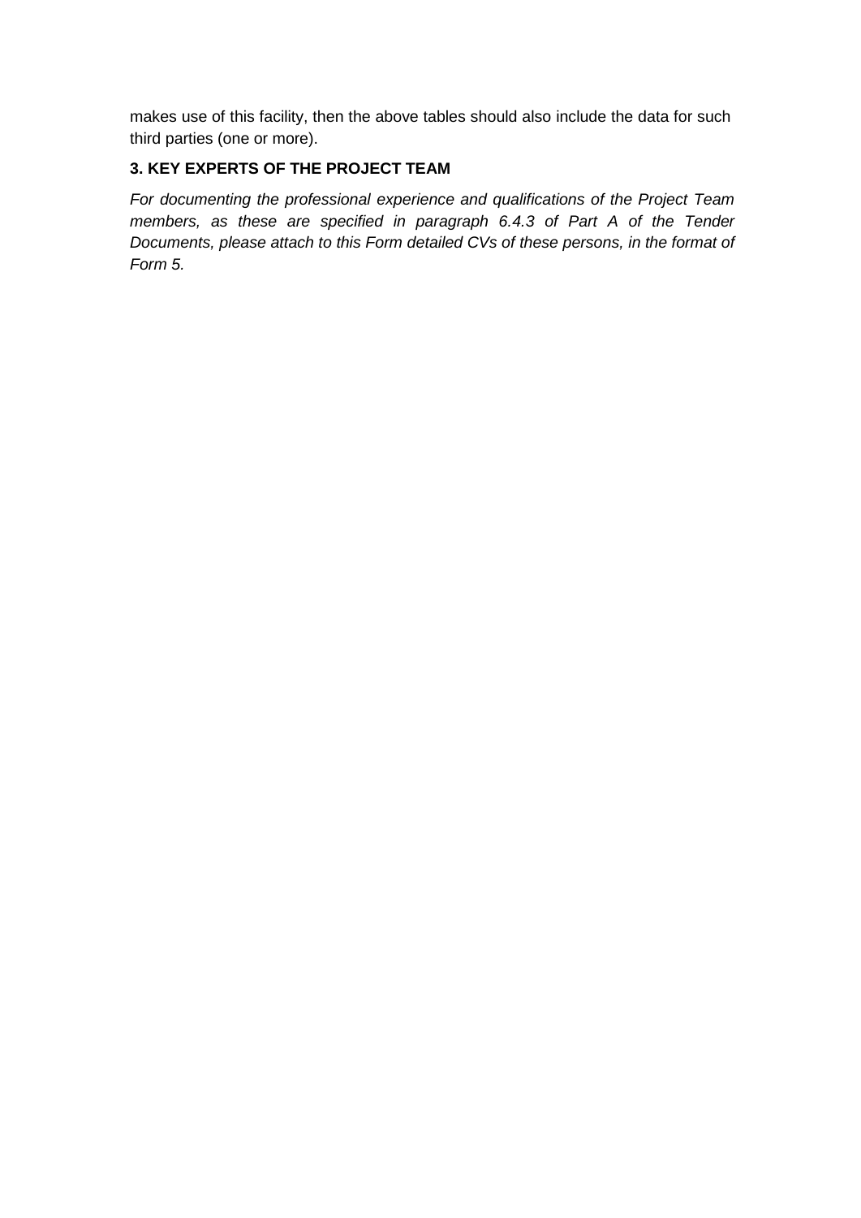makes use of this facility, then the above tables should also include the data for such third parties (one or more).

### 3. KEY EXPERTS OF THE PROJECT TEAM

*For documenting the professional experience and qualifications of the Project Team members, as these are specified in paragraph 6.4.3 of Part A of the Tender Documents, please attach to this Form detailed CVs of these persons, in the format of Form 5.*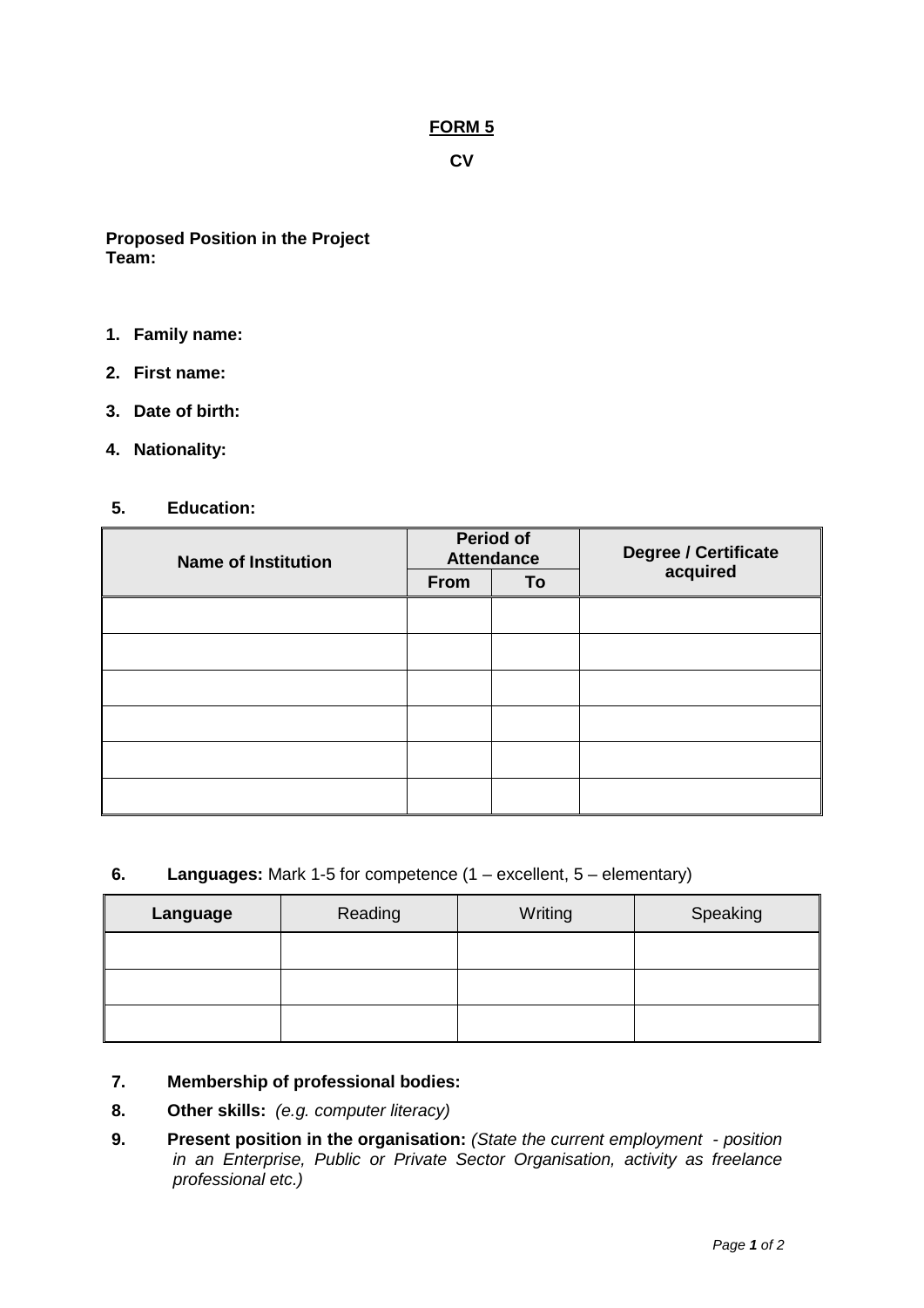**FORM 5**

**CV**

**Proposed Position in the Project Team:**

1. **Family name:**
2. **First name:**
3. **Date of birth:**
4. **Nationality:**

5. **Education:**

| Name of Institution | Period of Attendance | | Degree / Certificate acquired |
|---|---|---|---|
| | From | To | |
| | | | |
| | | | |
| | | | |
| | | | |
| | | | |
| | | | |

6. **Languages:** Mark 1-5 for competence (1 – excellent, 5 – elementary)

| Language | Reading | Writing | Speaking |
|---|---|---|---|
| | | | |
| | | | |
| | | | |

7. **Membership of professional bodies:**
8. **Other skills:** *(e.g. computer literacy)*
9. **Present position in the organisation:** *(State the current employment - position in an Enterprise, Public or Private Sector Organisation, activity as freelance professional etc.)*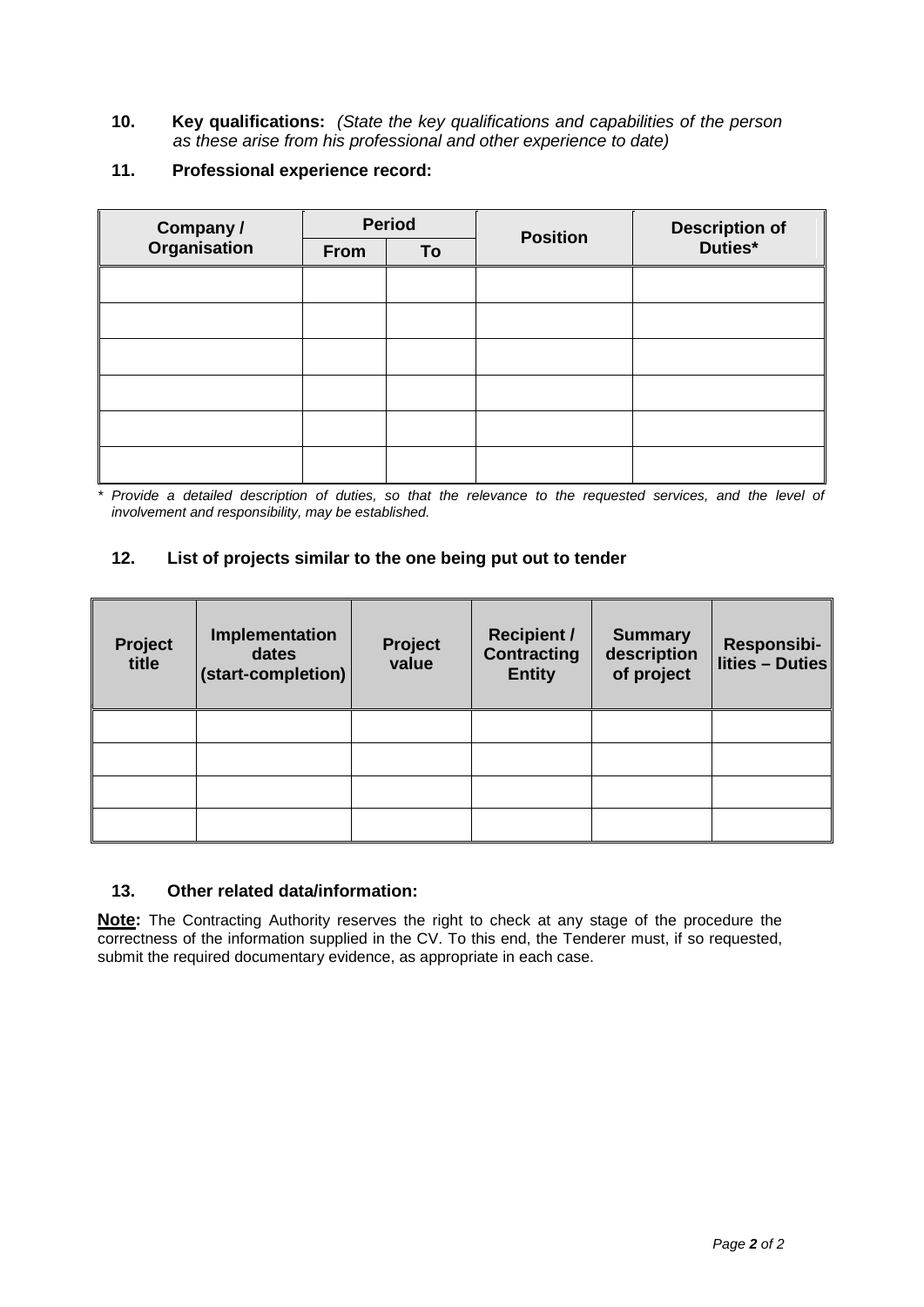**10. Key qualifications:** *(State the key qualifications and capabilities of the person as these arise from his professional and other experience to date)*

**11. Professional experience record:**

| Company / Organisation | Period | | Position | Description of Duties* |
|---|---|---|---|---|
| | From | To | | |
| | | | | |
| | | | | |
| | | | | |
| | | | | |
| | | | | |
| | | | | |

*\* Provide a detailed description of duties, so that the relevance to the requested services, and the level of involvement and responsibility, may be established.*

**12. List of projects similar to the one being put out to tender**

| Project title | Implementation dates (start-completion) | Project value | Recipient / Contracting Entity | Summary description of project | Responsibi-lities – Duties |
|---|---|---|---|---|---|
| | | | | | |
| | | | | | |
| | | | | | |
| | | | | | |

**13. Other related data/information:**

**Note:** The Contracting Authority reserves the right to check at any stage of the procedure the correctness of the information supplied in the CV. To this end, the Tenderer must, if so requested, submit the required documentary evidence, as appropriate in each case.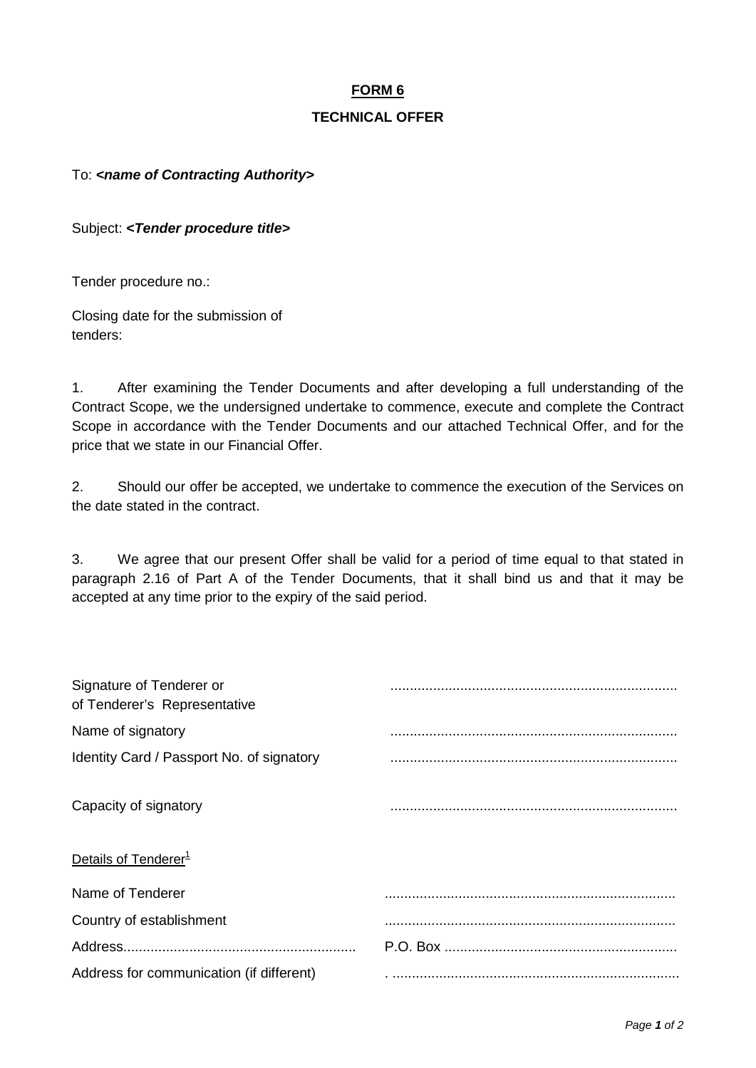# FORM 6

## TECHNICAL OFFER

To: ***<name of Contracting Authority>***

Subject: ***<Tender procedure title>***

Tender procedure no.:

Closing date for the submission of tenders:

1. After examining the Tender Documents and after developing a full understanding of the Contract Scope, we the undersigned undertake to commence, execute and complete the Contract Scope in accordance with the Tender Documents and our attached Technical Offer, and for the price that we state in our Financial Offer.

2. Should our offer be accepted, we undertake to commence the execution of the Services on the date stated in the contract.

3. We agree that our present Offer shall be valid for a period of time equal to that stated in paragraph 2.16 of Part A of the Tender Documents, that it shall bind us and that it may be accepted at any time prior to the expiry of the said period.

| | |
|---|---|
| Signature of Tenderer or of Tenderer's Representative | .......................................................................... |
| Name of signatory | .......................................................................... |
| Identity Card / Passport No. of signatory | .......................................................................... |
| Capacity of signatory | .......................................................................... |

Details of Tenderer[1]

| | |
|---|---|
| Name of Tenderer | .......................................................................... |
| Country of establishment | .......................................................................... |
| Address........................................................... | P.O. Box ........................................................... |
| Address for communication (if different) | . .......................................................................... |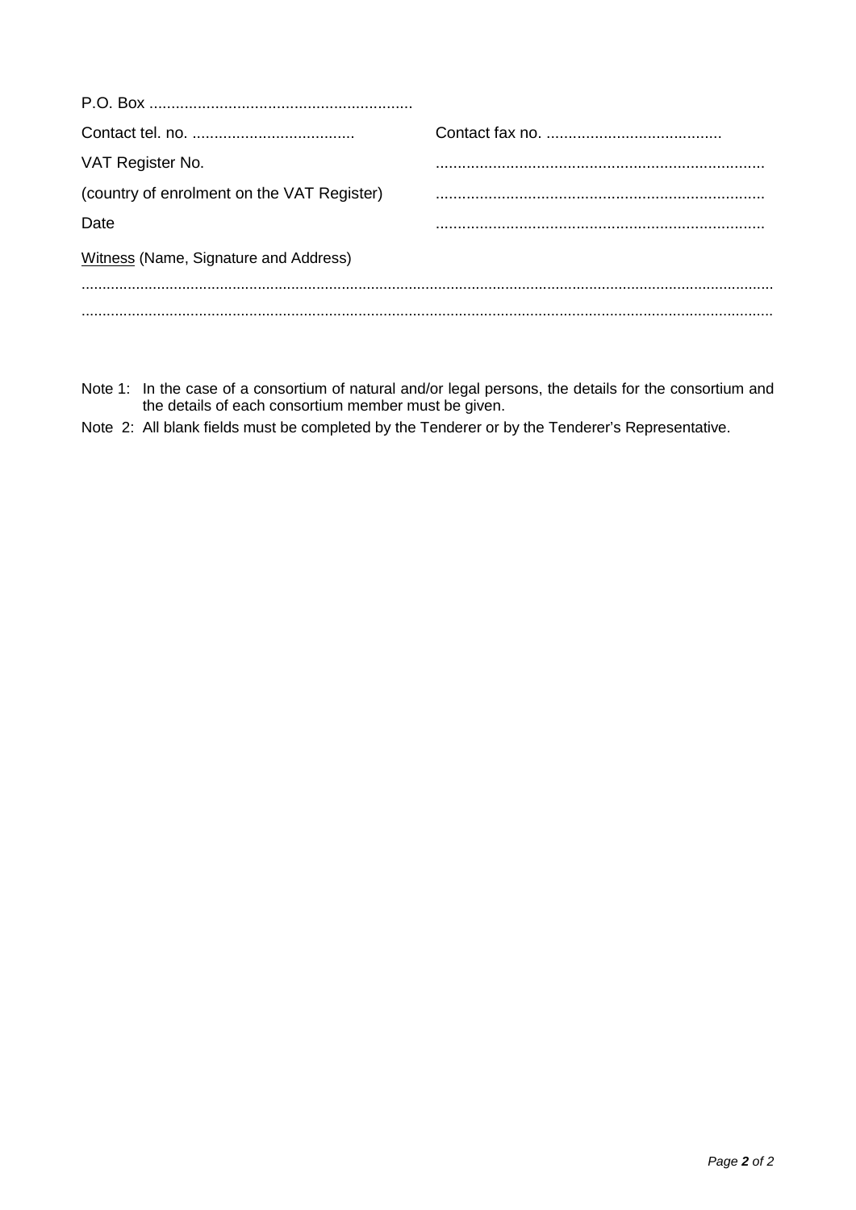P.O. Box ............................................................

| | |
|---|---|
| Contact tel. no. ..................................... | Contact fax no. ........................................ |
| VAT Register No. | ........................................................................... |
| (country of enrolment on the VAT Register) | ........................................................................... |
| Date | ........................................................................... |

Witness (Name, Signature and Address)

..................................................................................................................................................................

..................................................................................................................................................................

Note 1: In the case of a consortium of natural and/or legal persons, the details for the consortium and the details of each consortium member must be given.

Note 2: All blank fields must be completed by the Tenderer or by the Tenderer's Representative.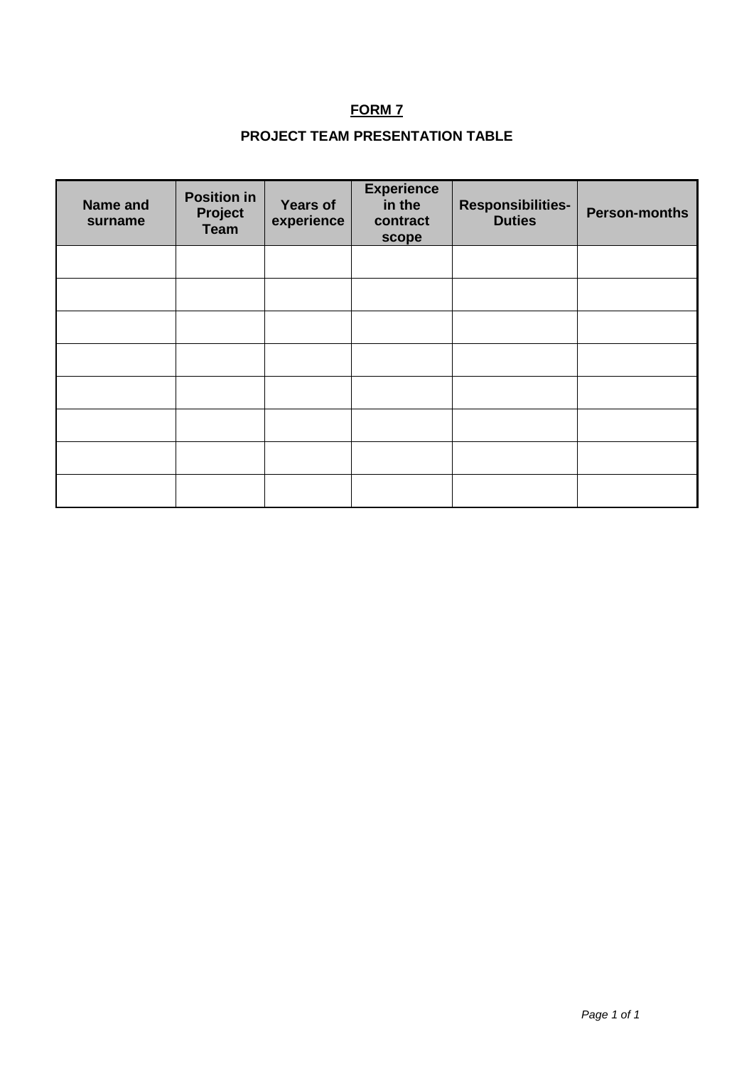# FORM 7

## PROJECT TEAM PRESENTATION TABLE

| Name and surname | Position in Project Team | Years of experience | Experience in the contract scope | Responsibilities-Duties | Person-months |
|---|---|---|---|---|---|
| | | | | | |
| | | | | | |
| | | | | | |
| | | | | | |
| | | | | | |
| | | | | | |
| | | | | | |
| | | | | | |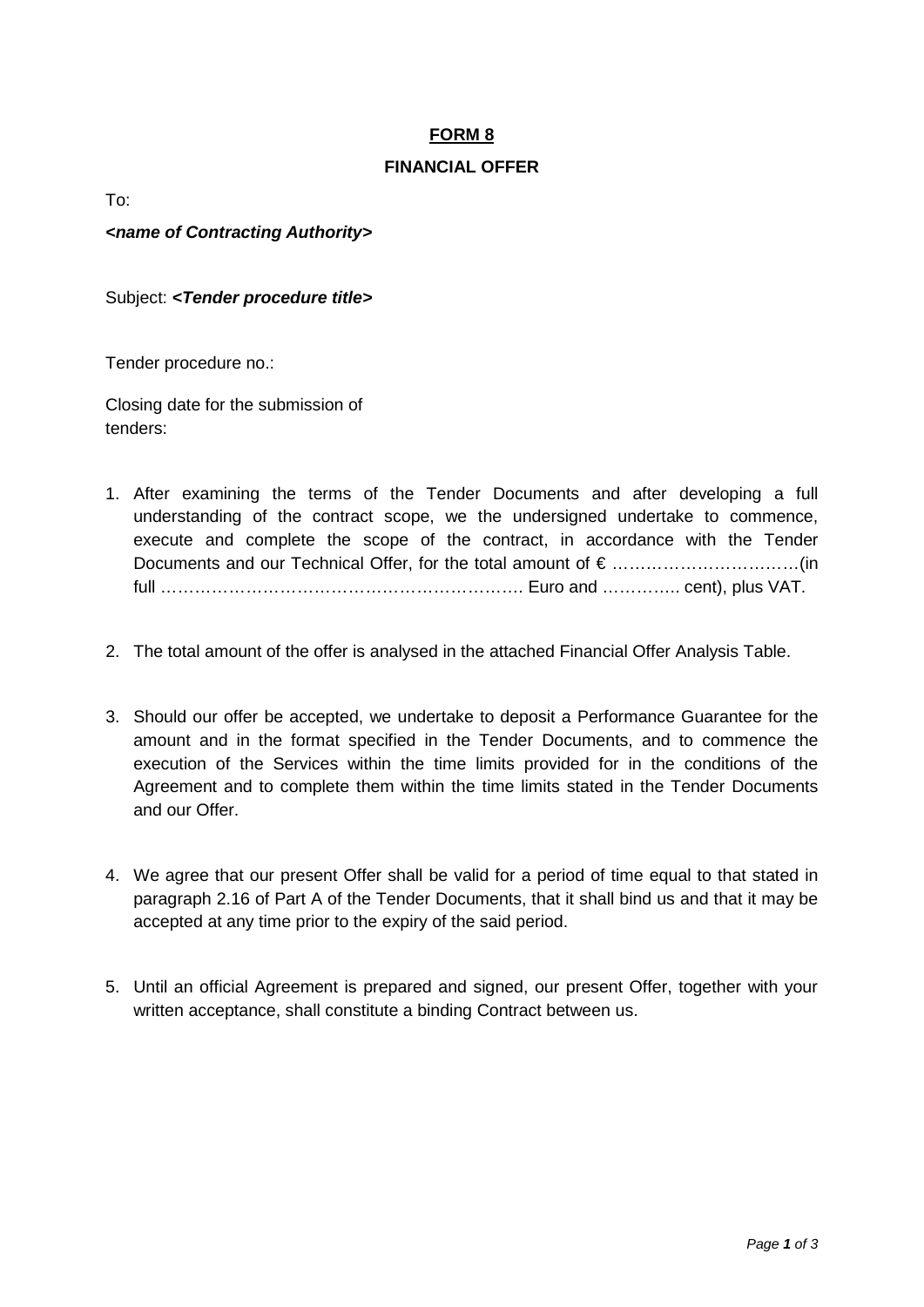**<u>FORM 8</u>**

**FINANCIAL OFFER**

To:

***<name of Contracting Authority>***

Subject: ***<Tender procedure title>***

Tender procedure no.:

Closing date for the submission of tenders:

1. After examining the terms of the Tender Documents and after developing a full understanding of the contract scope, we the undersigned undertake to commence, execute and complete the scope of the contract, in accordance with the Tender Documents and our Technical Offer, for the total amount of € ……………………….…..(in full ………………………………….……………………. Euro and ………….. cent), plus VAT.

2. The total amount of the offer is analysed in the attached Financial Offer Analysis Table.

3. Should our offer be accepted, we undertake to deposit a Performance Guarantee for the amount and in the format specified in the Tender Documents, and to commence the execution of the Services within the time limits provided for in the conditions of the Agreement and to complete them within the time limits stated in the Tender Documents and our Offer.

4. We agree that our present Offer shall be valid for a period of time equal to that stated in paragraph 2.16 of Part A of the Tender Documents, that it shall bind us and that it may be accepted at any time prior to the expiry of the said period.

5. Until an official Agreement is prepared and signed, our present Offer, together with your written acceptance, shall constitute a binding Contract between us.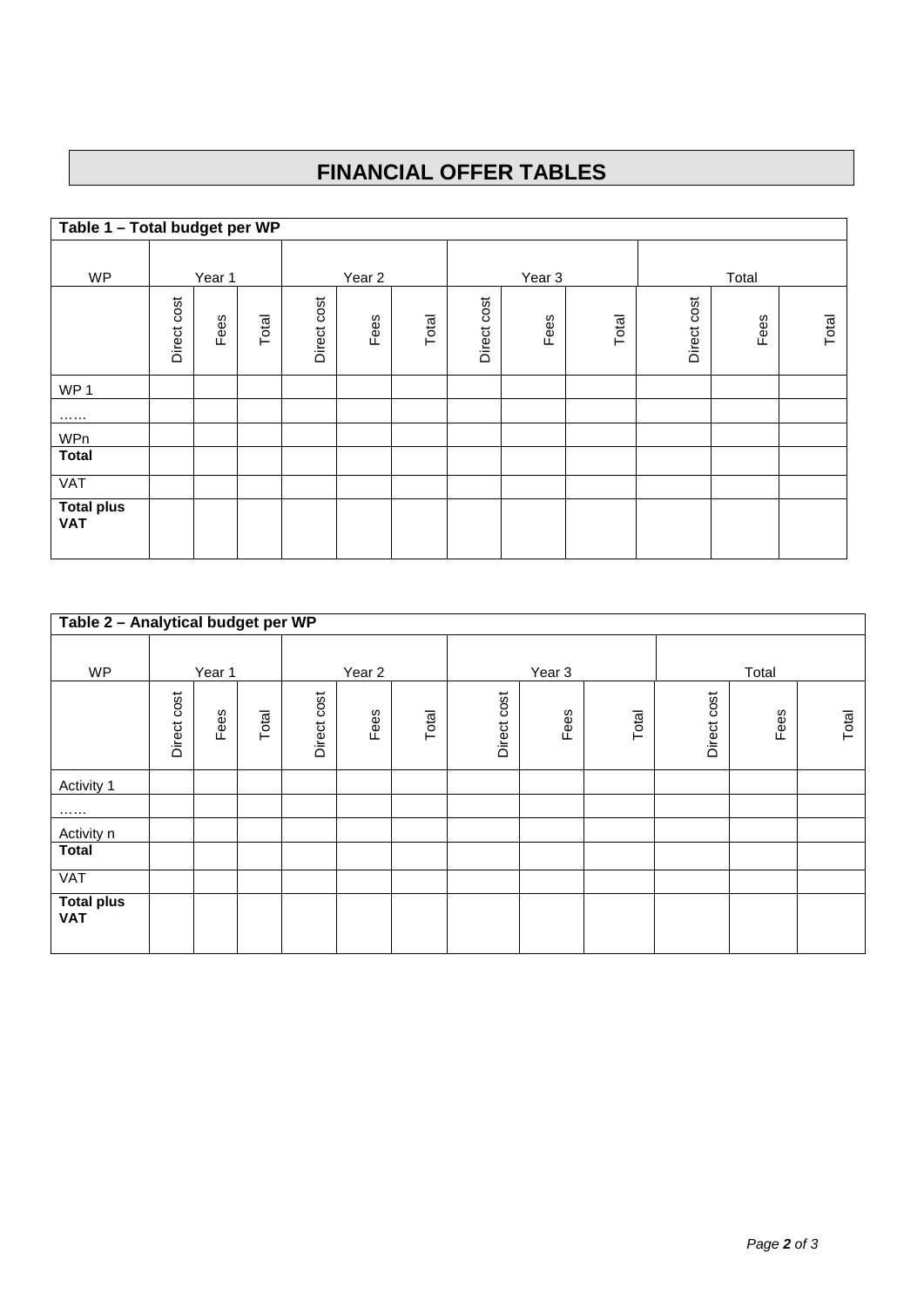# FINANCIAL OFFER TABLES

**Table 1 – Total budget per WP**

| WP | Year 1 | | | Year 2 | | | Year 3 | | | Total | | |
|---|---|---|---|---|---|---|---|---|---|---|---|---|
| | Direct cost | Fees | Total | Direct cost | Fees | Total | Direct cost | Fees | Total | Direct cost | Fees | Total |
| WP 1 | | | | | | | | | | | | |
| …… | | | | | | | | | | | | |
| WPn | | | | | | | | | | | | |
| **Total** | | | | | | | | | | | | |
| VAT | | | | | | | | | | | | |
| **Total plus VAT** | | | | | | | | | | | | |

**Table 2 – Analytical budget per WP**

| WP | Year 1 | | | Year 2 | | | Year 3 | | | Total | | |
|---|---|---|---|---|---|---|---|---|---|---|---|---|
| | Direct cost | Fees | Total | Direct cost | Fees | Total | Direct cost | Fees | Total | Direct cost | Fees | Total |
| Activity 1 | | | | | | | | | | | | |
| …… | | | | | | | | | | | | |
| Activity n | | | | | | | | | | | | |
| **Total** | | | | | | | | | | | | |
| VAT | | | | | | | | | | | | |
| **Total plus VAT** | | | | | | | | | | | | |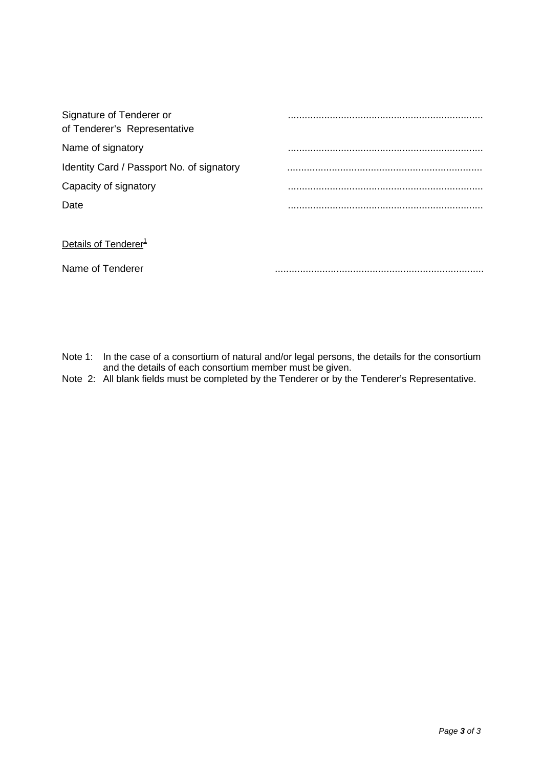| | |
|---|---|
| Signature of Tenderer or of Tenderer's Representative | ..................................................................... |
| Name of signatory | ..................................................................... |
| Identity Card / Passport No. of signatory | ..................................................................... |
| Capacity of signatory | ..................................................................... |
| Date | ..................................................................... |

Details of Tenderer[1]

Name of Tenderer ..........................................................................

Note 1: In the case of a consortium of natural and/or legal persons, the details for the consortium and the details of each consortium member must be given.

Note 2: All blank fields must be completed by the Tenderer or by the Tenderer's Representative.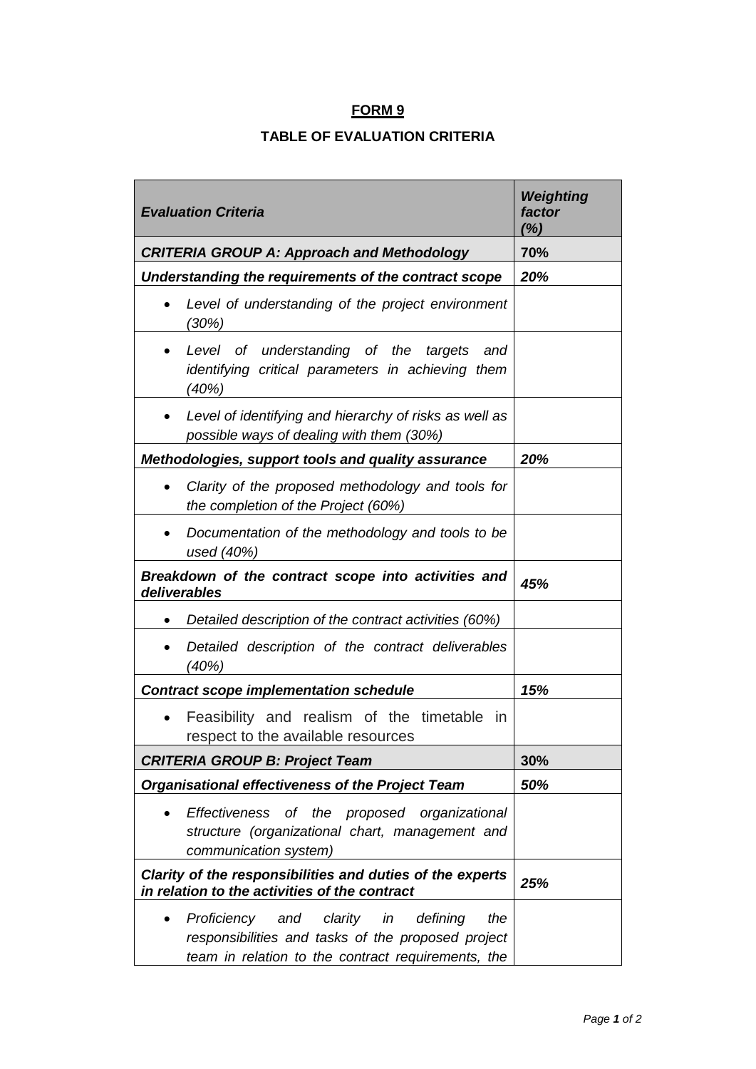**FORM 9**

**TABLE OF EVALUATION CRITERIA**

| *Evaluation Criteria* | *Weighting factor (%)* |
|---|---|
| ***CRITERIA GROUP A: Approach and Methodology*** | **70%** |
| ***Understanding the requirements of the contract scope*** | ***20%*** |
| • *Level of understanding of the project environment (30%)* | |
| • *Level of understanding of the targets and identifying critical parameters in achieving them (40%)* | |
| • *Level of identifying and hierarchy of risks as well as possible ways of dealing with them (30%)* | |
| ***Methodologies, support tools and quality assurance*** | ***20%*** |
| • *Clarity of the proposed methodology and tools for the completion of the Project (60%)* | |
| • *Documentation of the methodology and tools to be used (40%)* | |
| ***Breakdown of the contract scope into activities and deliverables*** | ***45%*** |
| • *Detailed description of the contract activities (60%)* | |
| • *Detailed description of the contract deliverables (40%)* | |
| ***Contract scope implementation schedule*** | ***15%*** |
| • Feasibility and realism of the timetable in respect to the available resources | |
| ***CRITERIA GROUP B: Project Team*** | **30%** |
| ***Organisational effectiveness of the Project Team*** | ***50%*** |
| • *Effectiveness of the proposed organizational structure (organizational chart, management and communication system)* | |
| ***Clarity of the responsibilities and duties of the experts in relation to the activities of the contract*** | ***25%*** |
| • *Proficiency and clarity in defining the responsibilities and tasks of the proposed project team in relation to the contract requirements, the* | |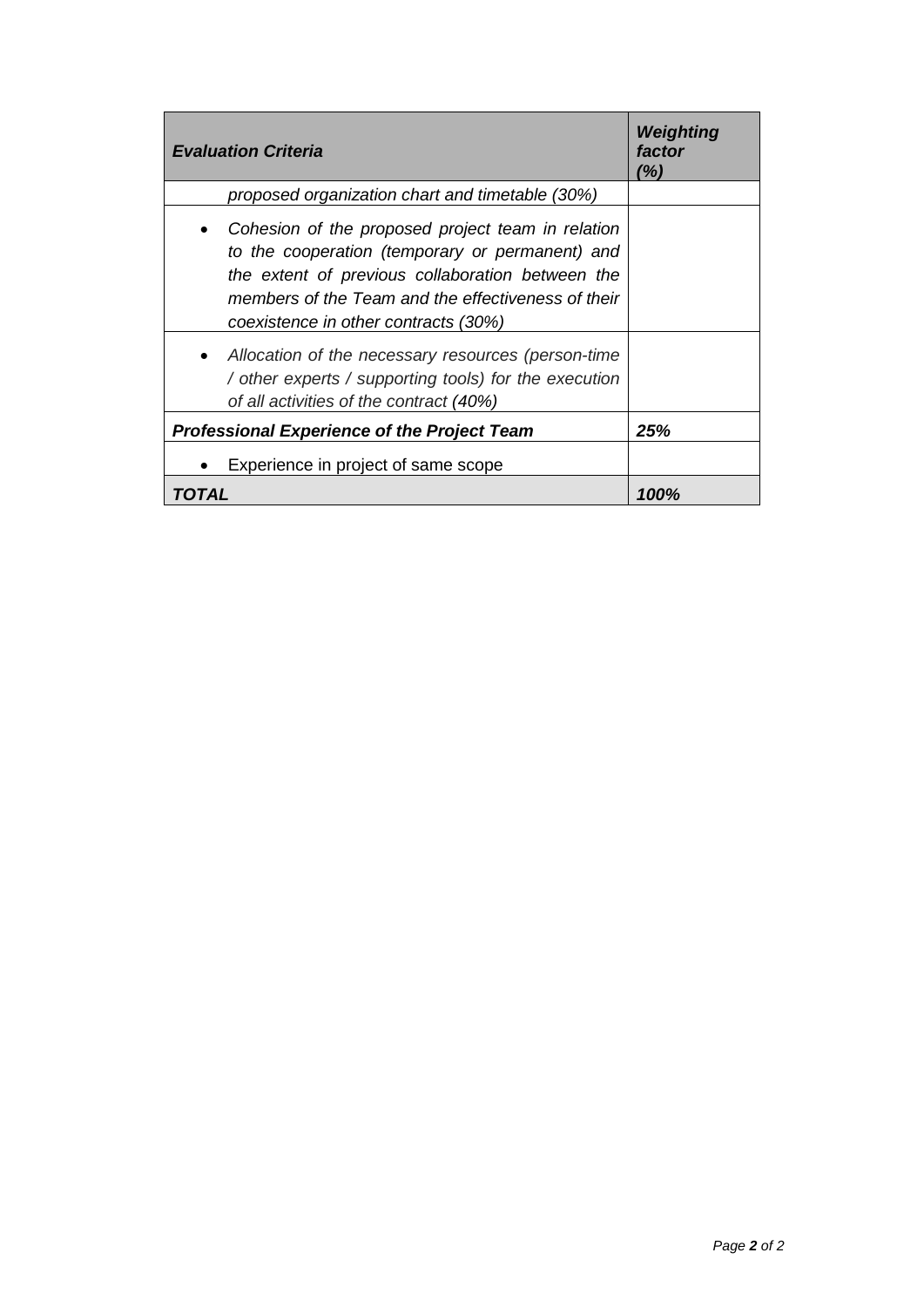| *Evaluation Criteria* | *Weighting factor (%)* |
|---|---|
| *proposed organization chart and timetable (30%)* | |
| • *Cohesion of the proposed project team in relation to the cooperation (temporary or permanent) and the extent of previous collaboration between the members of the Team and the effectiveness of their coexistence in other contracts (30%)* | |
| • *Allocation of the necessary resources (person-time / other experts / supporting tools) for the execution of all activities of the contract (40%)* | |
| ***Professional Experience of the Project Team*** | ***25%*** |
| • Experience in project of same scope | |
| ***TOTAL*** | ***100%*** |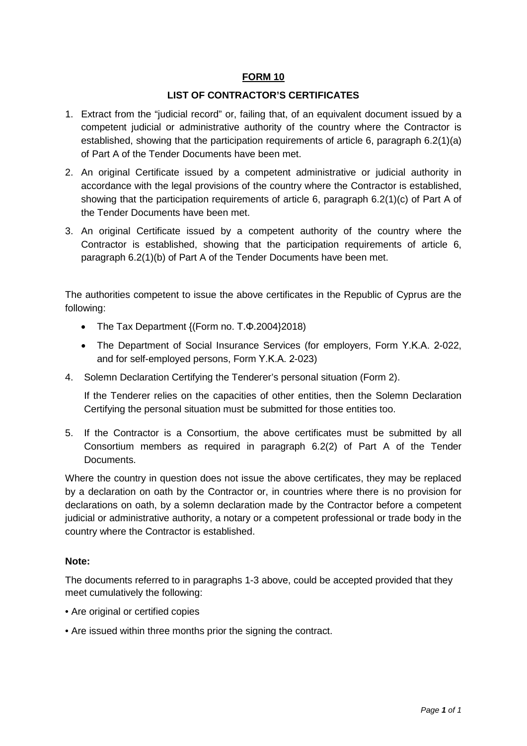# FORM 10

## LIST OF CONTRACTOR'S CERTIFICATES

1. Extract from the "judicial record" or, failing that, of an equivalent document issued by a competent judicial or administrative authority of the country where the Contractor is established, showing that the participation requirements of article 6, paragraph 6.2(1)(a) of Part A of the Tender Documents have been met.
2. An original Certificate issued by a competent administrative or judicial authority in accordance with the legal provisions of the country where the Contractor is established, showing that the participation requirements of article 6, paragraph 6.2(1)(c) of Part A of the Tender Documents have been met.
3. An original Certificate issued by a competent authority of the country where the Contractor is established, showing that the participation requirements of article 6, paragraph 6.2(1)(b) of Part A of the Tender Documents have been met.

The authorities competent to issue the above certificates in the Republic of Cyprus are the following:

- The Tax Department {(Form no. Τ.Φ.2004}2018)
- The Department of Social Insurance Services (for employers, Form Υ.Κ.Α. 2-022, and for self-employed persons, Form Υ.Κ.Α. 2-023)

4. Solemn Declaration Certifying the Tenderer's personal situation (Form 2).

   If the Tenderer relies on the capacities of other entities, then the Solemn Declaration Certifying the personal situation must be submitted for those entities too.

5. If the Contractor is a Consortium, the above certificates must be submitted by all Consortium members as required in paragraph 6.2(2) of Part A of the Tender Documents.

Where the country in question does not issue the above certificates, they may be replaced by a declaration on oath by the Contractor or, in countries where there is no provision for declarations on oath, by a solemn declaration made by the Contractor before a competent judicial or administrative authority, a notary or a competent professional or trade body in the country where the Contractor is established.

**Note:**

The documents referred to in paragraphs 1-3 above, could be accepted provided that they meet cumulatively the following:

- Are original or certified copies
- Are issued within three months prior the signing the contract.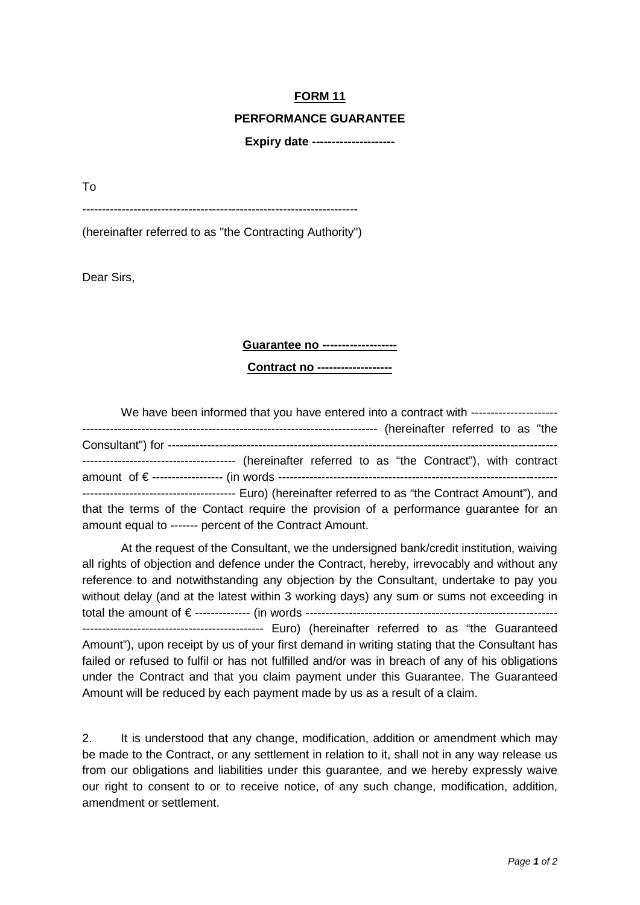**FORM 11**

**PERFORMANCE GUARANTEE**

**Expiry date --------------------**

To

---------------------------------------------------------------------

(hereinafter referred to as "the Contracting Authority")

Dear Sirs,

**Guarantee no ------------------**

**Contract no ------------------**

We have been informed that you have entered into a contract with ------------------------------------------------------------------------------------------------ (hereinafter referred to as "the Consultant") for ------------------------------------------------------------------------------------------------------------------------------------- (hereinafter referred to as "the Contract"), with contract amount of € ------------------ (in words ---------------------------------------------------------------------------------------------------------- Euro) (hereinafter referred to as "the Contract Amount"), and that the terms of the Contact require the provision of a performance guarantee for an amount equal to ------- percent of the Contract Amount.

At the request of the Consultant, we the undersigned bank/credit institution, waiving all rights of objection and defence under the Contract, hereby, irrevocably and without any reference to and notwithstanding any objection by the Consultant, undertake to pay you without delay (and at the latest within 3 working days) any sum or sums not exceeding in total the amount of € ------------- (in words ---------------------------------------------------------------------------------------------------------------- Euro) (hereinafter referred to as "the Guaranteed Amount"), upon receipt by us of your first demand in writing stating that the Consultant has failed or refused to fulfil or has not fulfilled and/or was in breach of any of his obligations under the Contract and that you claim payment under this Guarantee. The Guaranteed Amount will be reduced by each payment made by us as a result of a claim.

2. It is understood that any change, modification, addition or amendment which may be made to the Contract, or any settlement in relation to it, shall not in any way release us from our obligations and liabilities under this guarantee, and we hereby expressly waive our right to consent to or to receive notice, of any such change, modification, addition, amendment or settlement.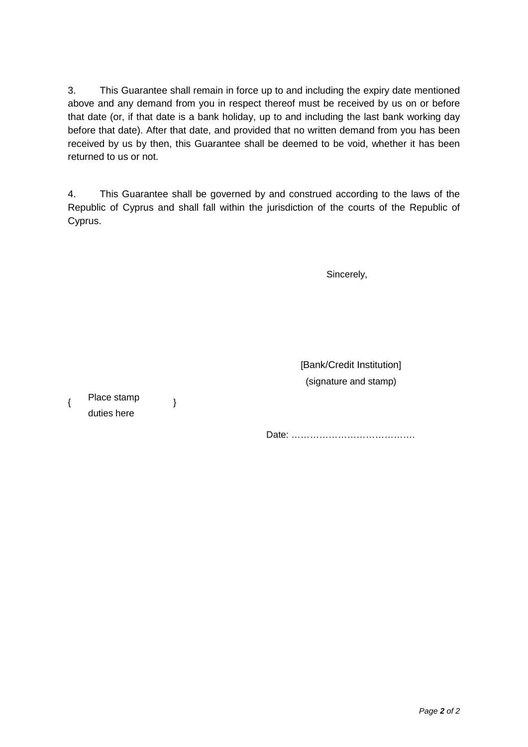3. This Guarantee shall remain in force up to and including the expiry date mentioned above and any demand from you in respect thereof must be received by us on or before that date (or, if that date is a bank holiday, up to and including the last bank working day before that date). After that date, and provided that no written demand from you has been received by us by then, this Guarantee shall be deemed to be void, whether it has been returned to us or not.

4. This Guarantee shall be governed by and construed according to the laws of the Republic of Cyprus and shall fall within the jurisdiction of the courts of the Republic of Cyprus.

Sincerely,

[Bank/Credit Institution]
(signature and stamp)

{ Place stamp duties here }

Date: ………………………………….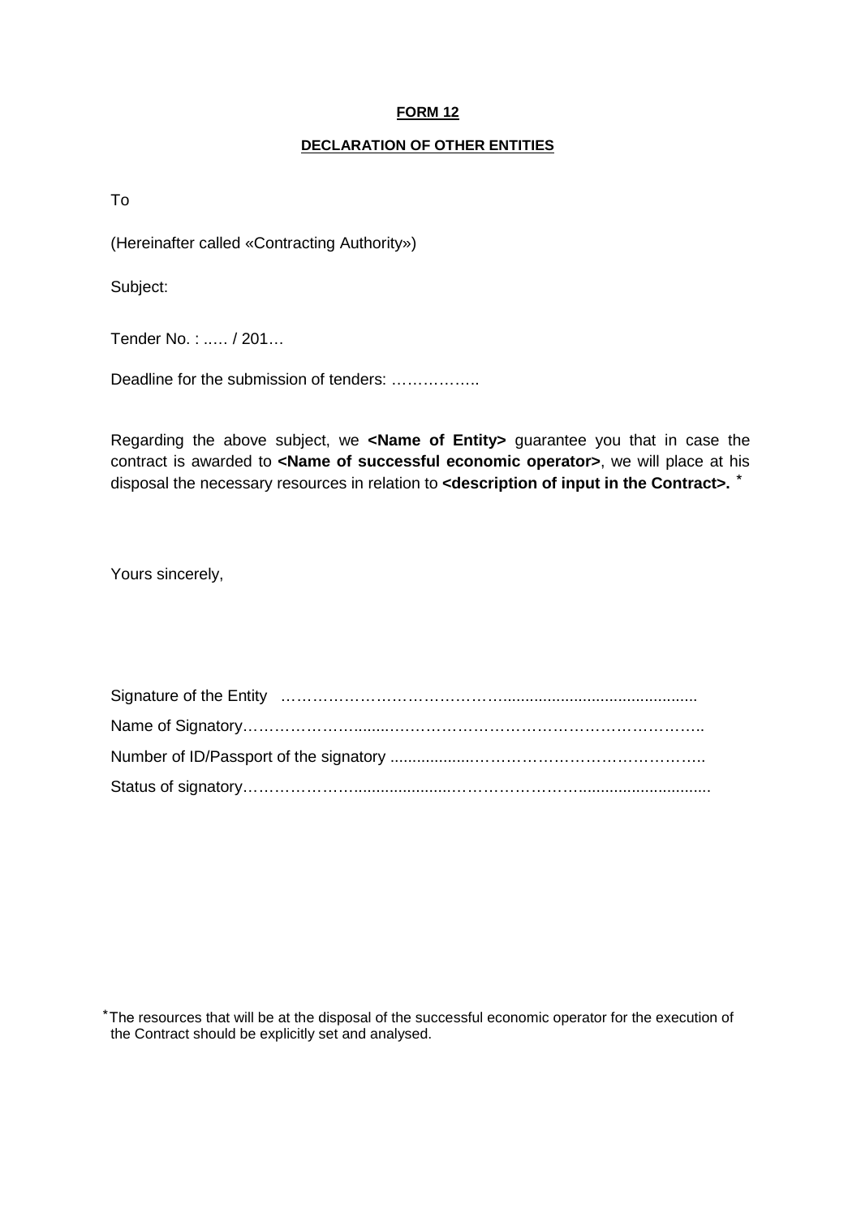**FORM 12**

**DECLARATION OF OTHER ENTITIES**

To

(Hereinafter called «Contracting Authority»)

Subject:

Tender No. : ..… / 201…

Deadline for the submission of tenders: ……………..

Regarding the above subject, we **<Name of Entity>** guarantee you that in case the contract is awarded to **<Name of successful economic operator>**, we will place at his disposal the necessary resources in relation to **<description of input in the Contract>.** *

Yours sincerely,

Signature of the Entity ……………………………………...........................................

Name of Signatory……………………......……………………………………………………..

Number of ID/Passport of the signatory ..................……………………………………..

Status of signatory………………….......................……………………..............................

*The resources that will be at the disposal of the successful economic operator for the execution of the Contract should be explicitly set and analysed.